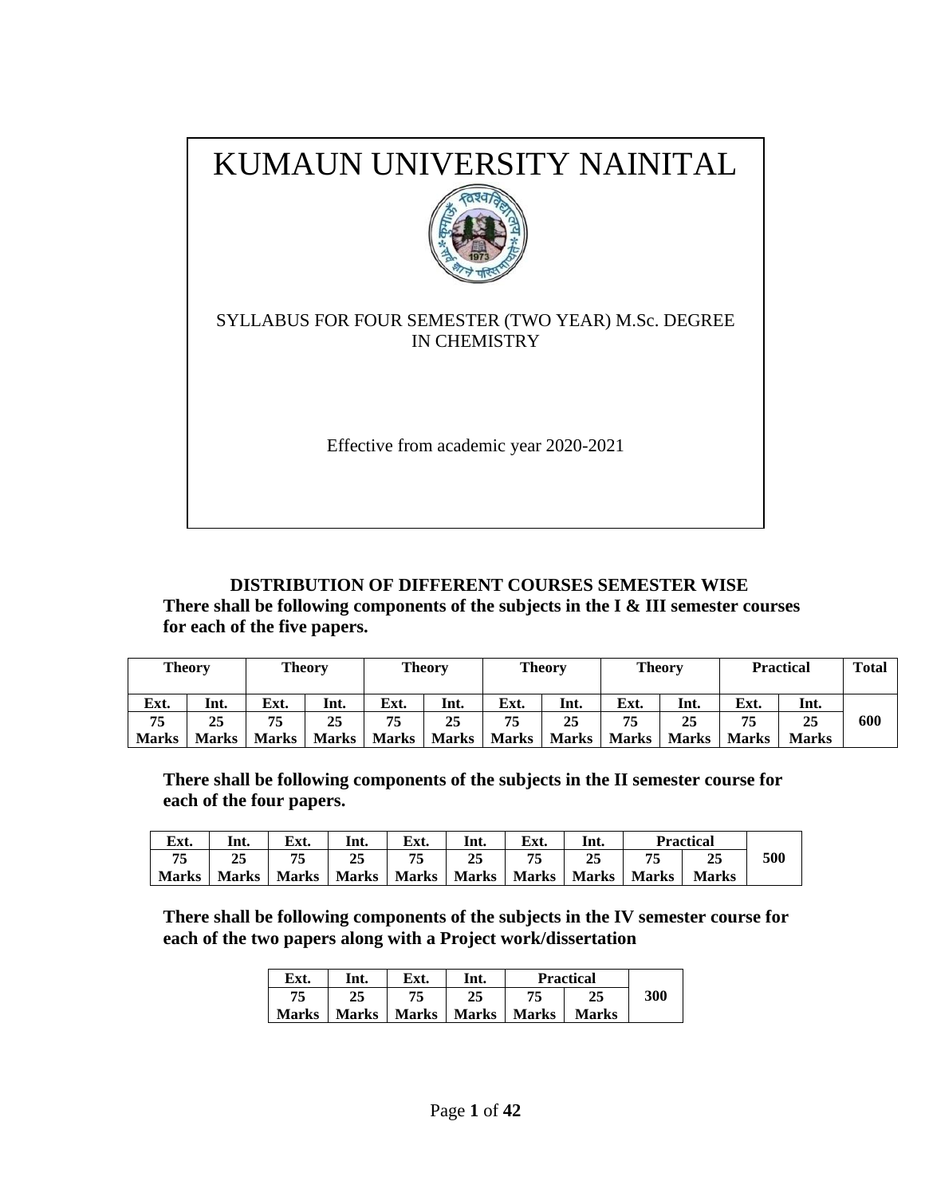# KUMAUN UNIVERSITY NAINITAL

SYLLABUS FOR FOUR SEMESTER (TWO YEAR) M.Sc. DEGREE IN CHEMISTRY

Effective from academic year 2020-2021

## DISTRIBUTION OF DIFFERENT COURSES SEMESTER WISE

**There shall be following components of the subjects in the I & III semester courses for each of the five papers.**

| Theory | | Theory | | Theory | | Theory | | Theory | | Practical | | Total |
|---|---|---|---|---|---|---|---|---|---|---|---|---|
| Ext. | Int. | Ext. | Int. | Ext. | Int. | Ext. | Int. | Ext. | Int. | Ext. | Int. | 600 |
| 75 Marks | 25 Marks | 75 Marks | 25 Marks | 75 Marks | 25 Marks | 75 Marks | 25 Marks | 75 Marks | 25 Marks | 75 Marks | 25 Marks | |

**There shall be following components of the subjects in the II semester course for each of the four papers.**

| Ext. | Int. | Ext. | Int. | Ext. | Int. | Ext. | Int. | Practical | | |
|---|---|---|---|---|---|---|---|---|---|---|
| 75 Marks | 25 Marks | 75 Marks | 25 Marks | 75 Marks | 25 Marks | 75 Marks | 25 Marks | 75 Marks | 25 Marks | 500 |

**There shall be following components of the subjects in the IV semester course for each of the two papers along with a Project work/dissertation**

| Ext. | Int. | Ext. | Int. | Practical | | |
|---|---|---|---|---|---|---|
| 75 Marks | 25 Marks | 75 Marks | 25 Marks | 75 Marks | 25 Marks | 300 |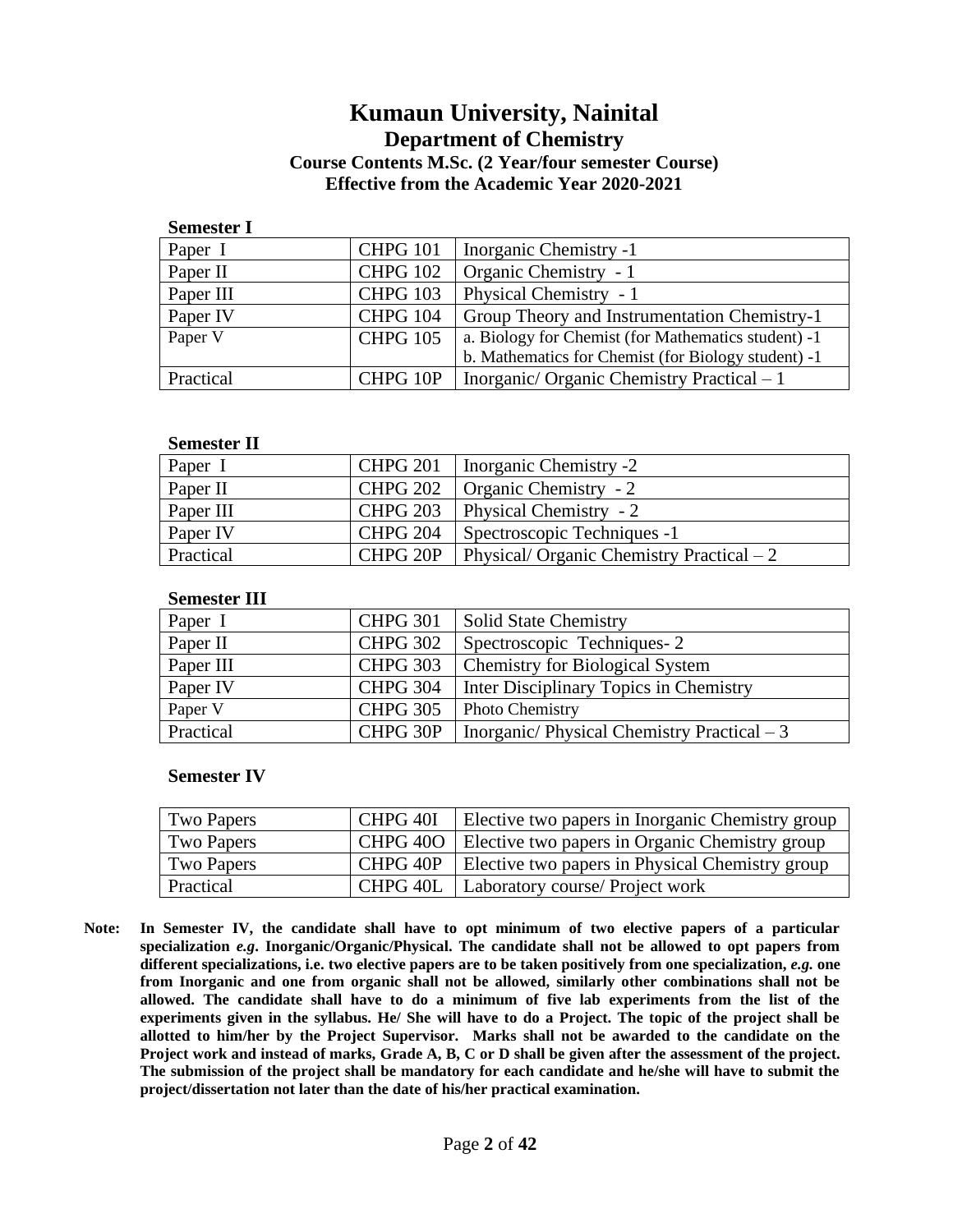# Kumaun University, Nainital

## Department of Chemistry

### Course Contents M.Sc. (2 Year/four semester Course)

### Effective from the Academic Year 2020-2021

**Semester I**

| | | |
|---|---|---|
| Paper I | CHPG 101 | Inorganic Chemistry -1 |
| Paper II | CHPG 102 | Organic Chemistry - 1 |
| Paper III | CHPG 103 | Physical Chemistry - 1 |
| Paper IV | CHPG 104 | Group Theory and Instrumentation Chemistry-1 |
| Paper V | CHPG 105 | a. Biology for Chemist (for Mathematics student) -1<br>b. Mathematics for Chemist (for Biology student) -1 |
| Practical | CHPG 10P | Inorganic/ Organic Chemistry Practical – 1 |

**Semester II**

| | | |
|---|---|---|
| Paper I | CHPG 201 | Inorganic Chemistry -2 |
| Paper II | CHPG 202 | Organic Chemistry - 2 |
| Paper III | CHPG 203 | Physical Chemistry - 2 |
| Paper IV | CHPG 204 | Spectroscopic Techniques -1 |
| Practical | CHPG 20P | Physical/ Organic Chemistry Practical – 2 |

**Semester III**

| | | |
|---|---|---|
| Paper I | CHPG 301 | Solid State Chemistry |
| Paper II | CHPG 302 | Spectroscopic Techniques- 2 |
| Paper III | CHPG 303 | Chemistry for Biological System |
| Paper IV | CHPG 304 | Inter Disciplinary Topics in Chemistry |
| Paper V | CHPG 305 | Photo Chemistry |
| Practical | CHPG 30P | Inorganic/ Physical Chemistry Practical – 3 |

**Semester IV**

| | | |
|---|---|---|
| Two Papers | CHPG 40I | Elective two papers in Inorganic Chemistry group |
| Two Papers | CHPG 40O | Elective two papers in Organic Chemistry group |
| Two Papers | CHPG 40P | Elective two papers in Physical Chemistry group |
| Practical | CHPG 40L | Laboratory course/ Project work |

**Note: In Semester IV, the candidate shall have to opt minimum of two elective papers of a particular specialization *e.g*. Inorganic/Organic/Physical. The candidate shall not be allowed to opt papers from different specializations, i.e. two elective papers are to be taken positively from one specialization, *e.g.* one from Inorganic and one from organic shall not be allowed, similarly other combinations shall not be allowed. The candidate shall have to do a minimum of five lab experiments from the list of the experiments given in the syllabus. He/ She will have to do a Project. The topic of the project shall be allotted to him/her by the Project Supervisor. Marks shall not be awarded to the candidate on the Project work and instead of marks, Grade A, B, C or D shall be given after the assessment of the project. The submission of the project shall be mandatory for each candidate and he/she will have to submit the project/dissertation not later than the date of his/her practical examination.**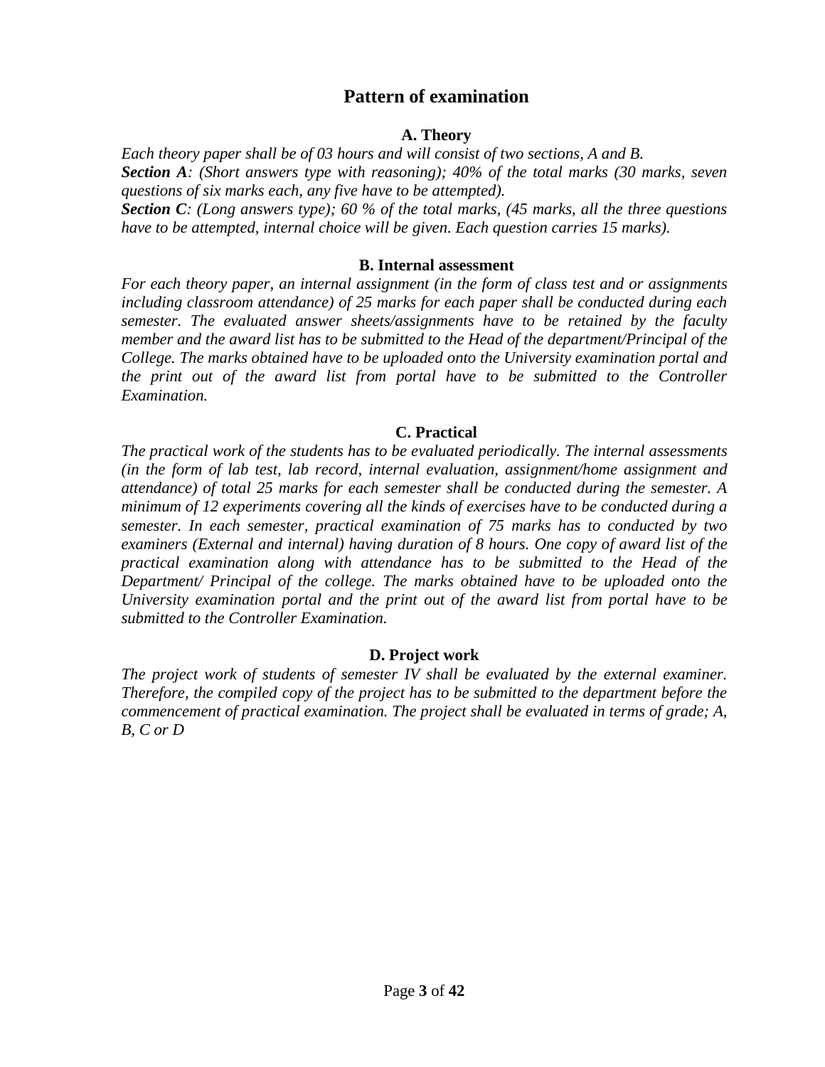# Pattern of examination

## A. Theory

*Each theory paper shall be of 03 hours and will consist of two sections, A and B.*

***Section A**: (Short answers type with reasoning); 40% of the total marks (30 marks, seven questions of six marks each, any five have to be attempted).*

***Section C**: (Long answers type); 60 % of the total marks, (45 marks, all the three questions have to be attempted, internal choice will be given. Each question carries 15 marks).*

## B. Internal assessment

*For each theory paper, an internal assignment (in the form of class test and or assignments including classroom attendance) of 25 marks for each paper shall be conducted during each semester. The evaluated answer sheets/assignments have to be retained by the faculty member and the award list has to be submitted to the Head of the department/Principal of the College. The marks obtained have to be uploaded onto the University examination portal and the print out of the award list from portal have to be submitted to the Controller Examination.*

## C. Practical

*The practical work of the students has to be evaluated periodically. The internal assessments (in the form of lab test, lab record, internal evaluation, assignment/home assignment and attendance) of total 25 marks for each semester shall be conducted during the semester. A minimum of 12 experiments covering all the kinds of exercises have to be conducted during a semester. In each semester, practical examination of 75 marks has to conducted by two examiners (External and internal) having duration of 8 hours. One copy of award list of the practical examination along with attendance has to be submitted to the Head of the Department/ Principal of the college. The marks obtained have to be uploaded onto the University examination portal and the print out of the award list from portal have to be submitted to the Controller Examination.*

## D. Project work

*The project work of students of semester IV shall be evaluated by the external examiner. Therefore, the compiled copy of the project has to be submitted to the department before the commencement of practical examination. The project shall be evaluated in terms of grade; A, B, C or D*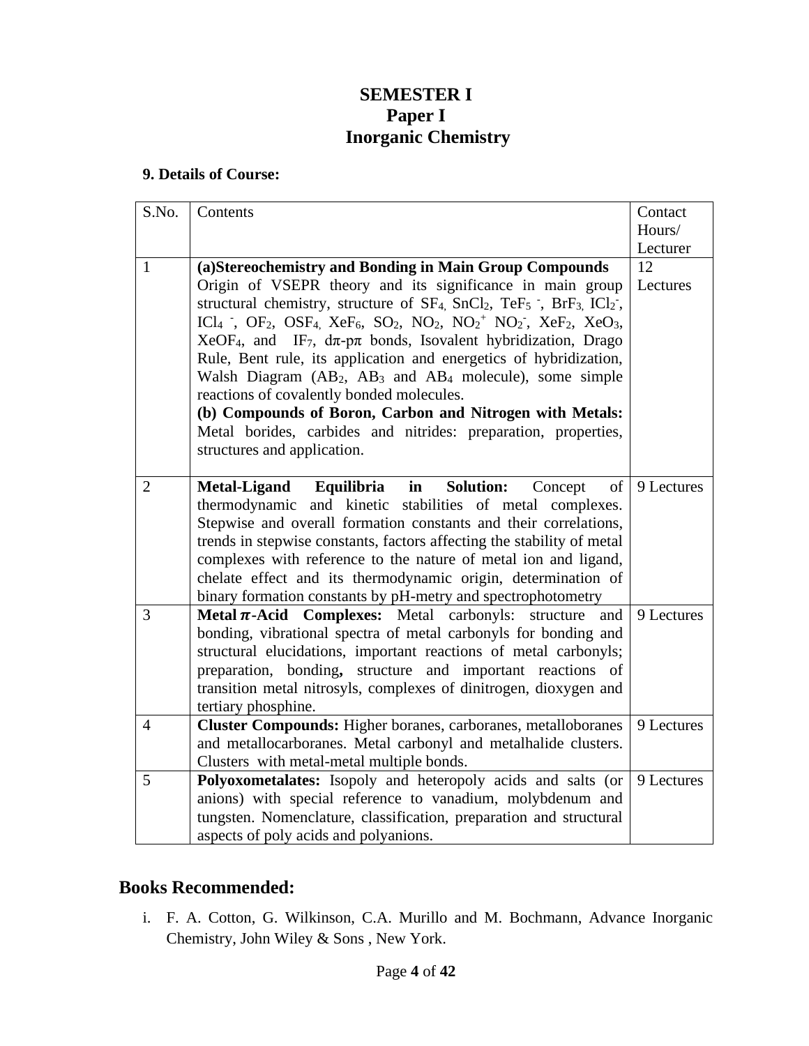# SEMESTER I
# Paper I
# Inorganic Chemistry

**9. Details of Course:**

| S.No. | Contents | Contact Hours/ Lecturer |
|---|---|---|
| 1 | **(a)Stereochemistry and Bonding in Main Group Compounds** Origin of VSEPR theory and its significance in main group structural chemistry, structure of $SF_4$, $SnCl_2$, $TeF_5^-$, $BrF_3$, $ICl_2^-$, $ICl_4^-$, $OF_2$, $OSF_4$, $XeF_6$, $SO_2$, $NO_2$, $NO_2^+$ $NO_2^-$, $XeF_2$, $XeO_3$, $XeOF_4$, and $IF_7$, dπ-pπ bonds, Isovalent hybridization, Drago Rule, Bent rule, its application and energetics of hybridization, Walsh Diagram ($AB_2$, $AB_3$ and $AB_4$ molecule), some simple reactions of covalently bonded molecules. **(b) Compounds of Boron, Carbon and Nitrogen with Metals:** Metal borides, carbides and nitrides: preparation, properties, structures and application. | 12 Lectures |
| 2 | **Metal-Ligand Equilibria in Solution:** Concept of thermodynamic and kinetic stabilities of metal complexes. Stepwise and overall formation constants and their correlations, trends in stepwise constants, factors affecting the stability of metal complexes with reference to the nature of metal ion and ligand, chelate effect and its thermodynamic origin, determination of binary formation constants by pH-metry and spectrophotometry | 9 Lectures |
| 3 | **Metal $\pi$-Acid Complexes:** Metal carbonyls: structure and bonding, vibrational spectra of metal carbonyls for bonding and structural elucidations, important reactions of metal carbonyls; preparation, bonding**,** structure and important reactions of transition metal nitrosyls, complexes of dinitrogen, dioxygen and tertiary phosphine. | 9 Lectures |
| 4 | **Cluster Compounds:** Higher boranes, carboranes, metalloboranes and metallocarboranes. Metal carbonyl and metalhalide clusters. Clusters with metal-metal multiple bonds. | 9 Lectures |
| 5 | **Polyoxometalates:** Isopoly and heteropoly acids and salts (or anions) with special reference to vanadium, molybdenum and tungsten. Nomenclature, classification, preparation and structural aspects of poly acids and polyanions. | 9 Lectures |

## Books Recommended:

i. F. A. Cotton, G. Wilkinson, C.A. Murillo and M. Bochmann, Advance Inorganic Chemistry, John Wiley & Sons , New York.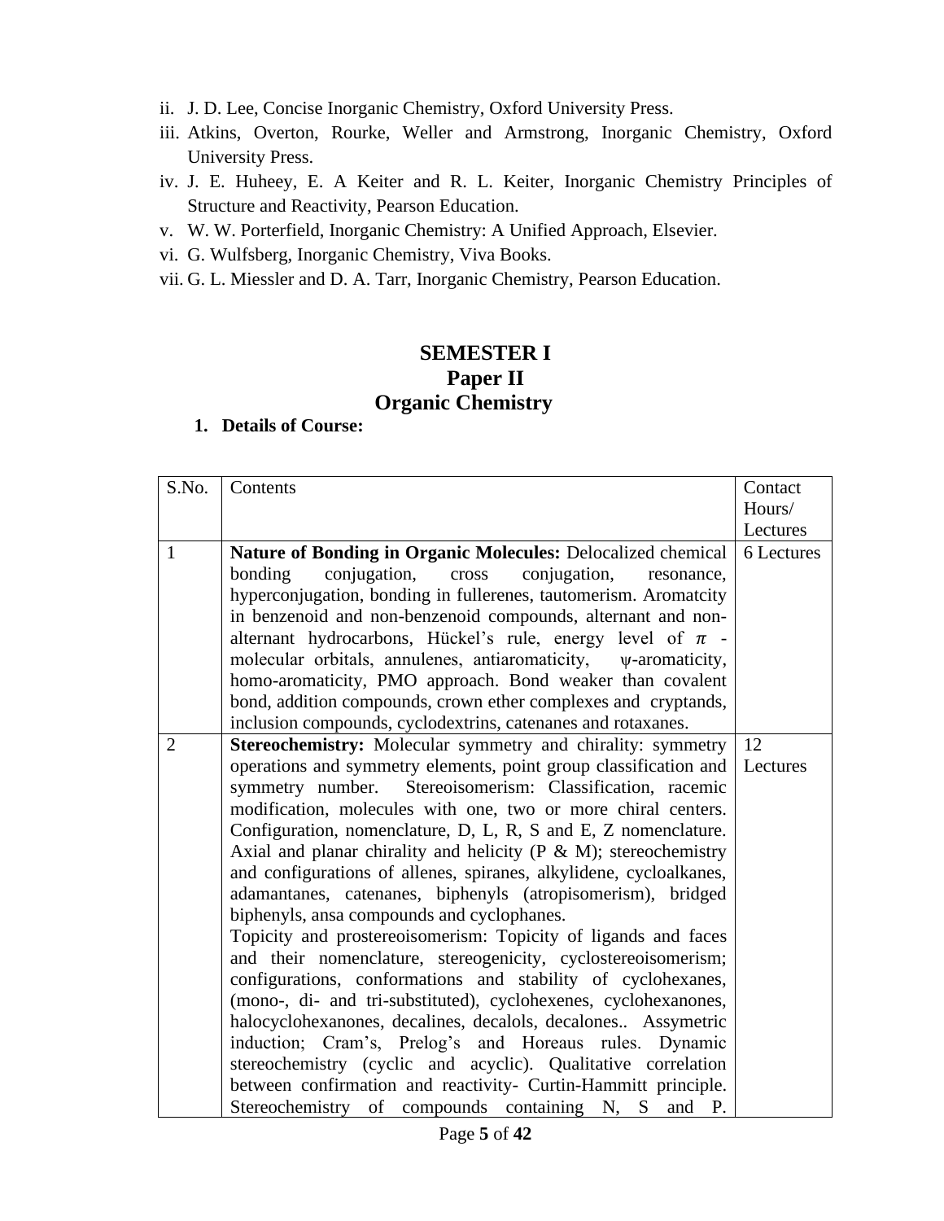ii. J. D. Lee, Concise Inorganic Chemistry, Oxford University Press.
iii. Atkins, Overton, Rourke, Weller and Armstrong, Inorganic Chemistry, Oxford University Press.
iv. J. E. Huheey, E. A Keiter and R. L. Keiter, Inorganic Chemistry Principles of Structure and Reactivity, Pearson Education.
v. W. W. Porterfield, Inorganic Chemistry: A Unified Approach, Elsevier.
vi. G. Wulfsberg, Inorganic Chemistry, Viva Books.
vii. G. L. Miessler and D. A. Tarr, Inorganic Chemistry, Pearson Education.

# SEMESTER I
## Paper II
## Organic Chemistry

**1. Details of Course:**

| S.No. | Contents | Contact Hours/ Lectures |
|---|---|---|
| 1 | **Nature of Bonding in Organic Molecules:** Delocalized chemical bonding conjugation, cross conjugation, resonance, hyperconjugation, bonding in fullerenes, tautomerism. Aromatcity in benzenoid and non-benzenoid compounds, alternant and non-alternant hydrocarbons, Hückel's rule, energy level of $\pi$ -molecular orbitals, annulenes, antiaromaticity, ψ-aromaticity, homo-aromaticity, PMO approach. Bond weaker than covalent bond, addition compounds, crown ether complexes and cryptands, inclusion compounds, cyclodextrins, catenanes and rotaxanes. | 6 Lectures |
| 2 | **Stereochemistry:** Molecular symmetry and chirality: symmetry operations and symmetry elements, point group classification and symmetry number. Stereoisomerism: Classification, racemic modification, molecules with one, two or more chiral centers. Configuration, nomenclature, D, L, R, S and E, Z nomenclature. Axial and planar chirality and helicity (P & M); stereochemistry and configurations of allenes, spiranes, alkylidene, cycloalkanes, adamantanes, catenanes, biphenyls (atropisomerism), bridged biphenyls, ansa compounds and cyclophanes.<br>Topicity and prostereoisomerism: Topicity of ligands and faces and their nomenclature, stereogenicity, cyclostereoisomerism; configurations, conformations and stability of cyclohexanes, (mono-, di- and tri-substituted), cyclohexenes, cyclohexanones, halocyclohexanones, decalines, decalols, decalones.. Assymetric induction; Cram's, Prelog's and Horeaus rules. Dynamic stereochemistry (cyclic and acyclic). Qualitative correlation between confirmation and reactivity- Curtin-Hammitt principle. Stereochemistry of compounds containing N, S and P. | 12 Lectures |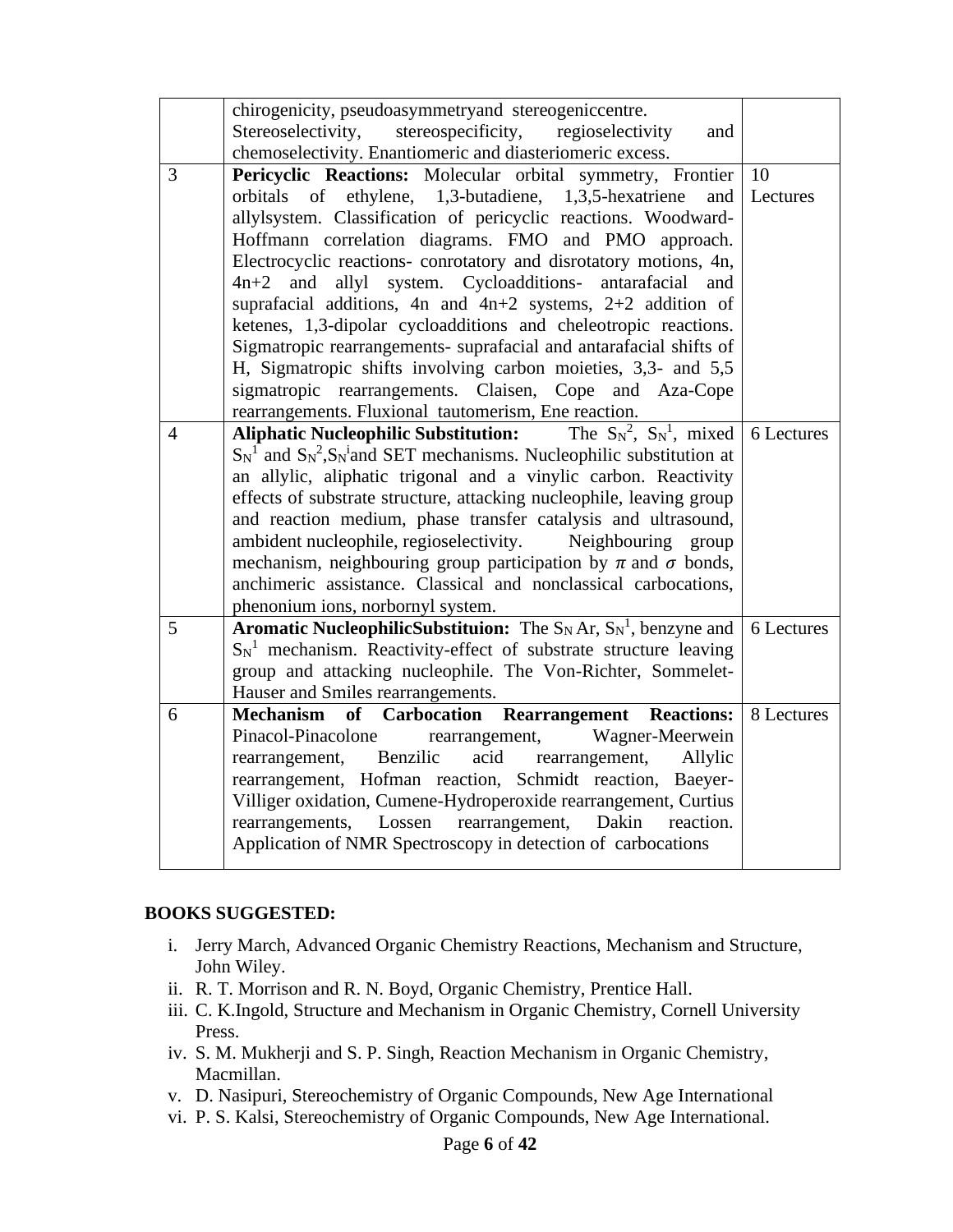|  |  |  |
|---|---|---|
|  | chirogenicity, pseudoasymmetryand stereogeniccentre. Stereoselectivity, stereospecificity, regioselectivity and chemoselectivity. Enantiomeric and diasteriomeric excess. |  |
| 3 | **Pericyclic Reactions:** Molecular orbital symmetry, Frontier orbitals of ethylene, 1,3-butadiene, 1,3,5-hexatriene and allylsystem. Classification of pericyclic reactions. Woodward-Hoffmann correlation diagrams. FMO and PMO approach. Electrocyclic reactions- conrotatory and disrotatory motions, 4n, 4n+2 and allyl system. Cycloadditions- antarafacial and suprafacial additions, 4n and 4n+2 systems, 2+2 addition of ketenes, 1,3-dipolar cycloadditions and cheleotropic reactions. Sigmatropic rearrangements- suprafacial and antarafacial shifts of H, Sigmatropic shifts involving carbon moieties, 3,3- and 5,5 sigmatropic rearrangements. Claisen, Cope and Aza-Cope rearrangements. Fluxional tautomerism, Ene reaction. | 10 Lectures |
| 4 | **Aliphatic Nucleophilic Substitution:** The $S_N^2$, $S_N^1$, mixed $S_N^1$ and $S_N^2$,$S_N^i$and SET mechanisms. Nucleophilic substitution at an allylic, aliphatic trigonal and a vinylic carbon. Reactivity effects of substrate structure, attacking nucleophile, leaving group and reaction medium, phase transfer catalysis and ultrasound, ambident nucleophile, regioselectivity. Neighbouring group mechanism, neighbouring group participation by $\pi$ and $\sigma$ bonds, anchimeric assistance. Classical and nonclassical carbocations, phenonium ions, norbornyl system. | 6 Lectures |
| 5 | **Aromatic NucleophilicSubstituion:** The $S_N$Ar, $S_N^1$, benzyne and $S_N^1$ mechanism. Reactivity-effect of substrate structure leaving group and attacking nucleophile. The Von-Richter, Sommelet-Hauser and Smiles rearrangements. | 6 Lectures |
| 6 | **Mechanism of Carbocation Rearrangement Reactions:** Pinacol-Pinacolone rearrangement, Wagner-Meerwein rearrangement, Benzilic acid rearrangement, Allylic rearrangement, Hofman reaction, Schmidt reaction, Baeyer-Villiger oxidation, Cumene-Hydroperoxide rearrangement, Curtius rearrangements, Lossen rearrangement, Dakin reaction. Application of NMR Spectroscopy in detection of carbocations | 8 Lectures |

**BOOKS SUGGESTED:**

i. Jerry March, Advanced Organic Chemistry Reactions, Mechanism and Structure, John Wiley.
ii. R. T. Morrison and R. N. Boyd, Organic Chemistry, Prentice Hall.
iii. C. K.Ingold, Structure and Mechanism in Organic Chemistry, Cornell University Press.
iv. S. M. Mukherji and S. P. Singh, Reaction Mechanism in Organic Chemistry, Macmillan.
v. D. Nasipuri, Stereochemistry of Organic Compounds, New Age International
vi. P. S. Kalsi, Stereochemistry of Organic Compounds, New Age International.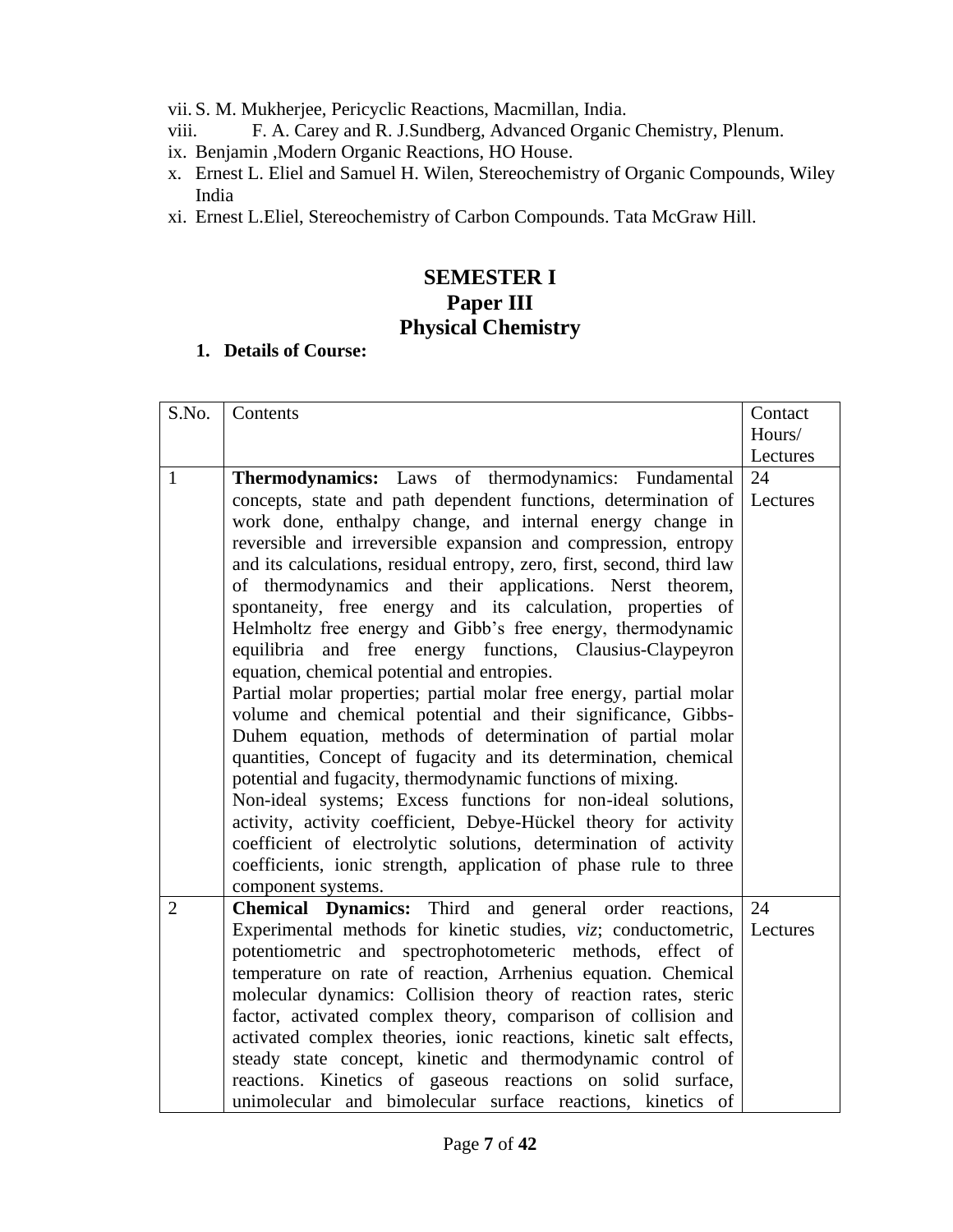vii. S. M. Mukherjee, Pericyclic Reactions, Macmillan, India.
viii. F. A. Carey and R. J.Sundberg, Advanced Organic Chemistry, Plenum.
ix. Benjamin ,Modern Organic Reactions, HO House.
x. Ernest L. Eliel and Samuel H. Wilen, Stereochemistry of Organic Compounds, Wiley India
xi. Ernest L.Eliel, Stereochemistry of Carbon Compounds. Tata McGraw Hill.

## SEMESTER I
## Paper III
## Physical Chemistry

**1. Details of Course:**

| S.No. | Contents | Contact Hours/ Lectures |
|---|---|---|
| 1 | **Thermodynamics:** Laws of thermodynamics: Fundamental concepts, state and path dependent functions, determination of work done, enthalpy change, and internal energy change in reversible and irreversible expansion and compression, entropy and its calculations, residual entropy, zero, first, second, third law of thermodynamics and their applications. Nerst theorem, spontaneity, free energy and its calculation, properties of Helmholtz free energy and Gibb's free energy, thermodynamic equilibria and free energy functions, Clausius-Claypeyron equation, chemical potential and entropies.<br>Partial molar properties; partial molar free energy, partial molar volume and chemical potential and their significance, Gibbs-Duhem equation, methods of determination of partial molar quantities, Concept of fugacity and its determination, chemical potential and fugacity, thermodynamic functions of mixing.<br>Non-ideal systems; Excess functions for non-ideal solutions, activity, activity coefficient, Debye-Hückel theory for activity coefficient of electrolytic solutions, determination of activity coefficients, ionic strength, application of phase rule to three component systems. | 24 Lectures |
| 2 | **Chemical Dynamics:** Third and general order reactions, Experimental methods for kinetic studies, *viz*; conductometric, potentiometric and spectrophotometeric methods, effect of temperature on rate of reaction, Arrhenius equation. Chemical molecular dynamics: Collision theory of reaction rates, steric factor, activated complex theory, comparison of collision and activated complex theories, ionic reactions, kinetic salt effects, steady state concept, kinetic and thermodynamic control of reactions. Kinetics of gaseous reactions on solid surface, unimolecular and bimolecular surface reactions, kinetics of | 24 Lectures |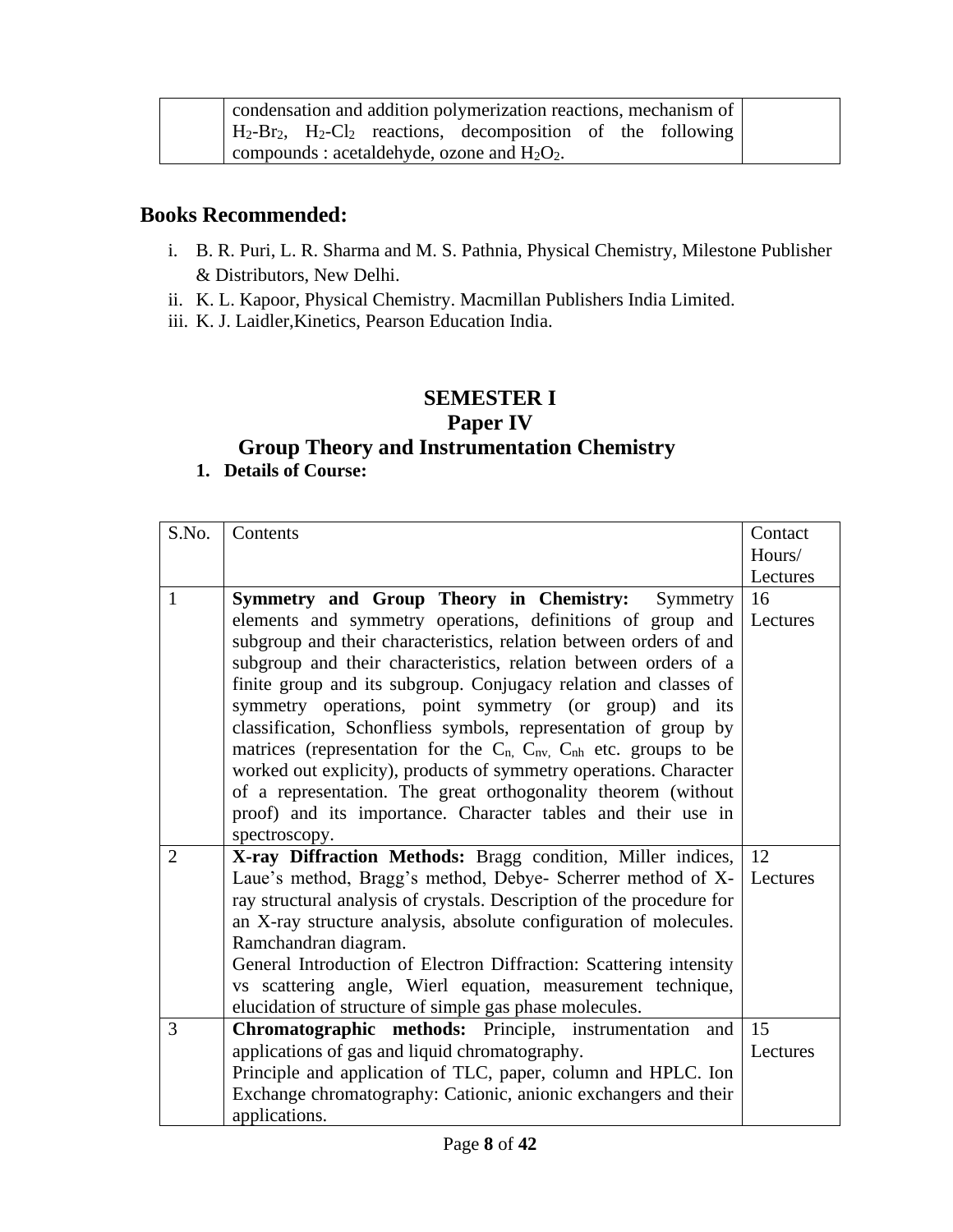| | condensation and addition polymerization reactions, mechanism of $H_2$-$Br_2$, $H_2$-$Cl_2$ reactions, decomposition of the following compounds : acetaldehyde, ozone and $H_2O_2$. | |
|---|---|---|

## Books Recommended:

i. B. R. Puri, L. R. Sharma and M. S. Pathnia, Physical Chemistry, Milestone Publisher & Distributors, New Delhi.
ii. K. L. Kapoor, Physical Chemistry. Macmillan Publishers India Limited.
iii. K. J. Laidler,Kinetics, Pearson Education India.

# SEMESTER I
## Paper IV
## Group Theory and Instrumentation Chemistry

**1. Details of Course:**

| S.No. | Contents | Contact Hours/ Lectures |
|---|---|---|
| 1 | **Symmetry and Group Theory in Chemistry:** Symmetry elements and symmetry operations, definitions of group and subgroup and their characteristics, relation between orders of and subgroup and their characteristics, relation between orders of a finite group and its subgroup. Conjugacy relation and classes of symmetry operations, point symmetry (or group) and its classification, Schonfliess symbols, representation of group by matrices (representation for the $C_n$, $C_{nv}$, $C_{nh}$ etc. groups to be worked out explicity), products of symmetry operations. Character of a representation. The great orthogonality theorem (without proof) and its importance. Character tables and their use in spectroscopy. | 16 Lectures |
| 2 | **X-ray Diffraction Methods:** Bragg condition, Miller indices, Laue's method, Bragg's method, Debye- Scherrer method of X-ray structural analysis of crystals. Description of the procedure for an X-ray structure analysis, absolute configuration of molecules. Ramchandran diagram.<br>General Introduction of Electron Diffraction: Scattering intensity vs scattering angle, Wierl equation, measurement technique, elucidation of structure of simple gas phase molecules. | 12 Lectures |
| 3 | **Chromatographic methods:** Principle, instrumentation and applications of gas and liquid chromatography.<br>Principle and application of TLC, paper, column and HPLC. Ion Exchange chromatography: Cationic, anionic exchangers and their applications. | 15 Lectures |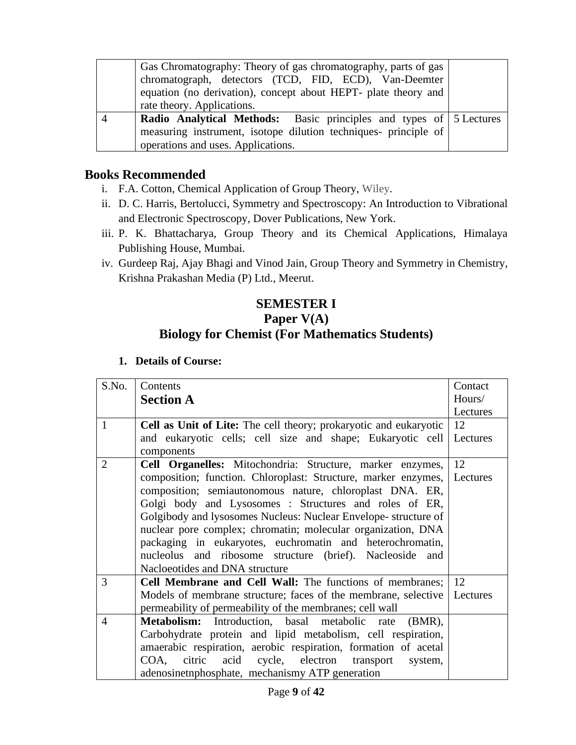| | Gas Chromatography: Theory of gas chromatography, parts of gas chromatograph, detectors (TCD, FID, ECD), Van-Deemter equation (no derivation), concept about HEPT- plate theory and rate theory. Applications. | |
|---|---|---|
| 4 | **Radio Analytical Methods:** Basic principles and types of measuring instrument, isotope dilution techniques- principle of operations and uses. Applications. | 5 Lectures |

## Books Recommended

i. F.A. Cotton, Chemical Application of Group Theory, Wiley.
ii. D. C. Harris, Bertolucci, Symmetry and Spectroscopy: An Introduction to Vibrational and Electronic Spectroscopy, Dover Publications, New York.
iii. P. K. Bhattacharya, Group Theory and its Chemical Applications, Himalaya Publishing House, Mumbai.
iv. Gurdeep Raj, Ajay Bhagi and Vinod Jain, Group Theory and Symmetry in Chemistry, Krishna Prakashan Media (P) Ltd., Meerut.

## SEMESTER I
## Paper V(A)
## Biology for Chemist (For Mathematics Students)

1. **Details of Course:**

| S.No. | Contents<br>**Section A** | Contact Hours/ Lectures |
|---|---|---|
| 1 | **Cell as Unit of Lite:** The cell theory; prokaryotic and eukaryotic and eukaryotic cells; cell size and shape; Eukaryotic cell components | 12 Lectures |
| 2 | **Cell Organelles:** Mitochondria: Structure, marker enzymes, composition; function. Chloroplast: Structure, marker enzymes, composition; semiautonomous nature, chloroplast DNA. ER, Golgi body and Lysosomes : Structures and roles of ER, Golgibody and lysosomes Nucleus: Nuclear Envelope- structure of nuclear pore complex; chromatin; molecular organization, DNA packaging in eukaryotes, euchromatin and heterochromatin, nucleolus and ribosome structure (brief). Nacleoside and Nacloeotides and DNA structure | 12 Lectures |
| 3 | **Cell Membrane and Cell Wall:** The functions of membranes; Models of membrane structure; faces of the membrane, selective permeability of permeability of the membranes; cell wall | 12 Lectures |
| 4 | **Metabolism:** Introduction, basal metabolic rate (BMR), Carbohydrate protein and lipid metabolism, cell respiration, amaerabic respiration, aerobic respiration, formation of acetal COA, citric acid cycle, electron transport system, adenosinetnphosphate, mechanismy ATP generation | |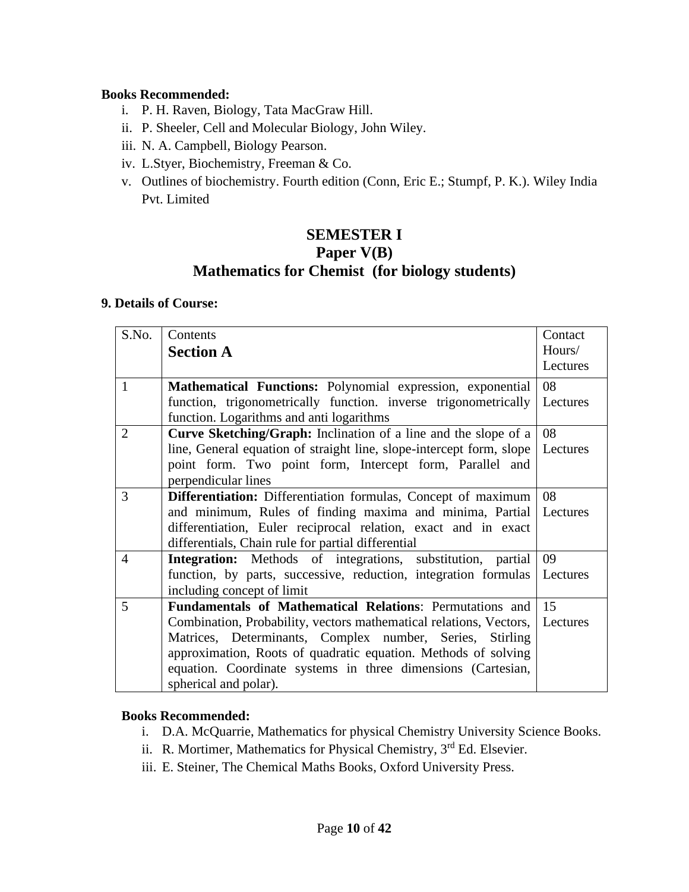**Books Recommended:**

i. P. H. Raven, Biology, Tata MacGraw Hill.
ii. P. Sheeler, Cell and Molecular Biology, John Wiley.
iii. N. A. Campbell, Biology Pearson.
iv. L.Styer, Biochemistry, Freeman & Co.
v. Outlines of biochemistry. Fourth edition (Conn, Eric E.; Stumpf, P. K.). Wiley India Pvt. Limited

## SEMESTER I
## Paper V(B)
## Mathematics for Chemist (for biology students)

**9. Details of Course:**

| S.No. | Contents<br>**Section A** | Contact Hours/ Lectures |
|---|---|---|
| 1 | **Mathematical Functions:** Polynomial expression, exponential function, trigonometrically function. inverse trigonometrically function. Logarithms and anti logarithms | 08 Lectures |
| 2 | **Curve Sketching/Graph:** Inclination of a line and the slope of a line, General equation of straight line, slope-intercept form, slope point form. Two point form, Intercept form, Parallel and perpendicular lines | 08 Lectures |
| 3 | **Differentiation:** Differentiation formulas, Concept of maximum and minimum, Rules of finding maxima and minima, Partial differentiation, Euler reciprocal relation, exact and in exact differentials, Chain rule for partial differential | 08 Lectures |
| 4 | **Integration:** Methods of integrations, substitution, partial function, by parts, successive, reduction, integration formulas including concept of limit | 09 Lectures |
| 5 | **Fundamentals of Mathematical Relations**: Permutations and Combination, Probability, vectors mathematical relations, Vectors, Matrices, Determinants, Complex number, Series, Stirling approximation, Roots of quadratic equation. Methods of solving equation. Coordinate systems in three dimensions (Cartesian, spherical and polar). | 15 Lectures |

**Books Recommended:**

i. D.A. McQuarrie, Mathematics for physical Chemistry University Science Books.
ii. R. Mortimer, Mathematics for Physical Chemistry, 3rd Ed. Elsevier.
iii. E. Steiner, The Chemical Maths Books, Oxford University Press.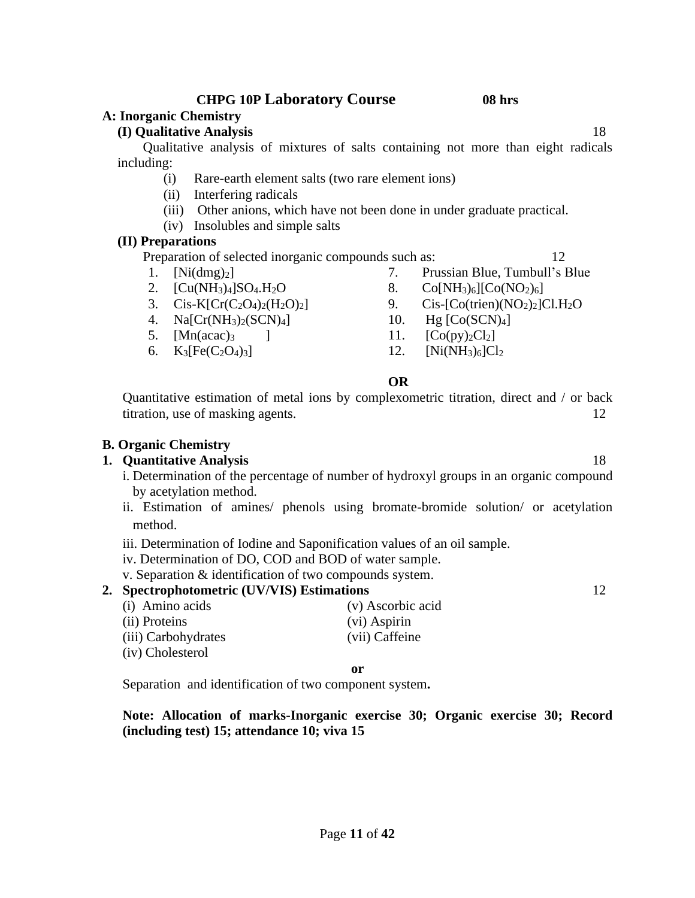## CHPG 10P Laboratory Course 08 hrs

### A: Inorganic Chemistry

**(I) Qualitative Analysis** 18

Qualitative analysis of mixtures of salts containing not more than eight radicals including:

(i) Rare-earth element salts (two rare element ions)

(ii) Interfering radicals

(iii) Other anions, which have not been done in under graduate practical.

(iv) Insolubles and simple salts

**(II) Preparations**

Preparation of selected inorganic compounds such as: 12

1. $[Ni(dmg)_2]$
2. $[Cu(NH_3)_4]SO_4.H_2O$
3. Cis-$K[Cr(C_2O_4)_2(H_2O)_2]$
4. $Na[Cr(NH_3)_2(SCN)_4]$
5. $[Mn(acac)_3]$
6. $K_3[Fe(C_2O_4)_3]$
7. Prussian Blue, Tumbull's Blue
8. $Co[NH_3)_6][Co(NO_2)_6]$
9. Cis-$[Co(trien)(NO_2)_2]Cl.H_2O$
10. $Hg[Co(SCN)_4]$
11. $[Co(py)_2Cl_2]$
12. $[Ni(NH_3)_6]Cl_2$

**OR**

Quantitative estimation of metal ions by complexometric titration, direct and / or back titration, use of masking agents. 12

### B. Organic Chemistry

**1. Quantitative Analysis** 18

i. Determination of the percentage of number of hydroxyl groups in an organic compound by acetylation method.

ii. Estimation of amines/ phenols using bromate-bromide solution/ or acetylation method.

iii. Determination of Iodine and Saponification values of an oil sample.

iv. Determination of DO, COD and BOD of water sample.

v. Separation & identification of two compounds system.

**2. Spectrophotometric (UV/VIS) Estimations** 12

(i) Amino acids

(ii) Proteins

(iii) Carbohydrates

(iv) Cholesterol

(v) Ascorbic acid

(vi) Aspirin

(vii) Caffeine

**or**

Separation and identification of two component system**.**

**Note: Allocation of marks-Inorganic exercise 30; Organic exercise 30; Record (including test) 15; attendance 10; viva 15**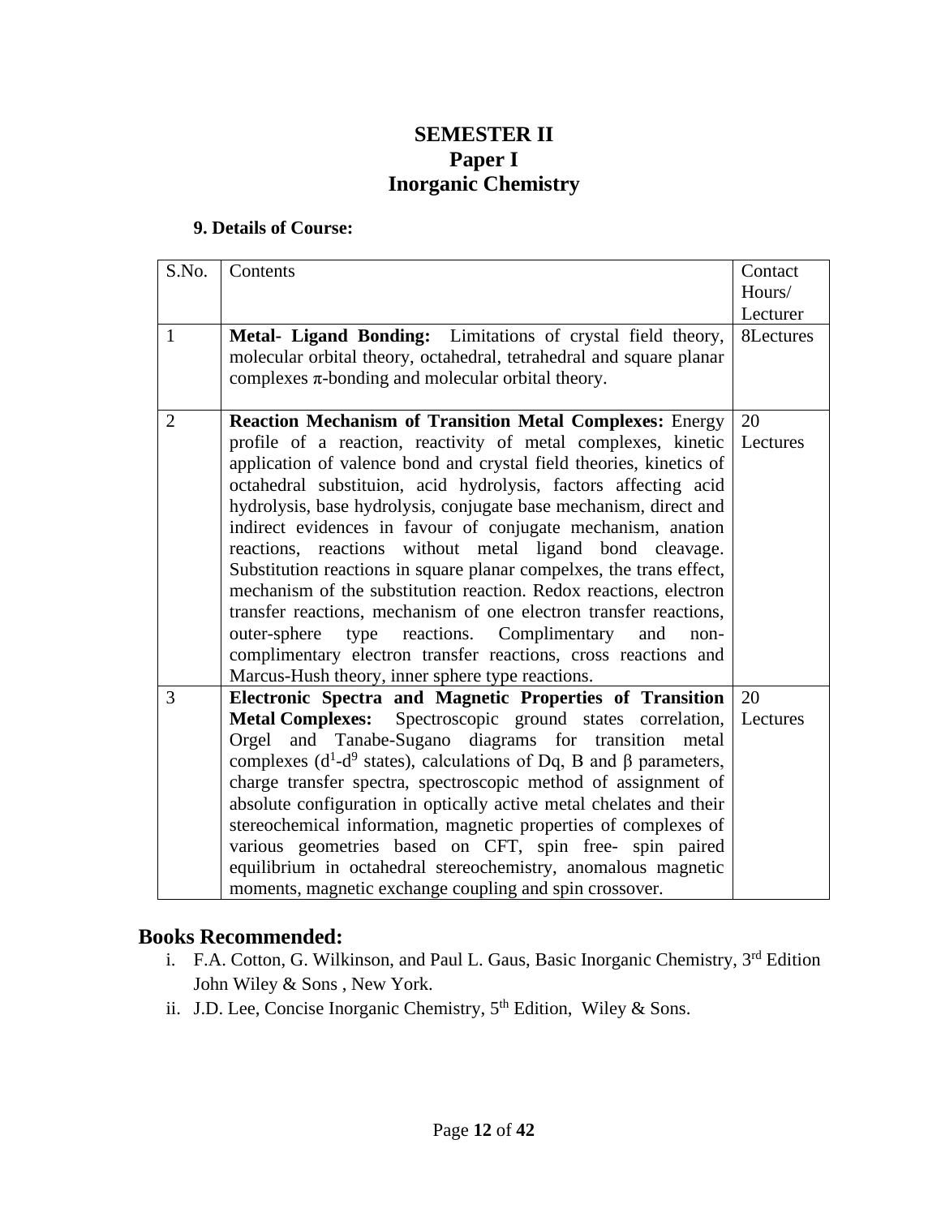# SEMESTER II
## Paper I
## Inorganic Chemistry

**9. Details of Course:**

| S.No. | Contents | Contact Hours/ Lecturer |
|---|---|---|
| 1 | **Metal- Ligand Bonding:** Limitations of crystal field theory, molecular orbital theory, octahedral, tetrahedral and square planar complexes π-bonding and molecular orbital theory. | 8Lectures |
| 2 | **Reaction Mechanism of Transition Metal Complexes:** Energy profile of a reaction, reactivity of metal complexes, kinetic application of valence bond and crystal field theories, kinetics of octahedral substituion, acid hydrolysis, factors affecting acid hydrolysis, base hydrolysis, conjugate base mechanism, direct and indirect evidences in favour of conjugate mechanism, anation reactions, reactions without metal ligand bond cleavage. Substitution reactions in square planar compelxes, the trans effect, mechanism of the substitution reaction. Redox reactions, electron transfer reactions, mechanism of one electron transfer reactions, outer-sphere type reactions. Complimentary and non-complimentary electron transfer reactions, cross reactions and Marcus-Hush theory, inner sphere type reactions. | 20 Lectures |
| 3 | **Electronic Spectra and Magnetic Properties of Transition Metal Complexes:** Spectroscopic ground states correlation, Orgel and Tanabe-Sugano diagrams for transition metal complexes ($d^1$-$d^9$ states), calculations of Dq, B and β parameters, charge transfer spectra, spectroscopic method of assignment of absolute configuration in optically active metal chelates and their stereochemical information, magnetic properties of complexes of various geometries based on CFT, spin free- spin paired equilibrium in octahedral stereochemistry, anomalous magnetic moments, magnetic exchange coupling and spin crossover. | 20 Lectures |

## Books Recommended:

i. F.A. Cotton, G. Wilkinson, and Paul L. Gaus, Basic Inorganic Chemistry, 3rd Edition John Wiley & Sons , New York.
ii. J.D. Lee, Concise Inorganic Chemistry, 5th Edition, Wiley & Sons.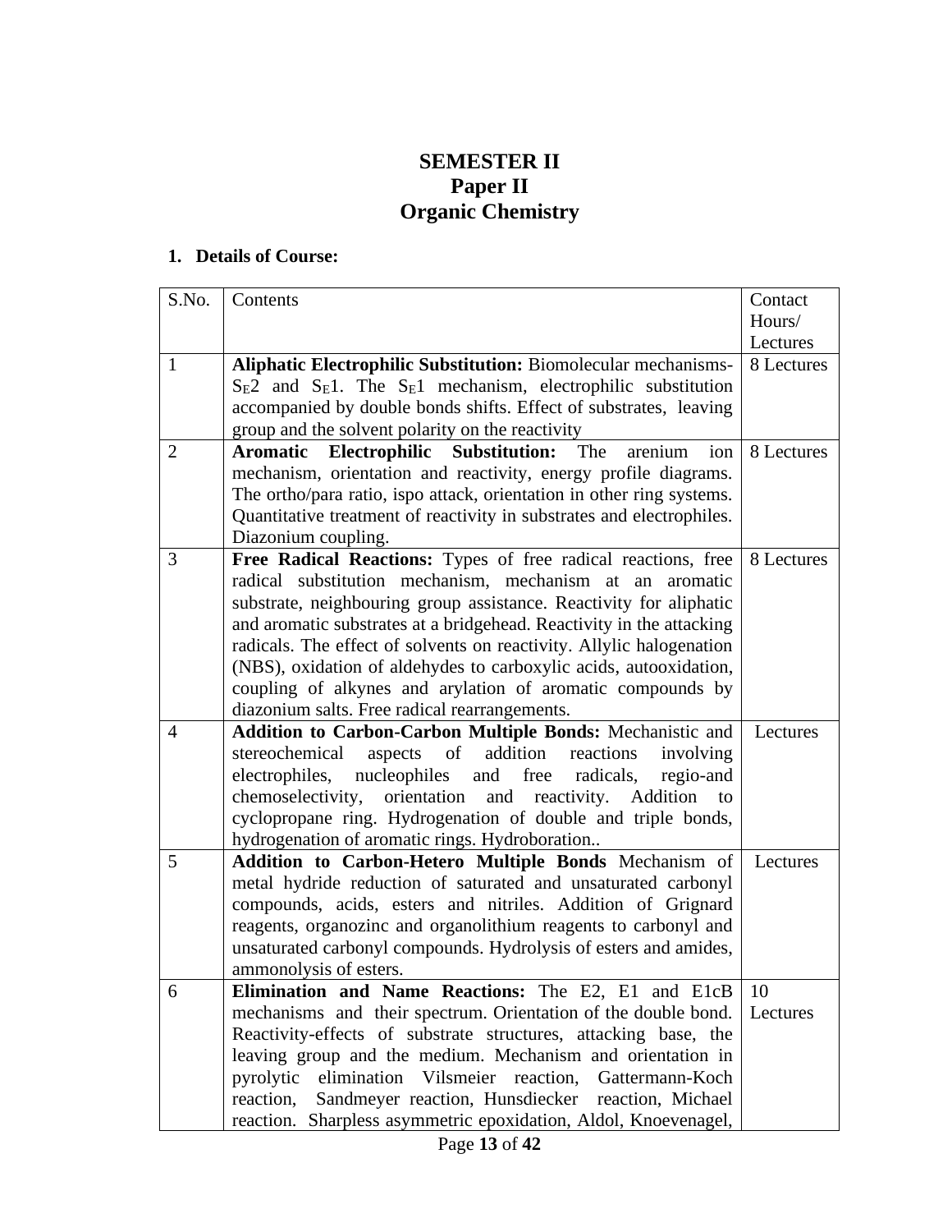# SEMESTER II
# Paper II
# Organic Chemistry

**1. Details of Course:**

| S.No. | Contents | Contact Hours/ Lectures |
|---|---|---|
| 1 | **Aliphatic Electrophilic Substitution:** Biomolecular mechanisms- $S_E2$ and $S_E1$. The $S_E1$ mechanism, electrophilic substitution accompanied by double bonds shifts. Effect of substrates, leaving group and the solvent polarity on the reactivity | 8 Lectures |
| 2 | **Aromatic Electrophilic Substitution:** The arenium ion mechanism, orientation and reactivity, energy profile diagrams. The ortho/para ratio, ispo attack, orientation in other ring systems. Quantitative treatment of reactivity in substrates and electrophiles. Diazonium coupling. | 8 Lectures |
| 3 | **Free Radical Reactions:** Types of free radical reactions, free radical substitution mechanism, mechanism at an aromatic substrate, neighbouring group assistance. Reactivity for aliphatic and aromatic substrates at a bridgehead. Reactivity in the attacking radicals. The effect of solvents on reactivity. Allylic halogenation (NBS), oxidation of aldehydes to carboxylic acids, autooxidation, coupling of alkynes and arylation of aromatic compounds by diazonium salts. Free radical rearrangements. | 8 Lectures |
| 4 | **Addition to Carbon-Carbon Multiple Bonds:** Mechanistic and stereochemical aspects of addition reactions involving electrophiles, nucleophiles and free radicals, regio-and chemoselectivity, orientation and reactivity. Addition to cyclopropane ring. Hydrogenation of double and triple bonds, hydrogenation of aromatic rings. Hydroboration.. | Lectures |
| 5 | **Addition to Carbon-Hetero Multiple Bonds** Mechanism of metal hydride reduction of saturated and unsaturated carbonyl compounds, acids, esters and nitriles. Addition of Grignard reagents, organozinc and organolithium reagents to carbonyl and unsaturated carbonyl compounds. Hydrolysis of esters and amides, ammonolysis of esters. | Lectures |
| 6 | **Elimination and Name Reactions:** The E2, E1 and E1cB mechanisms and their spectrum. Orientation of the double bond. Reactivity-effects of substrate structures, attacking base, the leaving group and the medium. Mechanism and orientation in pyrolytic elimination Vilsmeier reaction, Gattermann-Koch reaction, Sandmeyer reaction, Hunsdiecker reaction, Michael reaction. Sharpless asymmetric epoxidation, Aldol, Knoevenagel, | 10 Lectures |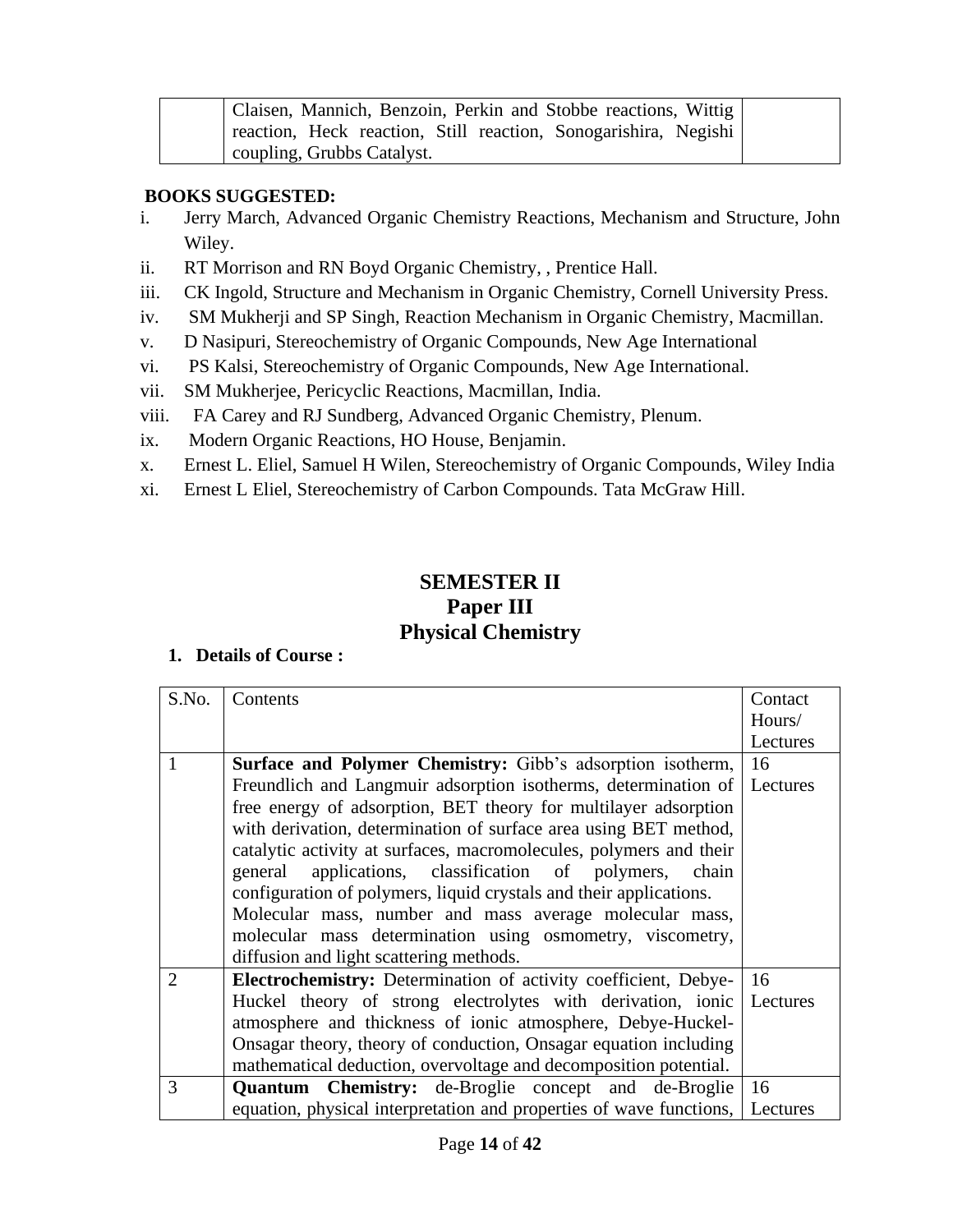| | Claisen, Mannich, Benzoin, Perkin and Stobbe reactions, Wittig reaction, Heck reaction, Still reaction, Sonogarishira, Negishi coupling, Grubbs Catalyst. | |
|---|---|---|

**BOOKS SUGGESTED:**

i. Jerry March, Advanced Organic Chemistry Reactions, Mechanism and Structure, John Wiley.
ii. RT Morrison and RN Boyd Organic Chemistry, , Prentice Hall.
iii. CK Ingold, Structure and Mechanism in Organic Chemistry, Cornell University Press.
iv. SM Mukherji and SP Singh, Reaction Mechanism in Organic Chemistry, Macmillan.
v. D Nasipuri, Stereochemistry of Organic Compounds, New Age International
vi. PS Kalsi, Stereochemistry of Organic Compounds, New Age International.
vii. SM Mukherjee, Pericyclic Reactions, Macmillan, India.
viii. FA Carey and RJ Sundberg, Advanced Organic Chemistry, Plenum.
ix. Modern Organic Reactions, HO House, Benjamin.
x. Ernest L. Eliel, Samuel H Wilen, Stereochemistry of Organic Compounds, Wiley India
xi. Ernest L Eliel, Stereochemistry of Carbon Compounds. Tata McGraw Hill.

## SEMESTER II
## Paper III
## Physical Chemistry

**1. Details of Course :**

| S.No. | Contents | Contact Hours/ Lectures |
|---|---|---|
| 1 | **Surface and Polymer Chemistry:** Gibb's adsorption isotherm, Freundlich and Langmuir adsorption isotherms, determination of free energy of adsorption, BET theory for multilayer adsorption with derivation, determination of surface area using BET method, catalytic activity at surfaces, macromolecules, polymers and their general applications, classification of polymers, chain configuration of polymers, liquid crystals and their applications. Molecular mass, number and mass average molecular mass, molecular mass determination using osmometry, viscometry, diffusion and light scattering methods. | 16 Lectures |
| 2 | **Electrochemistry:** Determination of activity coefficient, Debye-Huckel theory of strong electrolytes with derivation, ionic atmosphere and thickness of ionic atmosphere, Debye-Huckel-Onsagar theory, theory of conduction, Onsagar equation including mathematical deduction, overvoltage and decomposition potential. | 16 Lectures |
| 3 | **Quantum Chemistry:** de-Broglie concept and de-Broglie equation, physical interpretation and properties of wave functions, | 16 Lectures |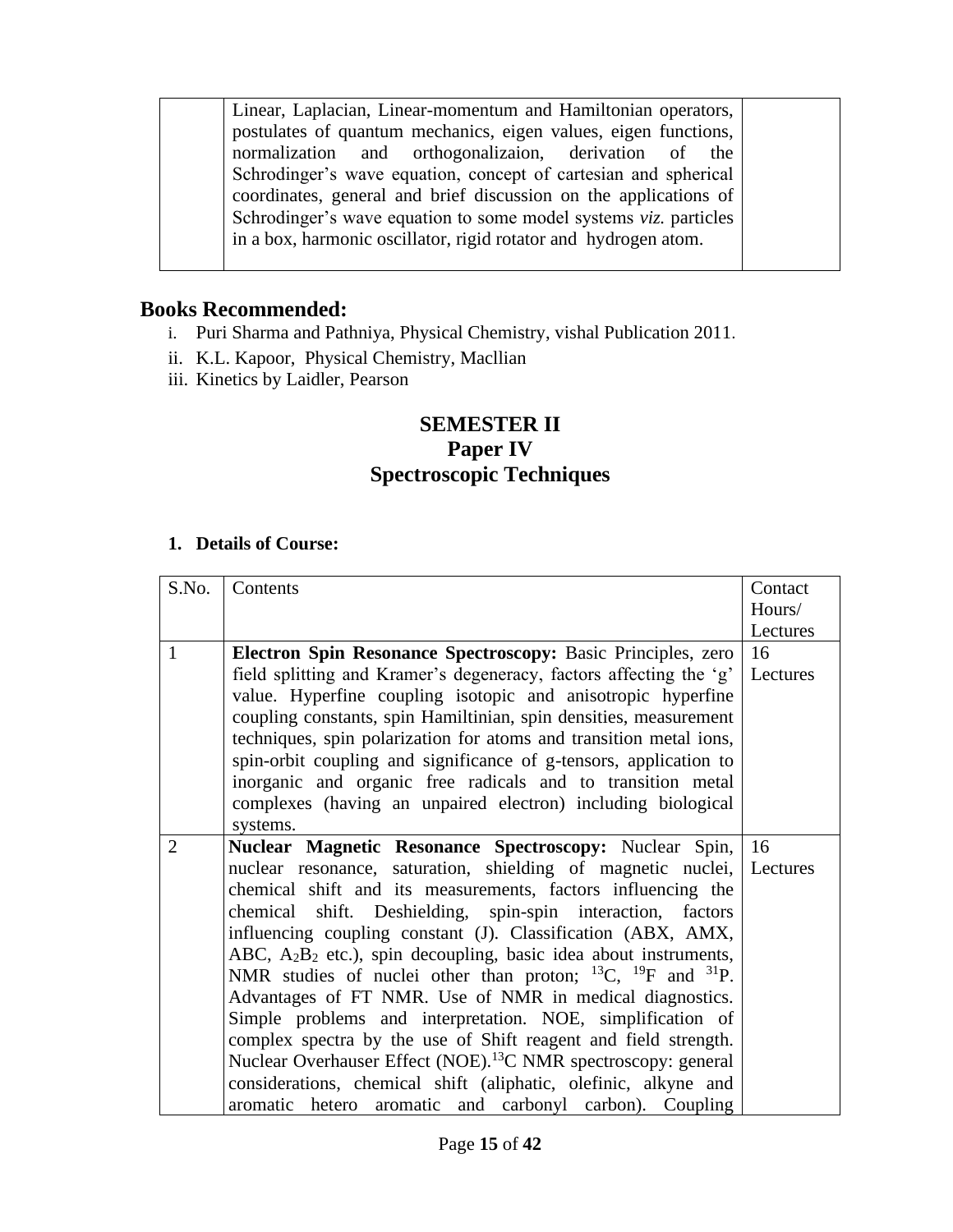| | Linear, Laplacian, Linear-momentum and Hamiltonian operators, postulates of quantum mechanics, eigen values, eigen functions, normalization and orthogonalizaion, derivation of the Schrodinger's wave equation, concept of cartesian and spherical coordinates, general and brief discussion on the applications of Schrodinger's wave equation to some model systems *viz.* particles in a box, harmonic oscillator, rigid rotator and hydrogen atom. | |
|---|---|---|

## Books Recommended:

i. Puri Sharma and Pathniya, Physical Chemistry, vishal Publication 2011.
ii. K.L. Kapoor, Physical Chemistry, Macllian
iii. Kinetics by Laidler, Pearson

# SEMESTER II
# Paper IV
# Spectroscopic Techniques

**1. Details of Course:**

| S.No. | Contents | Contact Hours/ Lectures |
|---|---|---|
| 1 | **Electron Spin Resonance Spectroscopy:** Basic Principles, zero field splitting and Kramer's degeneracy, factors affecting the 'g' value. Hyperfine coupling isotopic and anisotropic hyperfine coupling constants, spin Hamiltinian, spin densities, measurement techniques, spin polarization for atoms and transition metal ions, spin-orbit coupling and significance of g-tensors, application to inorganic and organic free radicals and to transition metal complexes (having an unpaired electron) including biological systems. | 16 Lectures |
| 2 | **Nuclear Magnetic Resonance Spectroscopy:** Nuclear Spin, nuclear resonance, saturation, shielding of magnetic nuclei, chemical shift and its measurements, factors influencing the chemical shift. Deshielding, spin-spin interaction, factors influencing coupling constant (J). Classification (ABX, AMX, ABC, $A_2B_2$ etc.), spin decoupling, basic idea about instruments, NMR studies of nuclei other than proton; $^{13}C$, $^{19}F$ and $^{31}P$. Advantages of FT NMR. Use of NMR in medical diagnostics. Simple problems and interpretation. NOE, simplification of complex spectra by the use of Shift reagent and field strength. Nuclear Overhauser Effect (NOE).$^{13}C$ NMR spectroscopy: general considerations, chemical shift (aliphatic, olefinic, alkyne and aromatic hetero aromatic and carbonyl carbon). Coupling | 16 Lectures |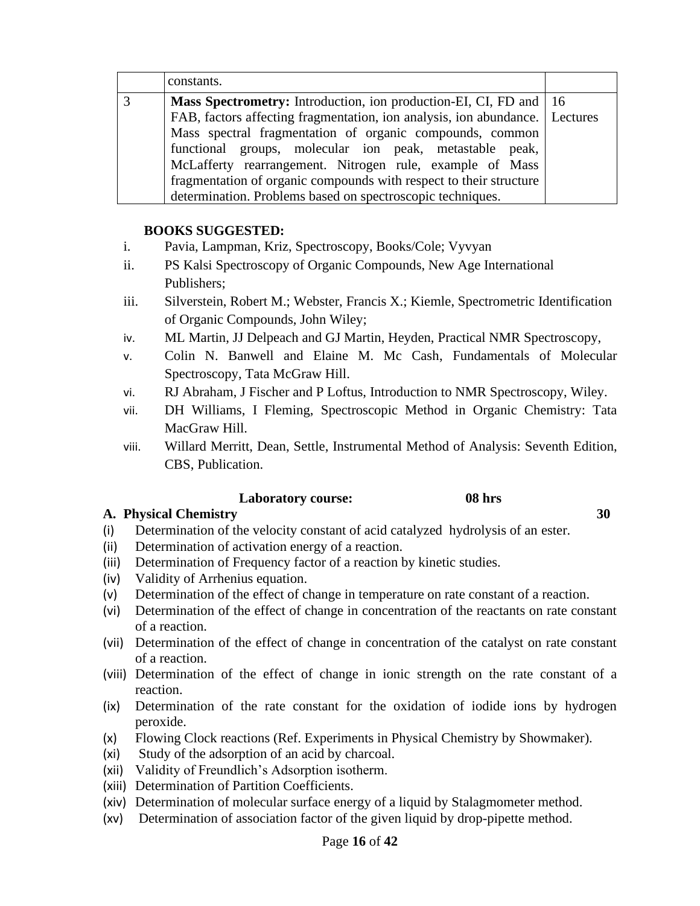|  | constants. |  |
|---|---|---|
| 3 | **Mass Spectrometry:** Introduction, ion production-EI, CI, FD and FAB, factors affecting fragmentation, ion analysis, ion abundance. Mass spectral fragmentation of organic compounds, common functional groups, molecular ion peak, metastable peak, McLafferty rearrangement. Nitrogen rule, example of Mass fragmentation of organic compounds with respect to their structure determination. Problems based on spectroscopic techniques. | 16 Lectures |

**BOOKS SUGGESTED:**

i. Pavia, Lampman, Kriz, Spectroscopy, Books/Cole; Vyvyan
ii. PS Kalsi Spectroscopy of Organic Compounds, New Age International Publishers;
iii. Silverstein, Robert M.; Webster, Francis X.; Kiemle, Spectrometric Identification of Organic Compounds, John Wiley;
iv. ML Martin, JJ Delpeach and GJ Martin, Heyden, Practical NMR Spectroscopy,
v. Colin N. Banwell and Elaine M. Mc Cash, Fundamentals of Molecular Spectroscopy, Tata McGraw Hill.
vi. RJ Abraham, J Fischer and P Loftus, Introduction to NMR Spectroscopy, Wiley.
vii. DH Williams, I Fleming, Spectroscopic Method in Organic Chemistry: Tata MacGraw Hill.
viii. Willard Merritt, Dean, Settle, Instrumental Method of Analysis: Seventh Edition, CBS, Publication.

**Laboratory course: 08 hrs**

**A. Physical Chemistry 30**

(i) Determination of the velocity constant of acid catalyzed hydrolysis of an ester.
(ii) Determination of activation energy of a reaction.
(iii) Determination of Frequency factor of a reaction by kinetic studies.
(iv) Validity of Arrhenius equation.
(v) Determination of the effect of change in temperature on rate constant of a reaction.
(vi) Determination of the effect of change in concentration of the reactants on rate constant of a reaction.
(vii) Determination of the effect of change in concentration of the catalyst on rate constant of a reaction.
(viii) Determination of the effect of change in ionic strength on the rate constant of a reaction.
(ix) Determination of the rate constant for the oxidation of iodide ions by hydrogen peroxide.
(x) Flowing Clock reactions (Ref. Experiments in Physical Chemistry by Showmaker).
(xi) Study of the adsorption of an acid by charcoal.
(xii) Validity of Freundlich's Adsorption isotherm.
(xiii) Determination of Partition Coefficients.
(xiv) Determination of molecular surface energy of a liquid by Stalagmometer method.
(xv) Determination of association factor of the given liquid by drop-pipette method.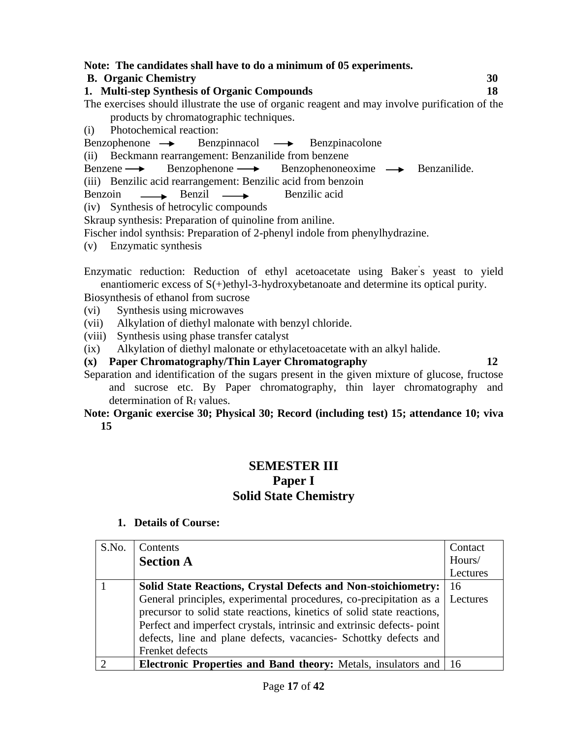**Note: The candidates shall have to do a minimum of 05 experiments.**

**B. Organic Chemistry** **30**

**1. Multi-step Synthesis of Organic Compounds** **18**

The exercises should illustrate the use of organic reagent and may involve purification of the products by chromatographic techniques.

(i) Photochemical reaction:

Benzophenone → Benzpinnacol → Benzpinacolone

(ii) Beckmann rearrangement: Benzanilide from benzene

Benzene → Benzophenone → Benzophenoneoxime → Benzanilide.

(iii) Benzilic acid rearrangement: Benzilic acid from benzoin

Benzoin → Benzil → Benzilic acid

(iv) Synthesis of hetrocylic compounds

Skraup synthesis: Preparation of quinoline from aniline.

Fischer indol synthsis: Preparation of 2-phenyl indole from phenylhydrazine.

(v) Enzymatic synthesis

Enzymatic reduction: Reduction of ethyl acetoacetate using Baker's yeast to yield enantiomeric excess of S(+)ethyl-3-hydroxybetanoate and determine its optical purity.

Biosynthesis of ethanol from sucrose

(vi) Synthesis using microwaves

(vii) Alkylation of diethyl malonate with benzyl chloride.

(viii) Synthesis using phase transfer catalyst

(ix) Alkylation of diethyl malonate or ethylacetoacetate with an alkyl halide.

**(x) Paper Chromatography/Thin Layer Chromatography** **12**

Separation and identification of the sugars present in the given mixture of glucose, fructose and sucrose etc. By Paper chromatography, thin layer chromatography and determination of $R_f$ values.

**Note: Organic exercise 30; Physical 30; Record (including test) 15; attendance 10; viva 15**

# SEMESTER III
## Paper I
## Solid State Chemistry

**1. Details of Course:**

| S.No. | Contents<br>**Section A** | Contact Hours/ Lectures |
|---|---|---|
| 1 | **Solid State Reactions, Crystal Defects and Non-stoichiometry:** General principles, experimental procedures, co-precipitation as a precursor to solid state reactions, kinetics of solid state reactions, Perfect and imperfect crystals, intrinsic and extrinsic defects- point defects, line and plane defects, vacancies- Schottky defects and Frenket defects | 16 Lectures |
| 2 | **Electronic Properties and Band theory:** Metals, insulators and | 16 |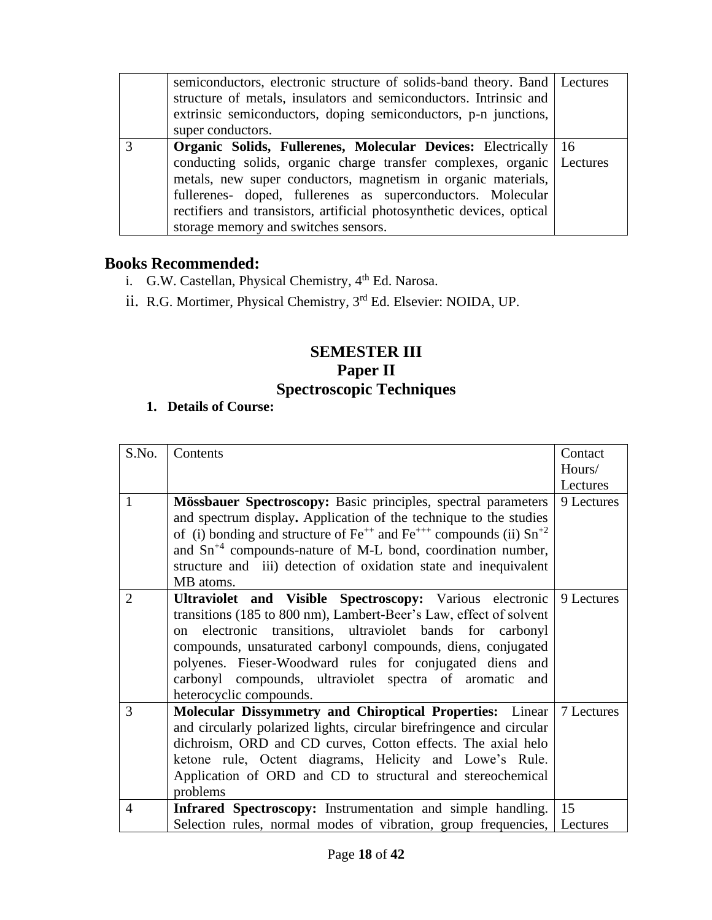|  | semiconductors, electronic structure of solids-band theory. Band structure of metals, insulators and semiconductors. Intrinsic and extrinsic semiconductors, doping semiconductors, p-n junctions, super conductors. | Lectures |
|---|---|---|
| 3 | **Organic Solids, Fullerenes, Molecular Devices:** Electrically conducting solids, organic charge transfer complexes, organic metals, new super conductors, magnetism in organic materials, fullerenes- doped, fullerenes as superconductors. Molecular rectifiers and transistors, artificial photosynthetic devices, optical storage memory and switches sensors. | 16 Lectures |

## Books Recommended:

i. G.W. Castellan, Physical Chemistry, 4th Ed. Narosa.

ii. R.G. Mortimer, Physical Chemistry, 3rd Ed. Elsevier: NOIDA, UP.

# SEMESTER III
# Paper II
# Spectroscopic Techniques

1. **Details of Course:**

| S.No. | Contents | Contact Hours/ Lectures |
|---|---|---|
| 1 | **Mössbauer Spectroscopy:** Basic principles, spectral parameters and spectrum display**.** Application of the technique to the studies of (i) bonding and structure of $Fe^{++}$ and $Fe^{+++}$ compounds (ii) $Sn^{+2}$ and $Sn^{+4}$ compounds-nature of M-L bond, coordination number, structure and iii) detection of oxidation state and inequivalent MB atoms. | 9 Lectures |
| 2 | **Ultraviolet and Visible Spectroscopy:** Various electronic transitions (185 to 800 nm), Lambert-Beer's Law, effect of solvent on electronic transitions, ultraviolet bands for carbonyl compounds, unsaturated carbonyl compounds, diens, conjugated polyenes. Fieser-Woodward rules for conjugated diens and carbonyl compounds, ultraviolet spectra of aromatic and heterocyclic compounds. | 9 Lectures |
| 3 | **Molecular Dissymmetry and Chiroptical Properties:** Linear and circularly polarized lights, circular birefringence and circular dichroism, ORD and CD curves, Cotton effects. The axial helo ketone rule, Octent diagrams, Helicity and Lowe's Rule. Application of ORD and CD to structural and stereochemical problems | 7 Lectures |
| 4 | **Infrared Spectroscopy:** Instrumentation and simple handling. Selection rules, normal modes of vibration, group frequencies, | 15 Lectures |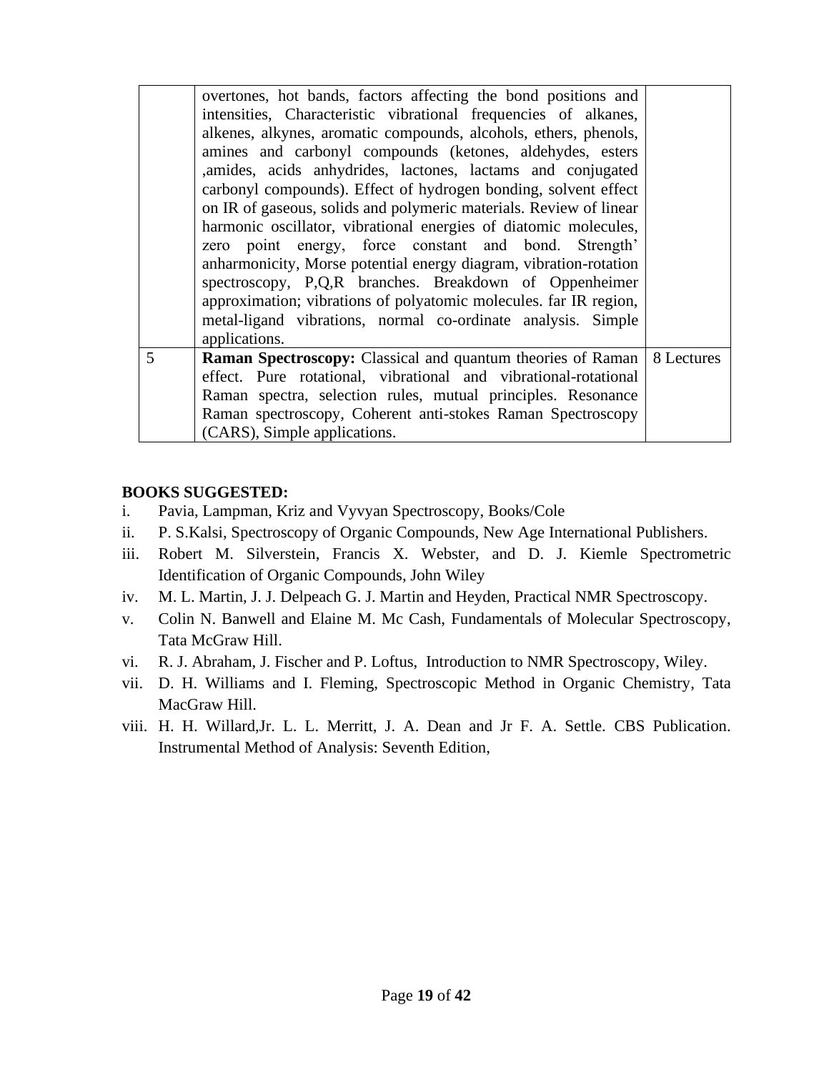| | | |
|---|---|---|
| | overtones, hot bands, factors affecting the bond positions and intensities, Characteristic vibrational frequencies of alkanes, alkenes, alkynes, aromatic compounds, alcohols, ethers, phenols, amines and carbonyl compounds (ketones, aldehydes, esters ,amides, acids anhydrides, lactones, lactams and conjugated carbonyl compounds). Effect of hydrogen bonding, solvent effect on IR of gaseous, solids and polymeric materials. Review of linear harmonic oscillator, vibrational energies of diatomic molecules, zero point energy, force constant and bond. Strength' anharmonicity, Morse potential energy diagram, vibration-rotation spectroscopy, P,Q,R branches. Breakdown of Oppenheimer approximation; vibrations of polyatomic molecules. far IR region, metal-ligand vibrations, normal co-ordinate analysis. Simple applications. | |
| 5 | **Raman Spectroscopy:** Classical and quantum theories of Raman effect. Pure rotational, vibrational and vibrational-rotational Raman spectra, selection rules, mutual principles. Resonance Raman spectroscopy, Coherent anti-stokes Raman Spectroscopy (CARS), Simple applications. | 8 Lectures |

**BOOKS SUGGESTED:**

i. Pavia, Lampman, Kriz and Vyvyan Spectroscopy, Books/Cole

ii. P. S.Kalsi, Spectroscopy of Organic Compounds, New Age International Publishers.

iii. Robert M. Silverstein, Francis X. Webster, and D. J. Kiemle Spectrometric Identification of Organic Compounds, John Wiley

iv. M. L. Martin, J. J. Delpeach G. J. Martin and Heyden, Practical NMR Spectroscopy.

v. Colin N. Banwell and Elaine M. Mc Cash, Fundamentals of Molecular Spectroscopy, Tata McGraw Hill.

vi. R. J. Abraham, J. Fischer and P. Loftus, Introduction to NMR Spectroscopy, Wiley.

vii. D. H. Williams and I. Fleming, Spectroscopic Method in Organic Chemistry, Tata MacGraw Hill.

viii. H. H. Willard,Jr. L. L. Merritt, J. A. Dean and Jr F. A. Settle. CBS Publication. Instrumental Method of Analysis: Seventh Edition,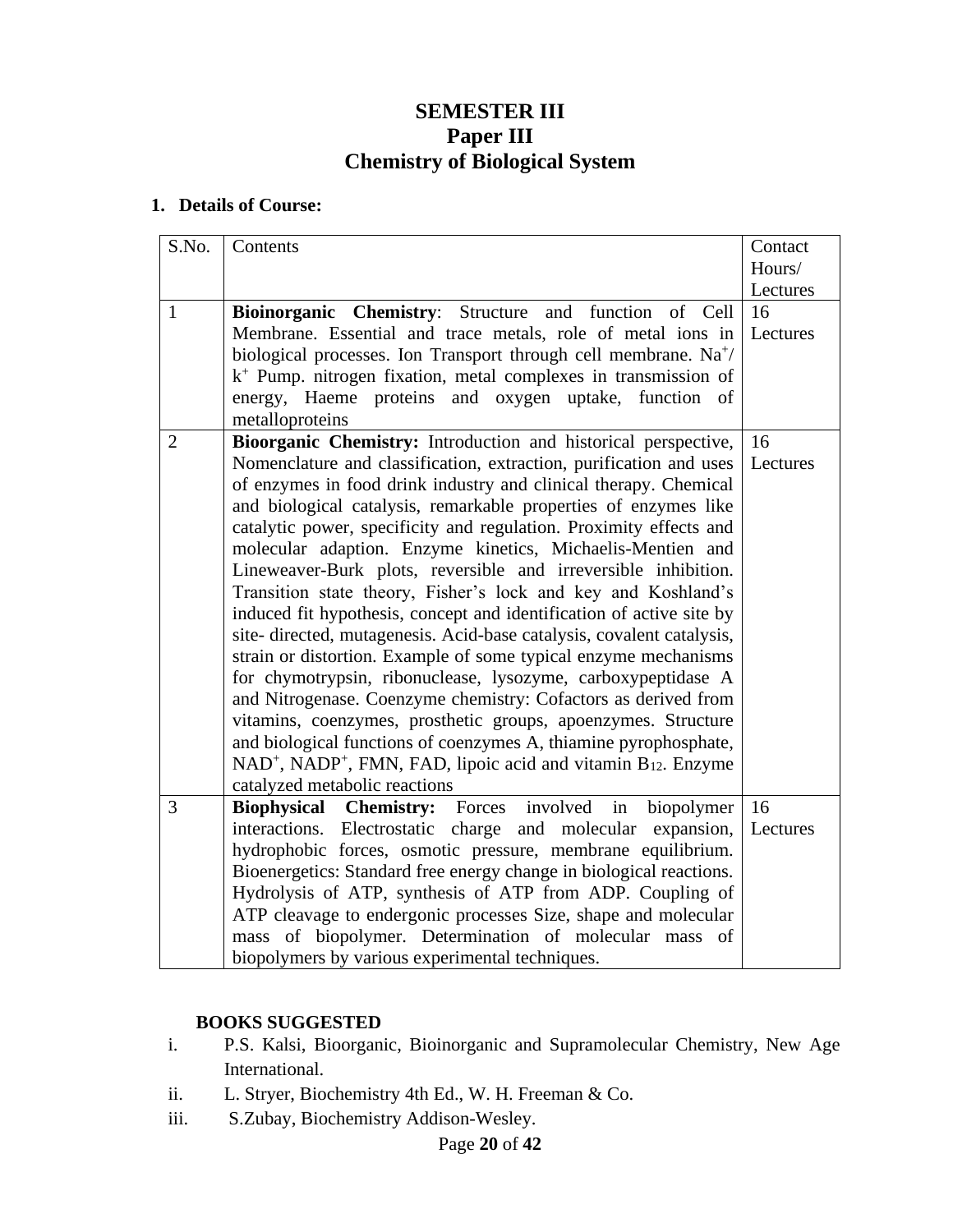# SEMESTER III
# Paper III
# Chemistry of Biological System

**1. Details of Course:**

| S.No. | Contents | Contact Hours/ Lectures |
|---|---|---|
| 1 | **Bioinorganic Chemistry**: Structure and function of Cell Membrane. Essential and trace metals, role of metal ions in biological processes. Ion Transport through cell membrane. $Na^+$/ $k^+$ Pump. nitrogen fixation, metal complexes in transmission of energy, Haeme proteins and oxygen uptake, function of metalloproteins | 16 Lectures |
| 2 | **Bioorganic Chemistry:** Introduction and historical perspective, Nomenclature and classification, extraction, purification and uses of enzymes in food drink industry and clinical therapy. Chemical and biological catalysis, remarkable properties of enzymes like catalytic power, specificity and regulation. Proximity effects and molecular adaption. Enzyme kinetics, Michaelis-Mentien and Lineweaver-Burk plots, reversible and irreversible inhibition. Transition state theory, Fisher's lock and key and Koshland's induced fit hypothesis, concept and identification of active site by site- directed, mutagenesis. Acid-base catalysis, covalent catalysis, strain or distortion. Example of some typical enzyme mechanisms for chymotrypsin, ribonuclease, lysozyme, carboxypeptidase A and Nitrogenase. Coenzyme chemistry: Cofactors as derived from vitamins, coenzymes, prosthetic groups, apoenzymes. Structure and biological functions of coenzymes A, thiamine pyrophosphate, $NAD^+$, $NADP^+$, FMN, FAD, lipoic acid and vitamin $B_{12}$. Enzyme catalyzed metabolic reactions | 16 Lectures |
| 3 | **Biophysical Chemistry:** Forces involved in biopolymer interactions. Electrostatic charge and molecular expansion, hydrophobic forces, osmotic pressure, membrane equilibrium. Bioenergetics: Standard free energy change in biological reactions. Hydrolysis of ATP, synthesis of ATP from ADP. Coupling of ATP cleavage to endergonic processes Size, shape and molecular mass of biopolymer. Determination of molecular mass of biopolymers by various experimental techniques. | 16 Lectures |

**BOOKS SUGGESTED**

i. P.S. Kalsi, Bioorganic, Bioinorganic and Supramolecular Chemistry, New Age International.

ii. L. Stryer, Biochemistry 4th Ed., W. H. Freeman & Co.

iii. S.Zubay, Biochemistry Addison-Wesley.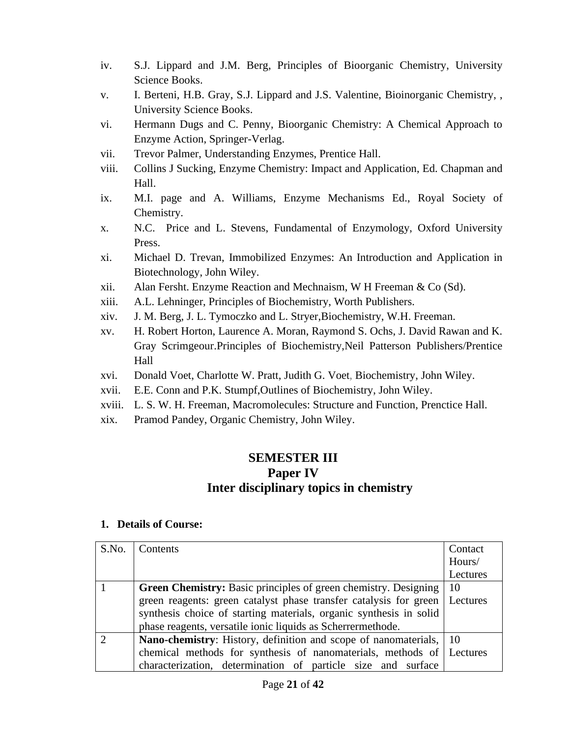iv. S.J. Lippard and J.M. Berg, Principles of Bioorganic Chemistry, University Science Books.
v. I. Berteni, H.B. Gray, S.J. Lippard and J.S. Valentine, Bioinorganic Chemistry, , University Science Books.
vi. Hermann Dugs and C. Penny, Bioorganic Chemistry: A Chemical Approach to Enzyme Action, Springer-Verlag.
vii. Trevor Palmer, Understanding Enzymes, Prentice Hall.
viii. Collins J Sucking, Enzyme Chemistry: Impact and Application, Ed. Chapman and Hall.
ix. M.I. page and A. Williams, Enzyme Mechanisms Ed., Royal Society of Chemistry.
x. N.C. Price and L. Stevens, Fundamental of Enzymology, Oxford University Press.
xi. Michael D. Trevan, Immobilized Enzymes: An Introduction and Application in Biotechnology, John Wiley.
xii. Alan Fersht. Enzyme Reaction and Mechnaism, W H Freeman & Co (Sd).
xiii. A.L. Lehninger, Principles of Biochemistry, Worth Publishers.
xiv. J. M. Berg, J. L. Tymoczko and L. Stryer,Biochemistry, W.H. Freeman.
xv. H. Robert Horton, Laurence A. Moran, Raymond S. Ochs, J. David Rawan and K. Gray Scrimgeour.Principles of Biochemistry,Neil Patterson Publishers/Prentice Hall
xvi. Donald Voet, Charlotte W. Pratt, Judith G. Voet, Biochemistry, John Wiley.
xvii. E.E. Conn and P.K. Stumpf,Outlines of Biochemistry, John Wiley.
xviii. L. S. W. H. Freeman, Macromolecules: Structure and Function, Prenctice Hall.
xix. Pramod Pandey, Organic Chemistry, John Wiley.

# SEMESTER III
## Paper IV
## Inter disciplinary topics in chemistry

**1. Details of Course:**

| S.No. | Contents | Contact Hours/ Lectures |
|---|---|---|
| 1 | **Green Chemistry:** Basic principles of green chemistry. Designing green reagents: green catalyst phase transfer catalysis for green synthesis choice of starting materials, organic synthesis in solid phase reagents, versatile ionic liquids as Scherrermethode. | 10 Lectures |
| 2 | **Nano-chemistry**: History, definition and scope of nanomaterials, chemical methods for synthesis of nanomaterials, methods of characterization, determination of particle size and surface | 10 Lectures |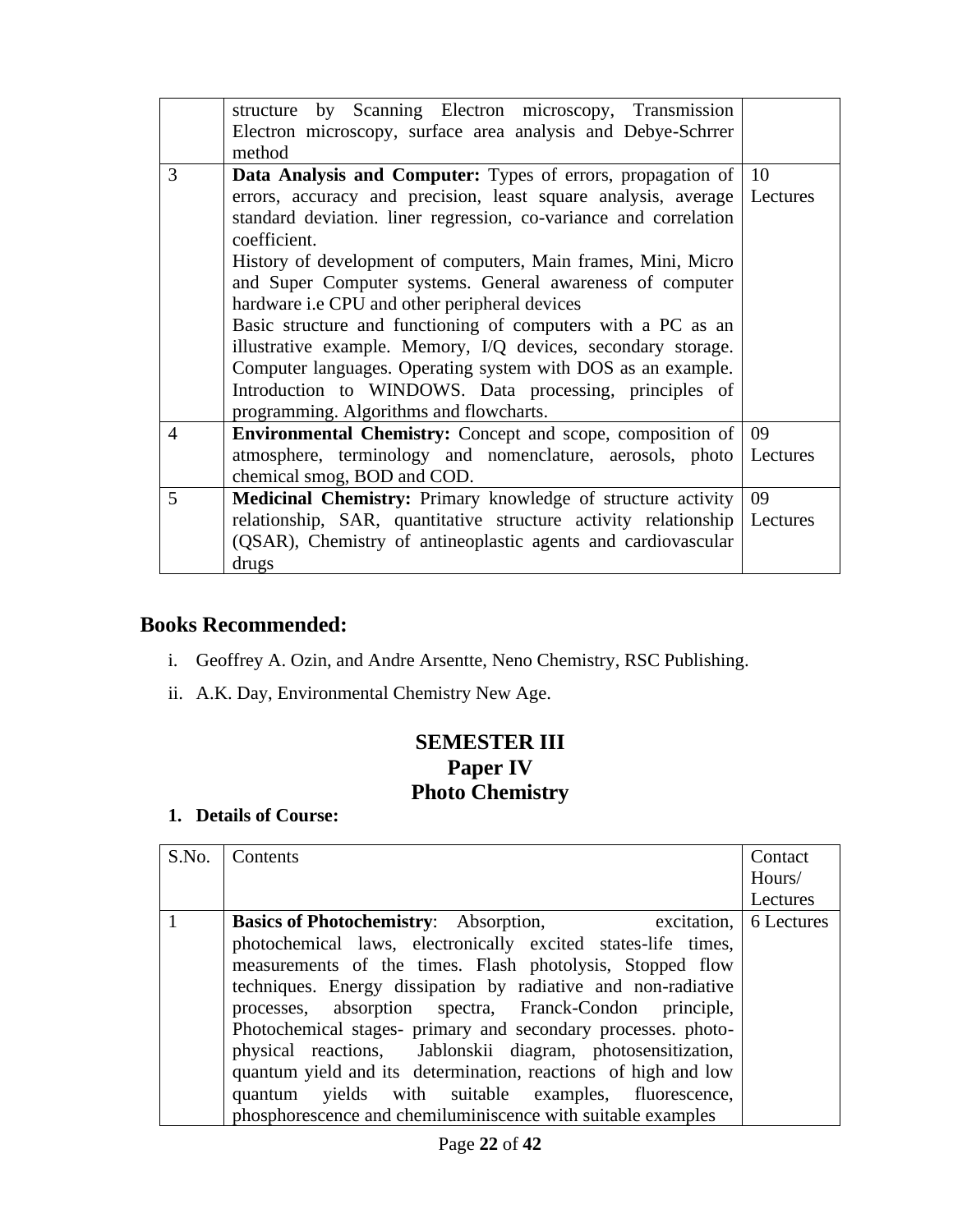| | | |
|---|---|---|
| | structure by Scanning Electron microscopy, Transmission Electron microscopy, surface area analysis and Debye-Schrrer method | |
| 3 | **Data Analysis and Computer:** Types of errors, propagation of errors, accuracy and precision, least square analysis, average standard deviation. liner regression, co-variance and correlation coefficient.<br>History of development of computers, Main frames, Mini, Micro and Super Computer systems. General awareness of computer hardware i.e CPU and other peripheral devices<br>Basic structure and functioning of computers with a PC as an illustrative example. Memory, I/Q devices, secondary storage. Computer languages. Operating system with DOS as an example. Introduction to WINDOWS. Data processing, principles of programming. Algorithms and flowcharts. | 10 Lectures |
| 4 | **Environmental Chemistry:** Concept and scope, composition of atmosphere, terminology and nomenclature, aerosols, photo chemical smog, BOD and COD. | 09 Lectures |
| 5 | **Medicinal Chemistry:** Primary knowledge of structure activity relationship, SAR, quantitative structure activity relationship (QSAR), Chemistry of antineoplastic agents and cardiovascular drugs | 09 Lectures |

## Books Recommended:

i. Geoffrey A. Ozin, and Andre Arsentte, Neno Chemistry, RSC Publishing.

ii. A.K. Day, Environmental Chemistry New Age.

## SEMESTER III
## Paper IV
## Photo Chemistry

**1. Details of Course:**

| S.No. | Contents | Contact Hours/ Lectures |
|---|---|---|
| 1 | **Basics of Photochemistry**: Absorption, excitation, photochemical laws, electronically excited states-life times, measurements of the times. Flash photolysis, Stopped flow techniques. Energy dissipation by radiative and non-radiative processes, absorption spectra, Franck-Condon principle, Photochemical stages- primary and secondary processes. photo-physical reactions, Jablonskii diagram, photosensitization, quantum yield and its determination, reactions of high and low quantum yields with suitable examples, fluorescence, phosphorescence and chemiluminiscence with suitable examples | 6 Lectures |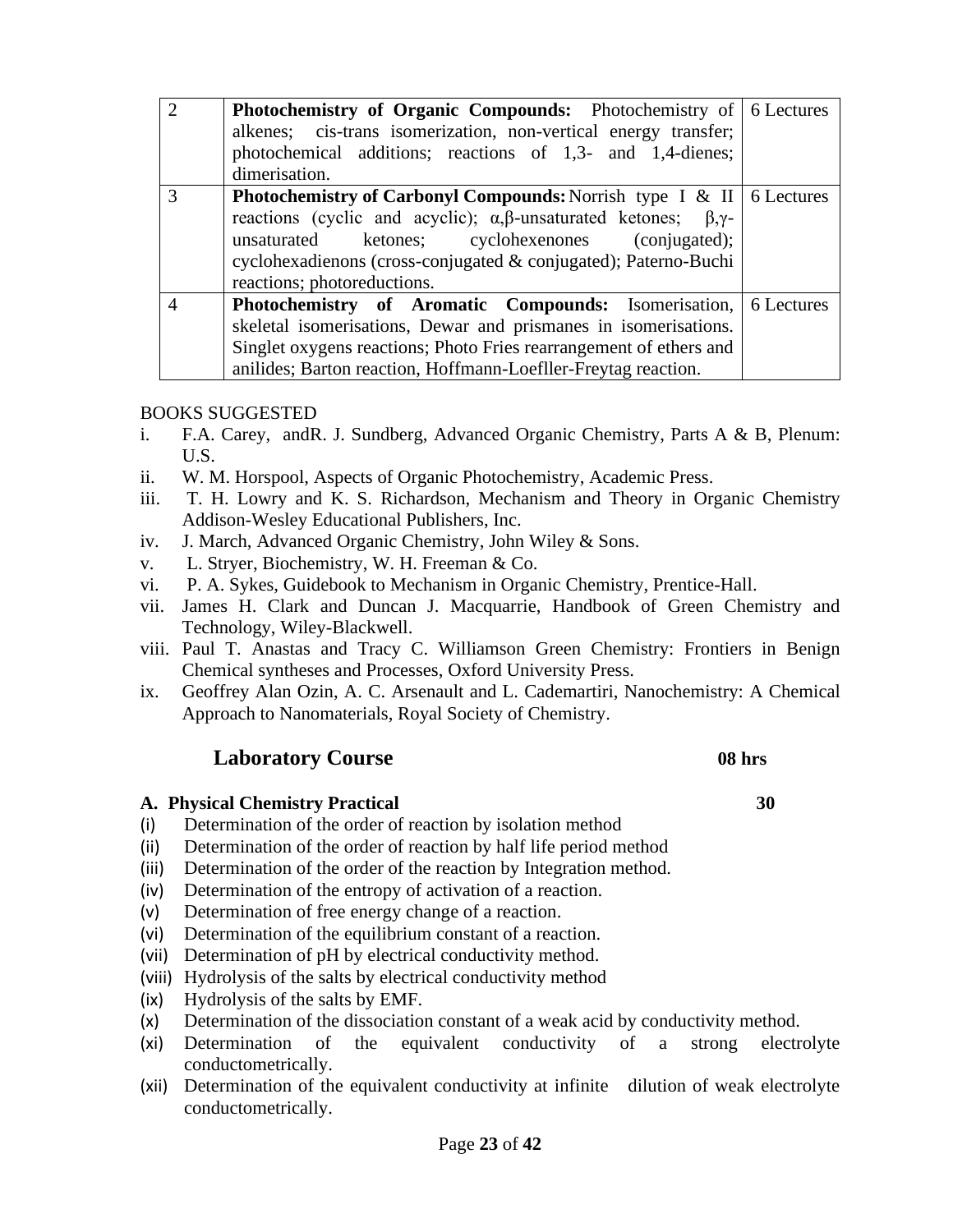| 2 | **Photochemistry of Organic Compounds:** Photochemistry of alkenes; cis-trans isomerization, non-vertical energy transfer; photochemical additions; reactions of 1,3- and 1,4-dienes; dimerisation. | 6 Lectures |
|---|---|---|
| 3 | **Photochemistry of Carbonyl Compounds:** Norrish type I & II reactions (cyclic and acyclic); α,β-unsaturated ketones; β,γ-unsaturated ketones; cyclohexenones (conjugated); cyclohexadienons (cross-conjugated & conjugated); Paterno-Buchi reactions; photoreductions. | 6 Lectures |
| 4 | **Photochemistry of Aromatic Compounds:** Isomerisation, skeletal isomerisations, Dewar and prismanes in isomerisations. Singlet oxygens reactions; Photo Fries rearrangement of ethers and anilides; Barton reaction, Hoffmann-Loefller-Freytag reaction. | 6 Lectures |

BOOKS SUGGESTED

- i. F.A. Carey, andR. J. Sundberg, Advanced Organic Chemistry, Parts A & B, Plenum: U.S.
- ii. W. M. Horspool, Aspects of Organic Photochemistry, Academic Press.
- iii. T. H. Lowry and K. S. Richardson, Mechanism and Theory in Organic Chemistry Addison-Wesley Educational Publishers, Inc.
- iv. J. March, Advanced Organic Chemistry, John Wiley & Sons.
- v. L. Stryer, Biochemistry, W. H. Freeman & Co.
- vi. P. A. Sykes, Guidebook to Mechanism in Organic Chemistry, Prentice-Hall.
- vii. James H. Clark and Duncan J. Macquarrie, Handbook of Green Chemistry and Technology, Wiley-Blackwell.
- viii. Paul T. Anastas and Tracy C. Williamson Green Chemistry: Frontiers in Benign Chemical syntheses and Processes, Oxford University Press.
- ix. Geoffrey Alan Ozin, A. C. Arsenault and L. Cademartiri, Nanochemistry: A Chemical Approach to Nanomaterials, Royal Society of Chemistry.

## Laboratory Course **08 hrs**

### A. Physical Chemistry Practical 30

- (i) Determination of the order of reaction by isolation method
- (ii) Determination of the order of reaction by half life period method
- (iii) Determination of the order of the reaction by Integration method.
- (iv) Determination of the entropy of activation of a reaction.
- (v) Determination of free energy change of a reaction.
- (vi) Determination of the equilibrium constant of a reaction.
- (vii) Determination of pH by electrical conductivity method.
- (viii) Hydrolysis of the salts by electrical conductivity method
- (ix) Hydrolysis of the salts by EMF.
- (x) Determination of the dissociation constant of a weak acid by conductivity method.
- (xi) Determination of the equivalent conductivity of a strong electrolyte conductometrically.
- (xii) Determination of the equivalent conductivity at infinite dilution of weak electrolyte conductometrically.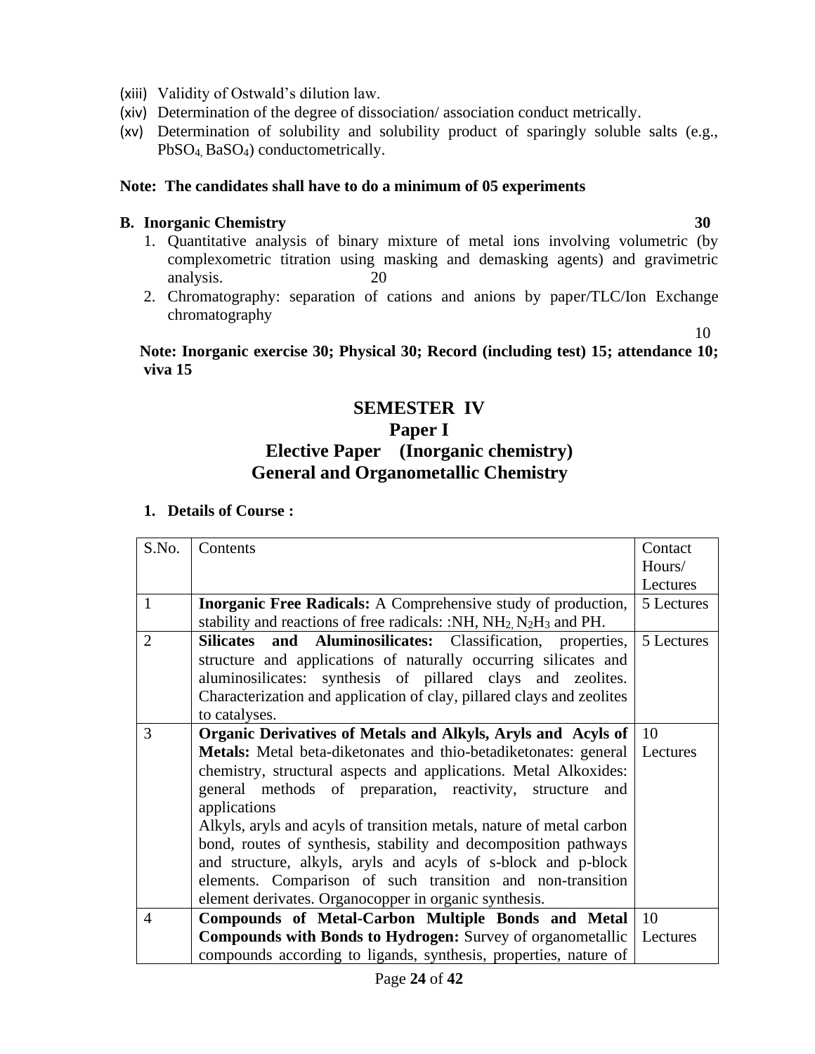(xiii) Validity of Ostwald's dilution law.
(xiv) Determination of the degree of dissociation/ association conduct metrically.
(xv) Determination of solubility and solubility product of sparingly soluble salts (e.g., $PbSO_4$, $BaSO_4$) conductometrically.

**Note: The candidates shall have to do a minimum of 05 experiments**

**B. Inorganic Chemistry** **30**

1. Quantitative analysis of binary mixture of metal ions involving volumetric (by complexometric titration using masking and demasking agents) and gravimetric analysis. 20
2. Chromatography: separation of cations and anions by paper/TLC/Ion Exchange chromatography 10

**Note: Inorganic exercise 30; Physical 30; Record (including test) 15; attendance 10; viva 15**

# SEMESTER IV
## Paper I
## Elective Paper (Inorganic chemistry)
## General and Organometallic Chemistry

**1. Details of Course :**

| S.No. | Contents | Contact Hours/ Lectures |
|---|---|---|
| 1 | **Inorganic Free Radicals:** A Comprehensive study of production, stability and reactions of free radicals: :NH, $NH_2$, $N_2H_3$ and PH. | 5 Lectures |
| 2 | **Silicates and Aluminosilicates:** Classification, properties, structure and applications of naturally occurring silicates and aluminosilicates: synthesis of pillared clays and zeolites. Characterization and application of clay, pillared clays and zeolites to catalyses. | 5 Lectures |
| 3 | **Organic Derivatives of Metals and Alkyls, Aryls and Acyls of Metals:** Metal beta-diketonates and thio-betadiketonates: general chemistry, structural aspects and applications. Metal Alkoxides: general methods of preparation, reactivity, structure and applications<br>Alkyls, aryls and acyls of transition metals, nature of metal carbon bond, routes of synthesis, stability and decomposition pathways and structure, alkyls, aryls and acyls of s-block and p-block elements. Comparison of such transition and non-transition element derivates. Organocopper in organic synthesis. | 10 Lectures |
| 4 | **Compounds of Metal-Carbon Multiple Bonds and Metal Compounds with Bonds to Hydrogen:** Survey of organometallic compounds according to ligands, synthesis, properties, nature of | 10 Lectures |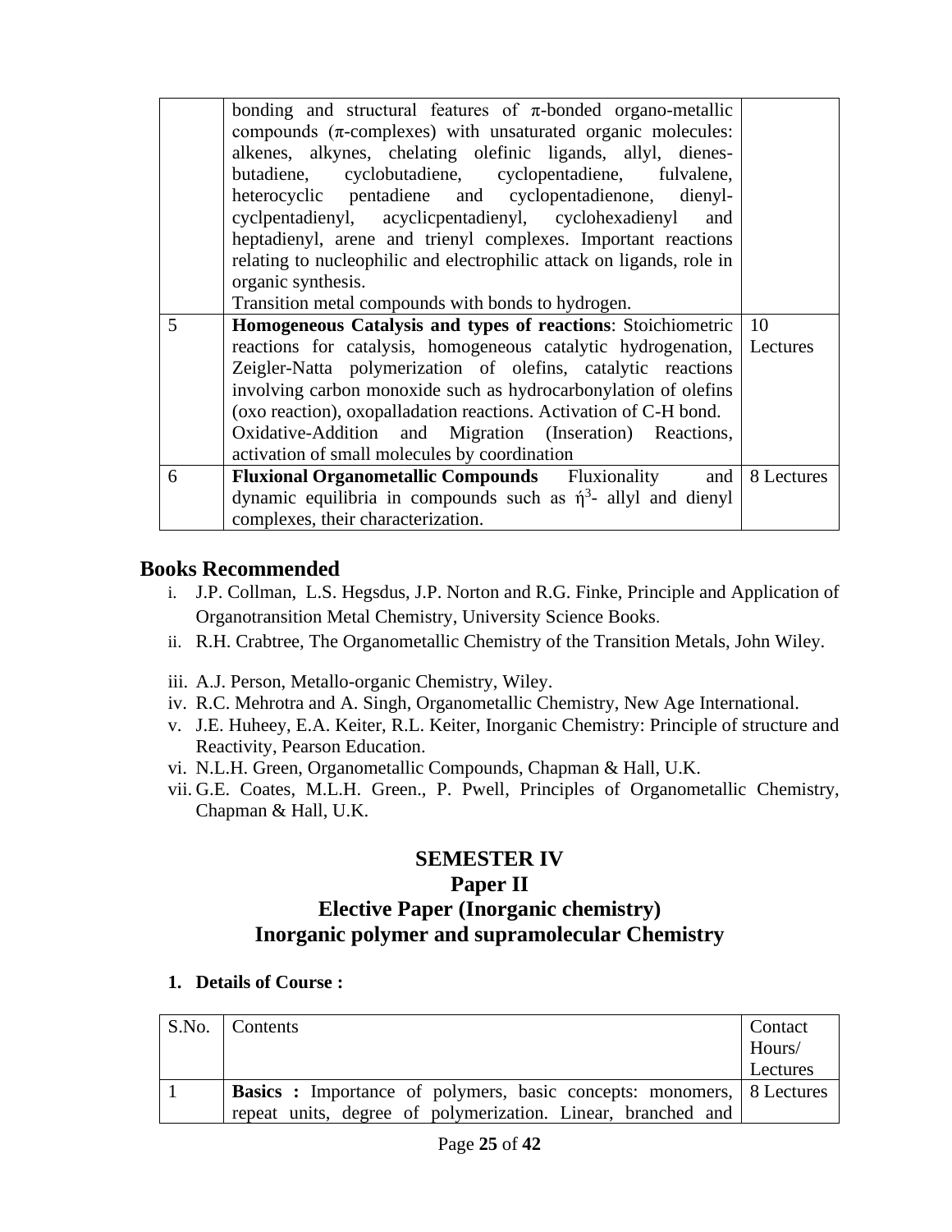|   | bonding and structural features of π-bonded organo-metallic compounds (π-complexes) with unsaturated organic molecules: alkenes, alkynes, chelating olefinic ligands, allyl, dienes-butadiene, cyclobutadiene, cyclopentadiene, fulvalene, heterocyclic pentadiene and cyclopentadienone, dienyl-cyclpentadienyl, acyclicpentadienyl, cyclohexadienyl and heptadienyl, arene and trienyl complexes. Important reactions relating to nucleophilic and electrophilic attack on ligands, role in organic synthesis.<br>Transition metal compounds with bonds to hydrogen. |   |
|---|---|---|
| 5 | **Homogeneous Catalysis and types of reactions**: Stoichiometric reactions for catalysis, homogeneous catalytic hydrogenation, Zeigler-Natta polymerization of olefins, catalytic reactions involving carbon monoxide such as hydrocarbonylation of olefins (oxo reaction), oxopalladation reactions. Activation of C-H bond. Oxidative-Addition and Migration (Inseration) Reactions, activation of small molecules by coordination | 10 Lectures |
| 6 | **Fluxional Organometallic Compounds** Fluxionality and dynamic equilibria in compounds such as ή$^3$- allyl and dienyl complexes, their characterization. | 8 Lectures |

## Books Recommended

i. J.P. Collman, L.S. Hegsdus, J.P. Norton and R.G. Finke, Principle and Application of Organotransition Metal Chemistry, University Science Books.
ii. R.H. Crabtree, The Organometallic Chemistry of the Transition Metals, John Wiley.
iii. A.J. Person, Metallo-organic Chemistry, Wiley.
iv. R.C. Mehrotra and A. Singh, Organometallic Chemistry, New Age International.
v. J.E. Huheey, E.A. Keiter, R.L. Keiter, Inorganic Chemistry: Principle of structure and Reactivity, Pearson Education.
vi. N.L.H. Green, Organometallic Compounds, Chapman & Hall, U.K.
vii. G.E. Coates, M.L.H. Green., P. Pwell, Principles of Organometallic Chemistry, Chapman & Hall, U.K.

## SEMESTER IV
## Paper II
## Elective Paper (Inorganic chemistry)
## Inorganic polymer and supramolecular Chemistry

**1. Details of Course :**

| S.No. | Contents | Contact Hours/ Lectures |
|---|---|---|
| 1 | **Basics :** Importance of polymers, basic concepts: monomers, repeat units, degree of polymerization. Linear, branched and | 8 Lectures |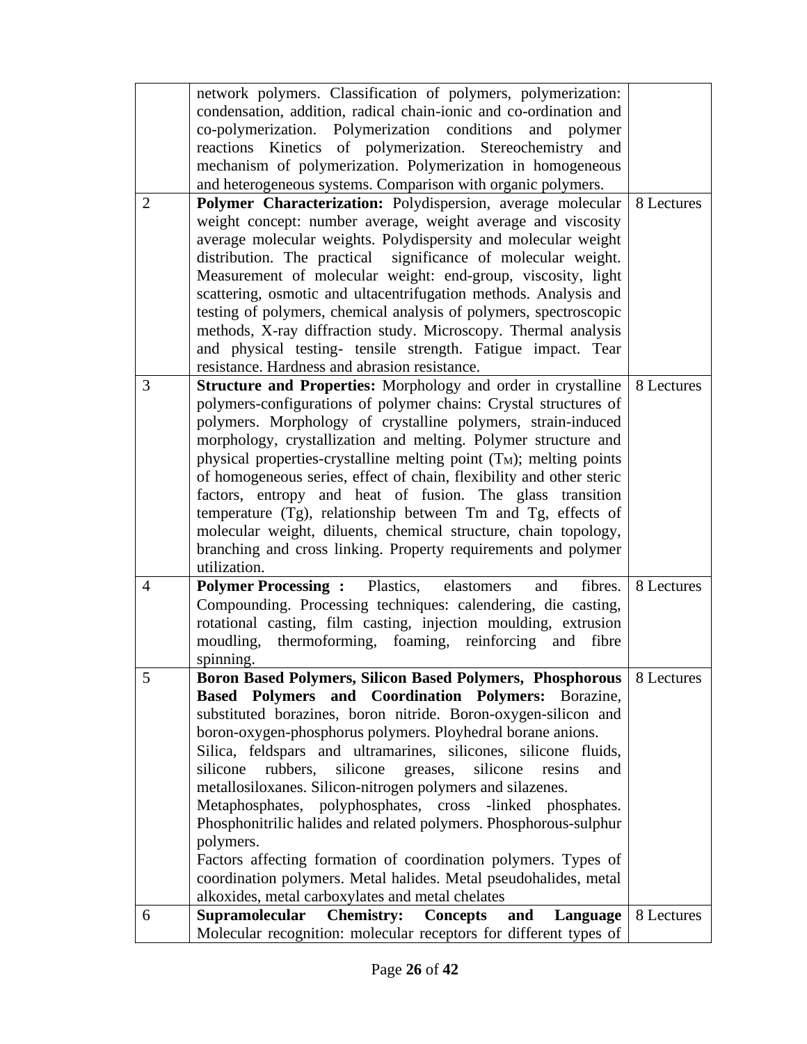| | | |
|---|---|---|
| | network polymers. Classification of polymers, polymerization: condensation, addition, radical chain-ionic and co-ordination and co-polymerization. Polymerization conditions and polymer reactions Kinetics of polymerization. Stereochemistry and mechanism of polymerization. Polymerization in homogeneous and heterogeneous systems. Comparison with organic polymers. | |
| 2 | **Polymer Characterization:** Polydispersion, average molecular weight concept: number average, weight average and viscosity average molecular weights. Polydispersity and molecular weight distribution. The practical significance of molecular weight. Measurement of molecular weight: end-group, viscosity, light scattering, osmotic and ultacentrifugation methods. Analysis and testing of polymers, chemical analysis of polymers, spectroscopic methods, X-ray diffraction study. Microscopy. Thermal analysis and physical testing- tensile strength. Fatigue impact. Tear resistance. Hardness and abrasion resistance. | 8 Lectures |
| 3 | **Structure and Properties:** Morphology and order in crystalline polymers-configurations of polymer chains: Crystal structures of polymers. Morphology of crystalline polymers, strain-induced morphology, crystallization and melting. Polymer structure and physical properties-crystalline melting point ($T_M$); melting points of homogeneous series, effect of chain, flexibility and other steric factors, entropy and heat of fusion. The glass transition temperature (Tg), relationship between Tm and Tg, effects of molecular weight, diluents, chemical structure, chain topology, branching and cross linking. Property requirements and polymer utilization. | 8 Lectures |
| 4 | **Polymer Processing :** Plastics, elastomers and fibres. Compounding. Processing techniques: calendering, die casting, rotational casting, film casting, injection moulding, extrusion moudling, thermoforming, foaming, reinforcing and fibre spinning. | 8 Lectures |
| 5 | **Boron Based Polymers, Silicon Based Polymers, Phosphorous Based Polymers and Coordination Polymers:** Borazine, substituted borazines, boron nitride. Boron-oxygen-silicon and boron-oxygen-phosphorus polymers. Ployhedral borane anions. Silica, feldspars and ultramarines, silicones, silicone fluids, silicone rubbers, silicone greases, silicone resins and metallosiloxanes. Silicon-nitrogen polymers and silazenes. Metaphosphates, polyphosphates, cross -linked phosphates. Phosphonitrilic halides and related polymers. Phosphorous-sulphur polymers. Factors affecting formation of coordination polymers. Types of coordination polymers. Metal halides. Metal pseudohalides, metal alkoxides, metal carboxylates and metal chelates | 8 Lectures |
| 6 | **Supramolecular Chemistry: Concepts and Language** Molecular recognition: molecular receptors for different types of | 8 Lectures |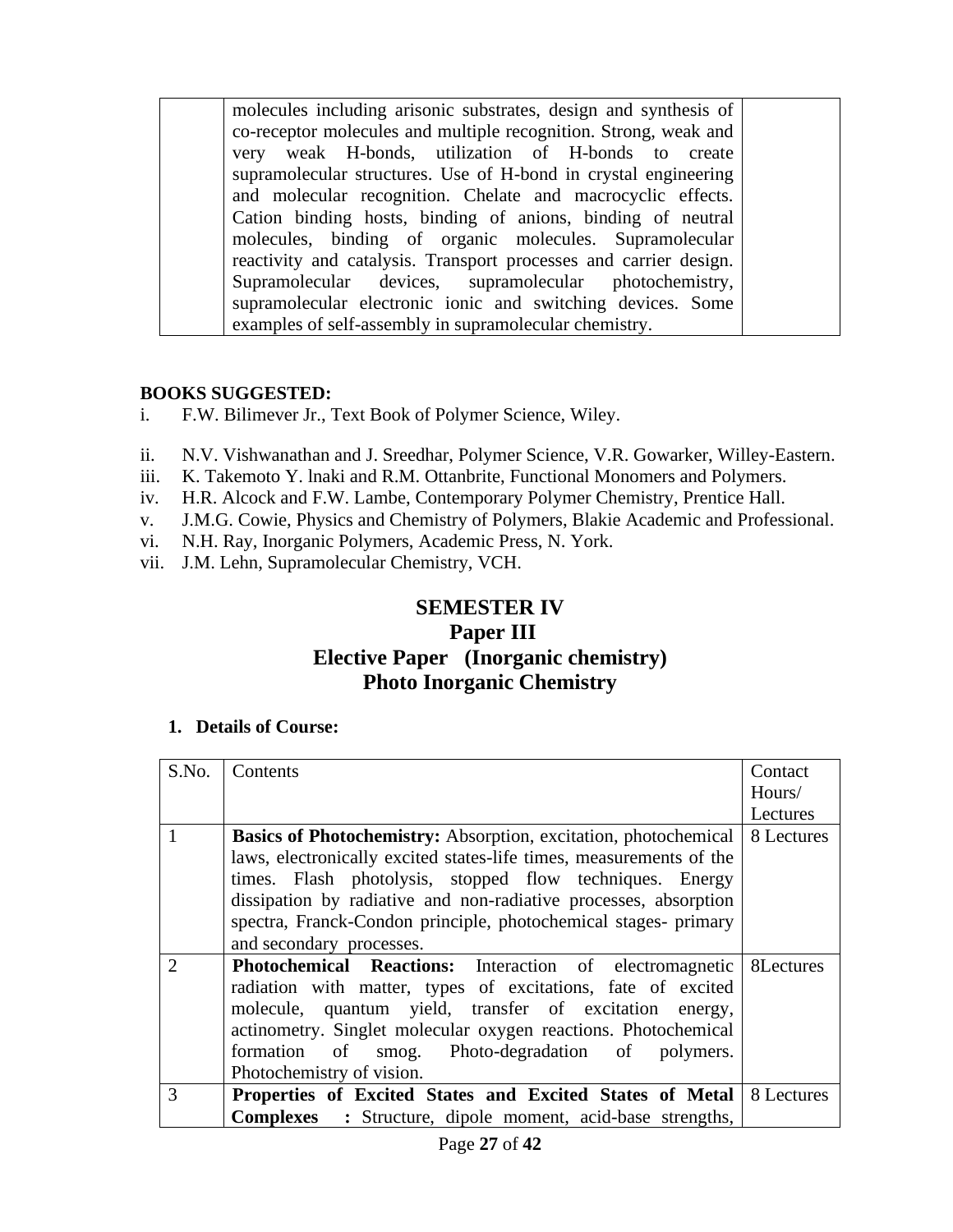|  | molecules including arisonic substrates, design and synthesis of co-receptor molecules and multiple recognition. Strong, weak and very weak H-bonds, utilization of H-bonds to create supramolecular structures. Use of H-bond in crystal engineering and molecular recognition. Chelate and macrocyclic effects. Cation binding hosts, binding of anions, binding of neutral molecules, binding of organic molecules. Supramolecular reactivity and catalysis. Transport processes and carrier design. Supramolecular devices, supramolecular photochemistry, supramolecular electronic ionic and switching devices. Some examples of self-assembly in supramolecular chemistry. |  |
|---|---|---|

**BOOKS SUGGESTED:**

i. F.W. Bilimever Jr., Text Book of Polymer Science, Wiley.

ii. N.V. Vishwanathan and J. Sreedhar, Polymer Science, V.R. Gowarker, Willey-Eastern.

iii. K. Takemoto Y. lnaki and R.M. Ottanbrite, Functional Monomers and Polymers.

iv. H.R. Alcock and F.W. Lambe, Contemporary Polymer Chemistry, Prentice Hall.

v. J.M.G. Cowie, Physics and Chemistry of Polymers, Blakie Academic and Professional.

vi. N.H. Ray, Inorganic Polymers, Academic Press, N. York.

vii. J.M. Lehn, Supramolecular Chemistry, VCH.

# SEMESTER IV
## Paper III
## Elective Paper (Inorganic chemistry)
## Photo Inorganic Chemistry

**1. Details of Course:**

| S.No. | Contents | Contact Hours/ Lectures |
|---|---|---|
| 1 | **Basics of Photochemistry:** Absorption, excitation, photochemical laws, electronically excited states-life times, measurements of the times. Flash photolysis, stopped flow techniques. Energy dissipation by radiative and non-radiative processes, absorption spectra, Franck-Condon principle, photochemical stages- primary and secondary processes. | 8 Lectures |
| 2 | **Photochemical Reactions:** Interaction of electromagnetic radiation with matter, types of excitations, fate of excited molecule, quantum yield, transfer of excitation energy, actinometry. Singlet molecular oxygen reactions. Photochemical formation of smog. Photo-degradation of polymers. Photochemistry of vision. | 8Lectures |
| 3 | **Properties of Excited States and Excited States of Metal Complexes :** Structure, dipole moment, acid-base strengths, | 8 Lectures |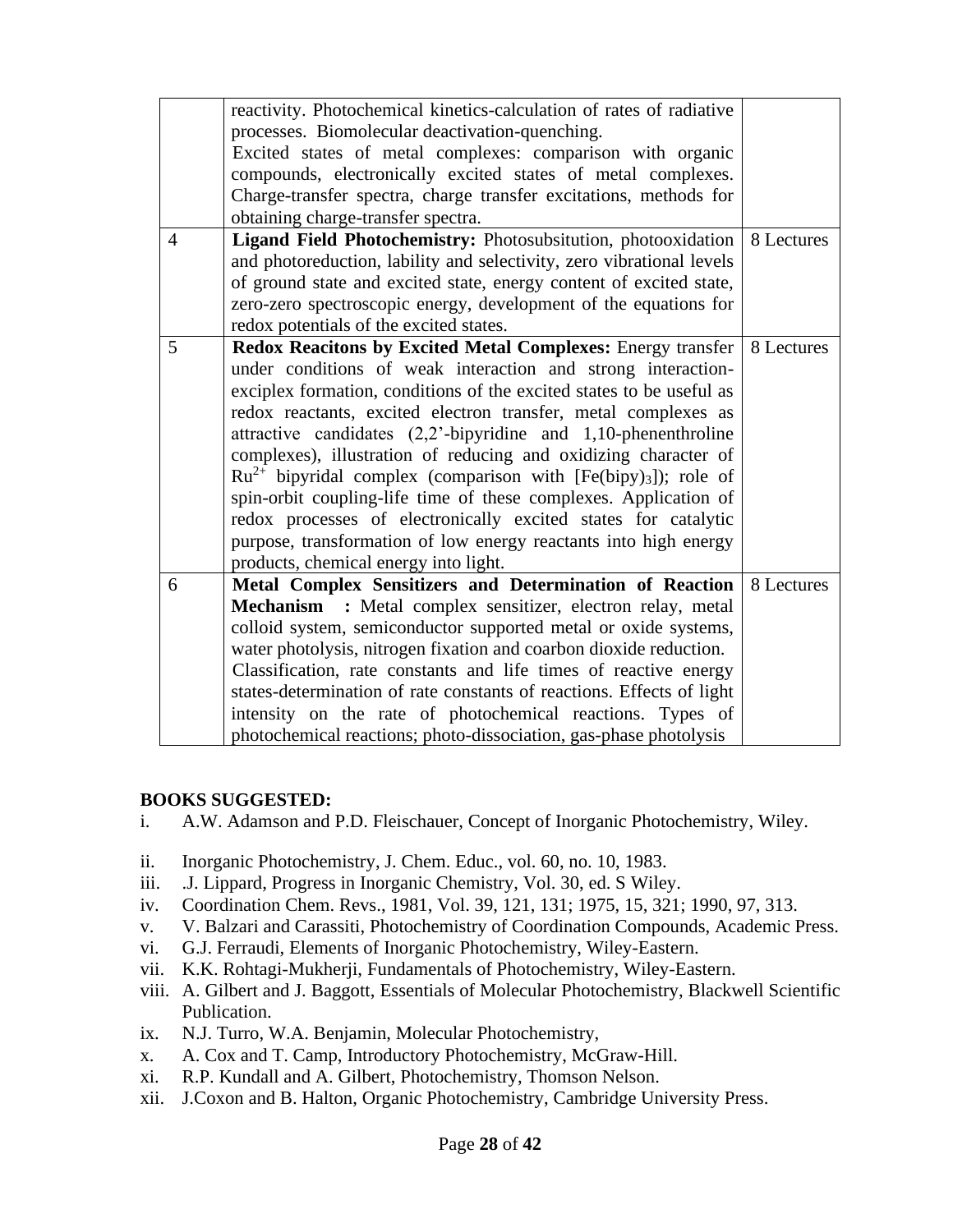| | | |
|---|---|---|
| | reactivity. Photochemical kinetics-calculation of rates of radiative processes. Biomolecular deactivation-quenching. Excited states of metal complexes: comparison with organic compounds, electronically excited states of metal complexes. Charge-transfer spectra, charge transfer excitations, methods for obtaining charge-transfer spectra. | |
| 4 | **Ligand Field Photochemistry:** Photosubsitution, photooxidation and photoreduction, lability and selectivity, zero vibrational levels of ground state and excited state, energy content of excited state, zero-zero spectroscopic energy, development of the equations for redox potentials of the excited states. | 8 Lectures |
| 5 | **Redox Reacitons by Excited Metal Complexes:** Energy transfer under conditions of weak interaction and strong interaction-exciplex formation, conditions of the excited states to be useful as redox reactants, excited electron transfer, metal complexes as attractive candidates (2,2'-bipyridine and 1,10-phenenthroline complexes), illustration of reducing and oxidizing character of $Ru^{2+}$ bipyridal complex (comparison with $[Fe(bipy)_3]$); role of spin-orbit coupling-life time of these complexes. Application of redox processes of electronically excited states for catalytic purpose, transformation of low energy reactants into high energy products, chemical energy into light. | 8 Lectures |
| 6 | **Metal Complex Sensitizers and Determination of Reaction Mechanism :** Metal complex sensitizer, electron relay, metal colloid system, semiconductor supported metal or oxide systems, water photolysis, nitrogen fixation and coarbon dioxide reduction. Classification, rate constants and life times of reactive energy states-determination of rate constants of reactions. Effects of light intensity on the rate of photochemical reactions. Types of photochemical reactions; photo-dissociation, gas-phase photolysis | 8 Lectures |

**BOOKS SUGGESTED:**

i. A.W. Adamson and P.D. Fleischauer, Concept of Inorganic Photochemistry, Wiley.

ii. Inorganic Photochemistry, J. Chem. Educ., vol. 60, no. 10, 1983.

iii. .J. Lippard, Progress in Inorganic Chemistry, Vol. 30, ed. S Wiley.

iv. Coordination Chem. Revs., 1981, Vol. 39, 121, 131; 1975, 15, 321; 1990, 97, 313.

v. V. Balzari and Carassiti, Photochemistry of Coordination Compounds, Academic Press.

vi. G.J. Ferraudi, Elements of Inorganic Photochemistry, Wiley-Eastern.

vii. K.K. Rohtagi-Mukherji, Fundamentals of Photochemistry, Wiley-Eastern.

viii. A. Gilbert and J. Baggott, Essentials of Molecular Photochemistry, Blackwell Scientific Publication.

ix. N.J. Turro, W.A. Benjamin, Molecular Photochemistry,

x. A. Cox and T. Camp, Introductory Photochemistry, McGraw-Hill.

xi. R.P. Kundall and A. Gilbert, Photochemistry, Thomson Nelson.

xii. J.Coxon and B. Halton, Organic Photochemistry, Cambridge University Press.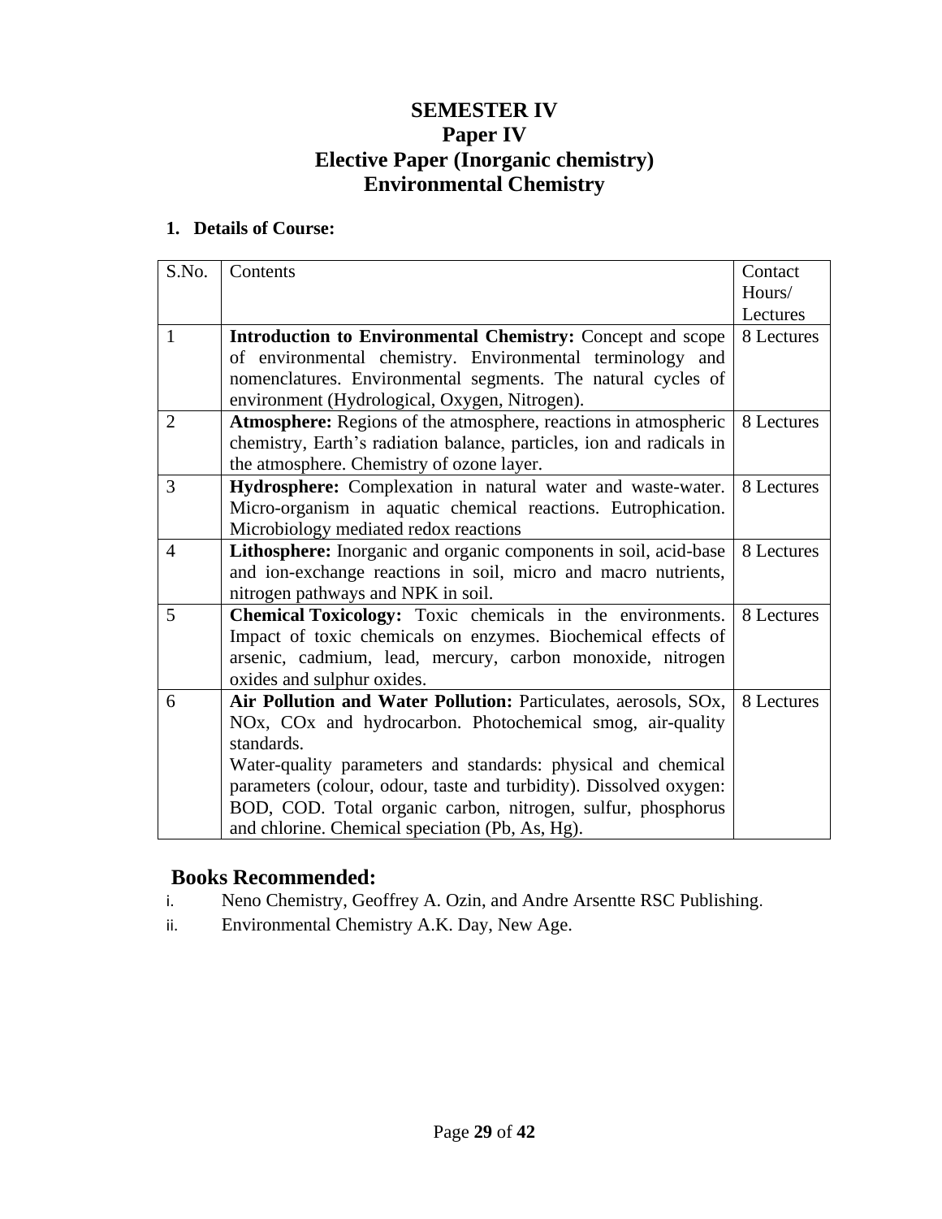# SEMESTER IV
# Paper IV
# Elective Paper (Inorganic chemistry)
# Environmental Chemistry

**1. Details of Course:**

| S.No. | Contents | Contact Hours/ Lectures |
|---|---|---|
| 1 | **Introduction to Environmental Chemistry:** Concept and scope of environmental chemistry. Environmental terminology and nomenclatures. Environmental segments. The natural cycles of environment (Hydrological, Oxygen, Nitrogen). | 8 Lectures |
| 2 | **Atmosphere:** Regions of the atmosphere, reactions in atmospheric chemistry, Earth's radiation balance, particles, ion and radicals in the atmosphere. Chemistry of ozone layer. | 8 Lectures |
| 3 | **Hydrosphere:** Complexation in natural water and waste-water. Micro-organism in aquatic chemical reactions. Eutrophication. Microbiology mediated redox reactions | 8 Lectures |
| 4 | **Lithosphere:** Inorganic and organic components in soil, acid-base and ion-exchange reactions in soil, micro and macro nutrients, nitrogen pathways and NPK in soil. | 8 Lectures |
| 5 | **Chemical Toxicology:** Toxic chemicals in the environments. Impact of toxic chemicals on enzymes. Biochemical effects of arsenic, cadmium, lead, mercury, carbon monoxide, nitrogen oxides and sulphur oxides. | 8 Lectures |
| 6 | **Air Pollution and Water Pollution:** Particulates, aerosols, SOx, NOx, COx and hydrocarbon. Photochemical smog, air-quality standards.<br>Water-quality parameters and standards: physical and chemical parameters (colour, odour, taste and turbidity). Dissolved oxygen: BOD, COD. Total organic carbon, nitrogen, sulfur, phosphorus and chlorine. Chemical speciation (Pb, As, Hg). | 8 Lectures |

## Books Recommended:

i. Neno Chemistry, Geoffrey A. Ozin, and Andre Arsentte RSC Publishing.

ii. Environmental Chemistry A.K. Day, New Age.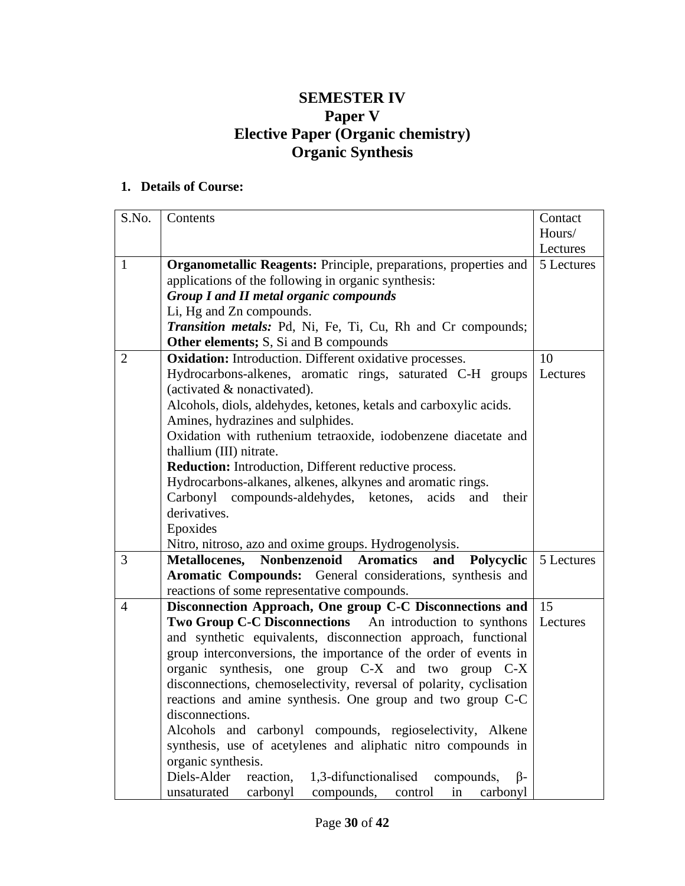# SEMESTER IV
## Paper V
## Elective Paper (Organic chemistry)
## Organic Synthesis

**1. Details of Course:**

| S.No. | Contents | Contact Hours/ Lectures |
|---|---|---|
| 1 | **Organometallic Reagents:** Principle, preparations, properties and applications of the following in organic synthesis:<br>***Group I and II metal organic compounds***<br>Li, Hg and Zn compounds.<br>***Transition metals:*** Pd, Ni, Fe, Ti, Cu, Rh and Cr compounds; **Other elements;** S, Si and B compounds | 5 Lectures |
| 2 | **Oxidation:** Introduction. Different oxidative processes.<br>Hydrocarbons-alkenes, aromatic rings, saturated C-H groups (activated & nonactivated).<br>Alcohols, diols, aldehydes, ketones, ketals and carboxylic acids.<br>Amines, hydrazines and sulphides.<br>Oxidation with ruthenium tetraoxide, iodobenzene diacetate and thallium (III) nitrate.<br>**Reduction:** Introduction, Different reductive process.<br>Hydrocarbons-alkanes, alkenes, alkynes and aromatic rings.<br>Carbonyl compounds-aldehydes, ketones, acids and their derivatives.<br>Epoxides<br>Nitro, nitroso, azo and oxime groups. Hydrogenolysis. | 10 Lectures |
| 3 | **Metallocenes, Nonbenzenoid Aromatics and Polycyclic Aromatic Compounds:** General considerations, synthesis and reactions of some representative compounds. | 5 Lectures |
| 4 | **Disconnection Approach, One group C-C Disconnections and Two Group C-C Disconnections** An introduction to synthons and synthetic equivalents, disconnection approach, functional group interconversions, the importance of the order of events in organic synthesis, one group C-X and two group C-X disconnections, chemoselectivity, reversal of polarity, cyclisation reactions and amine synthesis. One group and two group C-C disconnections.<br>Alcohols and carbonyl compounds, regioselectivity, Alkene synthesis, use of acetylenes and aliphatic nitro compounds in organic synthesis.<br>Diels-Alder reaction, 1,3-difunctionalised compounds, β-unsaturated carbonyl compounds, control in carbonyl | 15 Lectures |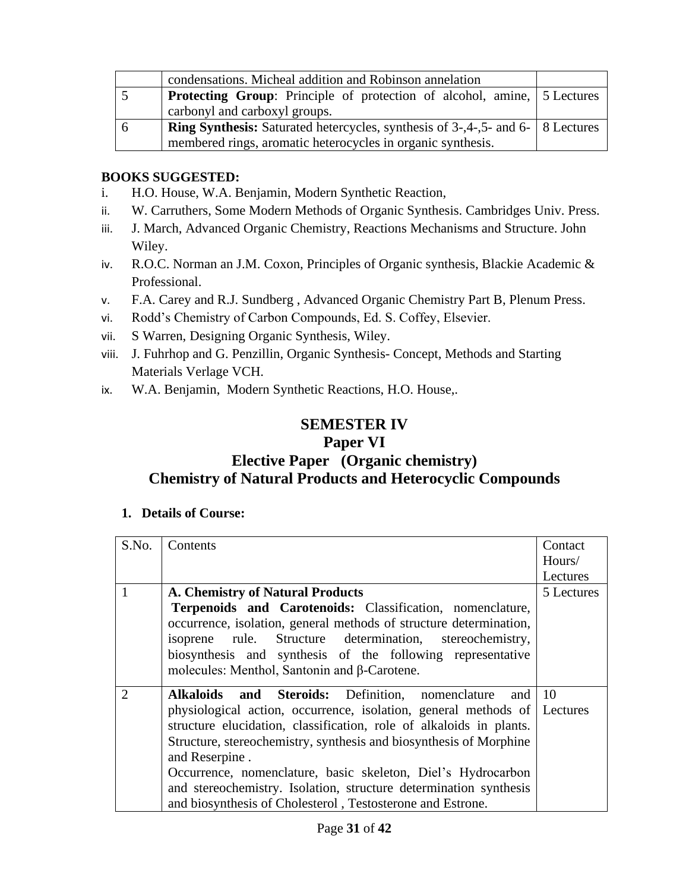|  | condensations. Micheal addition and Robinson annelation |  |
|---|---|---|
| 5 | **Protecting Group**: Principle of protection of alcohol, amine, carbonyl and carboxyl groups. | 5 Lectures |
| 6 | **Ring Synthesis:** Saturated hetercycles, synthesis of 3-,4-,5- and 6-membered rings, aromatic heterocycles in organic synthesis. | 8 Lectures |

**BOOKS SUGGESTED:**

i. H.O. House, W.A. Benjamin, Modern Synthetic Reaction,
ii. W. Carruthers, Some Modern Methods of Organic Synthesis. Cambridges Univ. Press.
iii. J. March, Advanced Organic Chemistry, Reactions Mechanisms and Structure. John Wiley.
iv. R.O.C. Norman an J.M. Coxon, Principles of Organic synthesis, Blackie Academic & Professional.
v. F.A. Carey and R.J. Sundberg , Advanced Organic Chemistry Part B, Plenum Press.
vi. Rodd's Chemistry of Carbon Compounds, Ed. S. Coffey, Elsevier.
vii. S Warren, Designing Organic Synthesis, Wiley.
viii. J. Fuhrhop and G. Penzillin, Organic Synthesis- Concept, Methods and Starting Materials Verlage VCH.
ix. W.A. Benjamin, Modern Synthetic Reactions, H.O. House,.

# SEMESTER IV
## Paper VI
## Elective Paper (Organic chemistry)
## Chemistry of Natural Products and Heterocyclic Compounds

**1. Details of Course:**

| S.No. | Contents | Contact Hours/ Lectures |
|---|---|---|
| 1 | **A. Chemistry of Natural Products** **Terpenoids and Carotenoids:** Classification, nomenclature, occurrence, isolation, general methods of structure determination, isoprene rule. Structure determination, stereochemistry, biosynthesis and synthesis of the following representative molecules: Menthol, Santonin and β-Carotene. | 5 Lectures |
| 2 | **Alkaloids and Steroids:** Definition, nomenclature and physiological action, occurrence, isolation, general methods of structure elucidation, classification, role of alkaloids in plants. Structure, stereochemistry, synthesis and biosynthesis of Morphine and Reserpine . Occurrence, nomenclature, basic skeleton, Diel's Hydrocarbon and stereochemistry. Isolation, structure determination synthesis and biosynthesis of Cholesterol , Testosterone and Estrone. | 10 Lectures |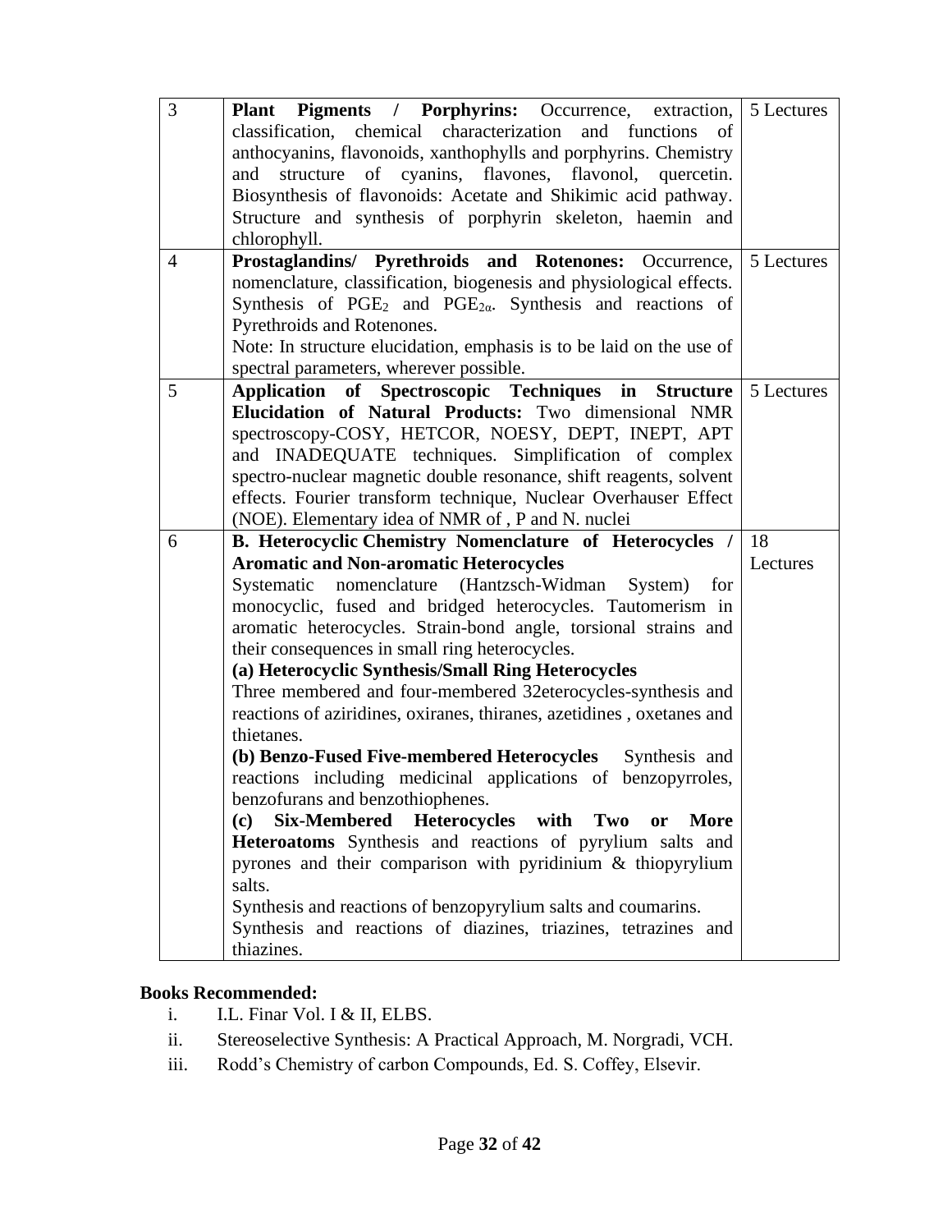| 3 | **Plant Pigments / Porphyrins:** Occurrence, extraction, classification, chemical characterization and functions of anthocyanins, flavonoids, xanthophylls and porphyrins. Chemistry and structure of cyanins, flavones, flavonol, quercetin. Biosynthesis of flavonoids: Acetate and Shikimic acid pathway. Structure and synthesis of porphyrin skeleton, haemin and chlorophyll. | 5 Lectures |
|---|---|---|
| 4 | **Prostaglandins/ Pyrethroids and Rotenones:** Occurrence, nomenclature, classification, biogenesis and physiological effects. Synthesis of $PGE_2$ and $PGE_{2\alpha}$. Synthesis and reactions of Pyrethroids and Rotenones.<br>Note: In structure elucidation, emphasis is to be laid on the use of spectral parameters, wherever possible. | 5 Lectures |
| 5 | **Application of Spectroscopic Techniques in Structure Elucidation of Natural Products:** Two dimensional NMR spectroscopy-COSY, HETCOR, NOESY, DEPT, INEPT, APT and INADEQUATE techniques. Simplification of complex spectro-nuclear magnetic double resonance, shift reagents, solvent effects. Fourier transform technique, Nuclear Overhauser Effect (NOE). Elementary idea of NMR of , P and N. nuclei | 5 Lectures |
| 6 | **B. Heterocyclic Chemistry Nomenclature of Heterocycles / Aromatic and Non-aromatic Heterocycles**<br>Systematic nomenclature (Hantzsch-Widman System) for monocyclic, fused and bridged heterocycles. Tautomerism in aromatic heterocycles. Strain-bond angle, torsional strains and their consequences in small ring heterocycles.<br>**(a) Heterocyclic Synthesis/Small Ring Heterocycles**<br>Three membered and four-membered 32eterocycles-synthesis and reactions of aziridines, oxiranes, thiranes, azetidines , oxetanes and thietanes.<br>**(b) Benzo-Fused Five-membered Heterocycles** Synthesis and reactions including medicinal applications of benzopyrroles, benzofurans and benzothiophenes.<br>**(c) Six-Membered Heterocycles with Two or More Heteroatoms** Synthesis and reactions of pyrylium salts and pyrones and their comparison with pyridinium & thiopyrylium salts.<br>Synthesis and reactions of benzopyrylium salts and coumarins.<br>Synthesis and reactions of diazines, triazines, tetrazines and thiazines. | 18 Lectures |

**Books Recommended:**

i. I.L. Finar Vol. I & II, ELBS.
ii. Stereoselective Synthesis: A Practical Approach, M. Norgradi, VCH.
iii. Rodd's Chemistry of carbon Compounds, Ed. S. Coffey, Elsevir.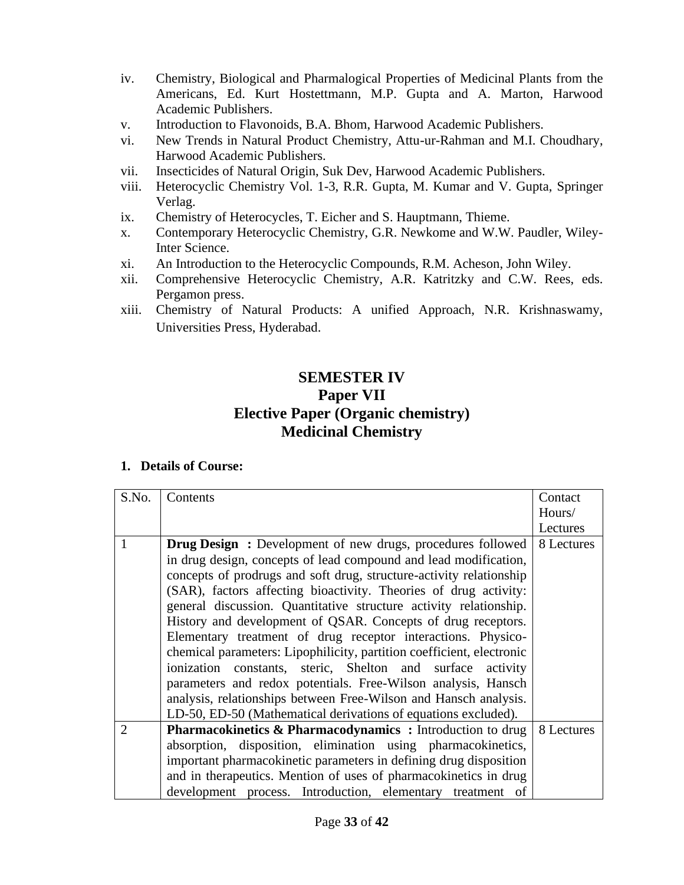iv. Chemistry, Biological and Pharmalogical Properties of Medicinal Plants from the Americans, Ed. Kurt Hostettmann, M.P. Gupta and A. Marton, Harwood Academic Publishers.
v. Introduction to Flavonoids, B.A. Bhom, Harwood Academic Publishers.
vi. New Trends in Natural Product Chemistry, Attu-ur-Rahman and M.I. Choudhary, Harwood Academic Publishers.
vii. Insecticides of Natural Origin, Suk Dev, Harwood Academic Publishers.
viii. Heterocyclic Chemistry Vol. 1-3, R.R. Gupta, M. Kumar and V. Gupta, Springer Verlag.
ix. Chemistry of Heterocycles, T. Eicher and S. Hauptmann, Thieme.
x. Contemporary Heterocyclic Chemistry, G.R. Newkome and W.W. Paudler, Wiley-Inter Science.
xi. An Introduction to the Heterocyclic Compounds, R.M. Acheson, John Wiley.
xii. Comprehensive Heterocyclic Chemistry, A.R. Katritzky and C.W. Rees, eds. Pergamon press.
xiii. Chemistry of Natural Products: A unified Approach, N.R. Krishnaswamy, Universities Press, Hyderabad.

# SEMESTER IV
## Paper VII
## Elective Paper (Organic chemistry)
## Medicinal Chemistry

**1. Details of Course:**

| S.No. | Contents | Contact Hours/ Lectures |
|---|---|---|
| 1 | **Drug Design :** Development of new drugs, procedures followed in drug design, concepts of lead compound and lead modification, concepts of prodrugs and soft drug, structure-activity relationship (SAR), factors affecting bioactivity. Theories of drug activity: general discussion. Quantitative structure activity relationship. History and development of QSAR. Concepts of drug receptors. Elementary treatment of drug receptor interactions. Physico-chemical parameters: Lipophilicity, partition coefficient, electronic ionization constants, steric, Shelton and surface activity parameters and redox potentials. Free-Wilson analysis, Hansch analysis, relationships between Free-Wilson and Hansch analysis. LD-50, ED-50 (Mathematical derivations of equations excluded). | 8 Lectures |
| 2 | **Pharmacokinetics & Pharmacodynamics :** Introduction to drug absorption, disposition, elimination using pharmacokinetics, important pharmacokinetic parameters in defining drug disposition and in therapeutics. Mention of uses of pharmacokinetics in drug development process. Introduction, elementary treatment of | 8 Lectures |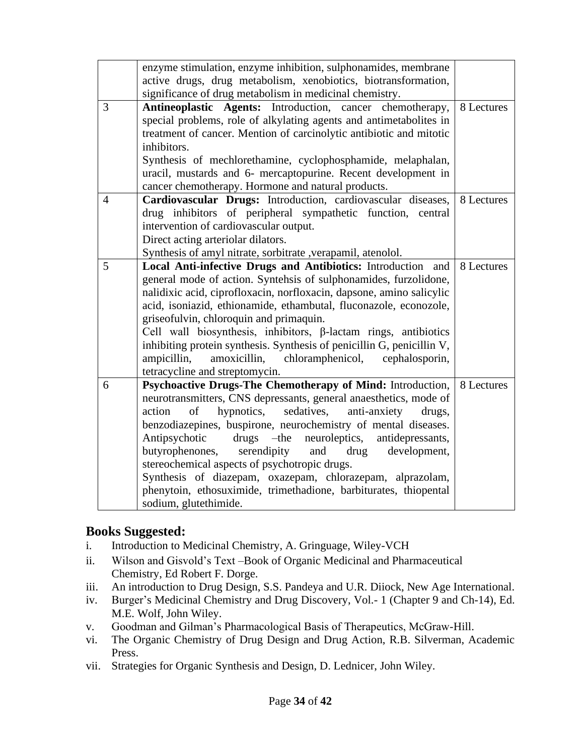| | | |
|---|---|---|
| | enzyme stimulation, enzyme inhibition, sulphonamides, membrane active drugs, drug metabolism, xenobiotics, biotransformation, significance of drug metabolism in medicinal chemistry. | |
| 3 | **Antineoplastic Agents:** Introduction, cancer chemotherapy, special problems, role of alkylating agents and antimetabolites in treatment of cancer. Mention of carcinolytic antibiotic and mitotic inhibitors.<br>Synthesis of mechlorethamine, cyclophosphamide, melaphalan, uracil, mustards and 6- mercaptopurine. Recent development in cancer chemotherapy. Hormone and natural products. | 8 Lectures |
| 4 | **Cardiovascular Drugs:** Introduction, cardiovascular diseases, drug inhibitors of peripheral sympathetic function, central intervention of cardiovascular output.<br>Direct acting arteriolar dilators.<br>Synthesis of amyl nitrate, sorbitrate ,verapamil, atenolol. | 8 Lectures |
| 5 | **Local Anti-infective Drugs and Antibiotics:** Introduction and general mode of action. Syntehsis of sulphonamides, furzolidone, nalidixic acid, ciprofloxacin, norfloxacin, dapsone, amino salicylic acid, isoniazid, ethionamide, ethambutal, fluconazole, econozole, griseofulvin, chloroquin and primaquin.<br>Cell wall biosynthesis, inhibitors, β-lactam rings, antibiotics inhibiting protein synthesis. Synthesis of penicillin G, penicillin V, ampicillin, amoxicillin, chloramphenicol, cephalosporin, tetracycline and streptomycin. | 8 Lectures |
| 6 | **Psychoactive Drugs-The Chemotherapy of Mind:** Introduction, neurotransmitters, CNS depressants, general anaesthetics, mode of action of hypnotics, sedatives, anti-anxiety drugs, benzodiazepines, buspirone, neurochemistry of mental diseases. Antipsychotic drugs –the neuroleptics, antidepressants, butyrophenones, serendipity and drug development, stereochemical aspects of psychotropic drugs.<br>Synthesis of diazepam, oxazepam, chlorazepam, alprazolam, phenytoin, ethosuximide, trimethadione, barbiturates, thiopental sodium, glutethimide. | 8 Lectures |

## Books Suggested:

i. Introduction to Medicinal Chemistry, A. Gringuage, Wiley-VCH
ii. Wilson and Gisvold's Text –Book of Organic Medicinal and Pharmaceutical Chemistry, Ed Robert F. Dorge.
iii. An introduction to Drug Design, S.S. Pandeya and U.R. Diiock, New Age International.
iv. Burger's Medicinal Chemistry and Drug Discovery, Vol.- 1 (Chapter 9 and Ch-14), Ed. M.E. Wolf, John Wiley.
v. Goodman and Gilman's Pharmacological Basis of Therapeutics, McGraw-Hill.
vi. The Organic Chemistry of Drug Design and Drug Action, R.B. Silverman, Academic Press.
vii. Strategies for Organic Synthesis and Design, D. Lednicer, John Wiley.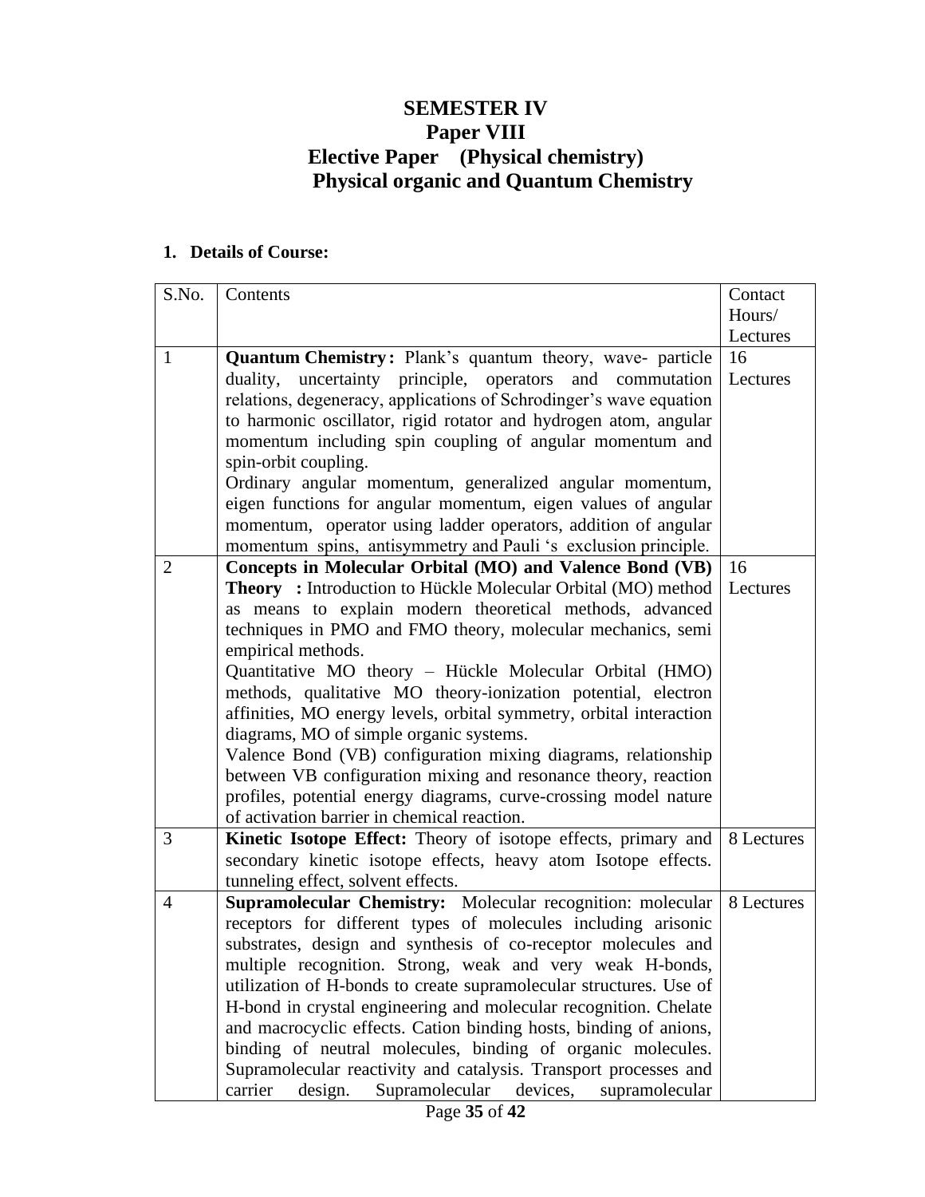# SEMESTER IV
## Paper VIII
## Elective Paper (Physical chemistry)
## Physical organic and Quantum Chemistry

**1. Details of Course:**

| S.No. | Contents | Contact Hours/ Lectures |
|---|---|---|
| 1 | **Quantum Chemistry:** Plank's quantum theory, wave- particle duality, uncertainty principle, operators and commutation relations, degeneracy, applications of Schrodinger's wave equation to harmonic oscillator, rigid rotator and hydrogen atom, angular momentum including spin coupling of angular momentum and spin-orbit coupling. Ordinary angular momentum, generalized angular momentum, eigen functions for angular momentum, eigen values of angular momentum, operator using ladder operators, addition of angular momentum spins, antisymmetry and Pauli 's exclusion principle. | 16 Lectures |
| 2 | **Concepts in Molecular Orbital (MO) and Valence Bond (VB) Theory :** Introduction to Hückle Molecular Orbital (MO) method as means to explain modern theoretical methods, advanced techniques in PMO and FMO theory, molecular mechanics, semi empirical methods. Quantitative MO theory – Hückle Molecular Orbital (HMO) methods, qualitative MO theory-ionization potential, electron affinities, MO energy levels, orbital symmetry, orbital interaction diagrams, MO of simple organic systems. Valence Bond (VB) configuration mixing diagrams, relationship between VB configuration mixing and resonance theory, reaction profiles, potential energy diagrams, curve-crossing model nature of activation barrier in chemical reaction. | 16 Lectures |
| 3 | **Kinetic Isotope Effect:** Theory of isotope effects, primary and secondary kinetic isotope effects, heavy atom Isotope effects. tunneling effect, solvent effects. | 8 Lectures |
| 4 | **Supramolecular Chemistry:** Molecular recognition: molecular receptors for different types of molecules including arisonic substrates, design and synthesis of co-receptor molecules and multiple recognition. Strong, weak and very weak H-bonds, utilization of H-bonds to create supramolecular structures. Use of H-bond in crystal engineering and molecular recognition. Chelate and macrocyclic effects. Cation binding hosts, binding of anions, binding of neutral molecules, binding of organic molecules. Supramolecular reactivity and catalysis. Transport processes and carrier design. Supramolecular devices, supramolecular | 8 Lectures |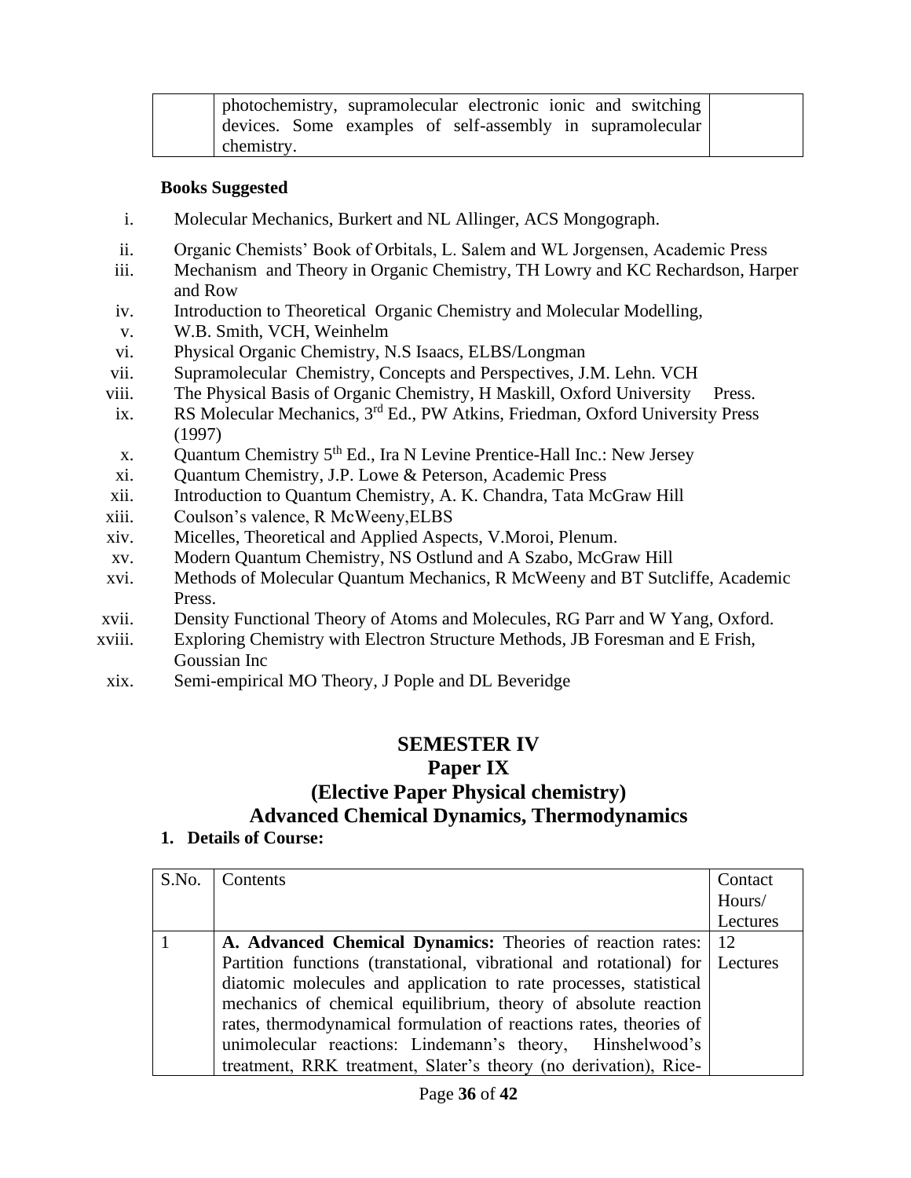| | photochemistry, supramolecular electronic ionic and switching devices. Some examples of self-assembly in supramolecular chemistry. | |
|---|---|---|

**Books Suggested**

i. Molecular Mechanics, Burkert and NL Allinger, ACS Mongograph.
ii. Organic Chemists' Book of Orbitals, L. Salem and WL Jorgensen, Academic Press
iii. Mechanism and Theory in Organic Chemistry, TH Lowry and KC Rechardson, Harper and Row
iv. Introduction to Theoretical Organic Chemistry and Molecular Modelling,
v. W.B. Smith, VCH, Weinhelm
vi. Physical Organic Chemistry, N.S Isaacs, ELBS/Longman
vii. Supramolecular Chemistry, Concepts and Perspectives, J.M. Lehn. VCH
viii. The Physical Basis of Organic Chemistry, H Maskill, Oxford University Press.
ix. RS Molecular Mechanics, 3rd Ed., PW Atkins, Friedman, Oxford University Press (1997)
x. Quantum Chemistry 5th Ed., Ira N Levine Prentice-Hall Inc.: New Jersey
xi. Quantum Chemistry, J.P. Lowe & Peterson, Academic Press
xii. Introduction to Quantum Chemistry, A. K. Chandra, Tata McGraw Hill
xiii. Coulson's valence, R McWeeny,ELBS
xiv. Micelles, Theoretical and Applied Aspects, V.Moroi, Plenum.
xv. Modern Quantum Chemistry, NS Ostlund and A Szabo, McGraw Hill
xvi. Methods of Molecular Quantum Mechanics, R McWeeny and BT Sutcliffe, Academic Press.
xvii. Density Functional Theory of Atoms and Molecules, RG Parr and W Yang, Oxford.
xviii. Exploring Chemistry with Electron Structure Methods, JB Foresman and E Frish, Goussian Inc
xix. Semi-empirical MO Theory, J Pople and DL Beveridge

# SEMESTER IV

## Paper IX

## (Elective Paper Physical chemistry)

## Advanced Chemical Dynamics, Thermodynamics

**1. Details of Course:**

| S.No. | Contents | Contact Hours/ Lectures |
|---|---|---|
| 1 | **A. Advanced Chemical Dynamics:** Theories of reaction rates: Partition functions (transtational, vibrational and rotational) for diatomic molecules and application to rate processes, statistical mechanics of chemical equilibrium, theory of absolute reaction rates, thermodynamical formulation of reactions rates, theories of unimolecular reactions: Lindemann's theory, Hinshelwood's treatment, RRK treatment, Slater's theory (no derivation), Rice- | 12 Lectures |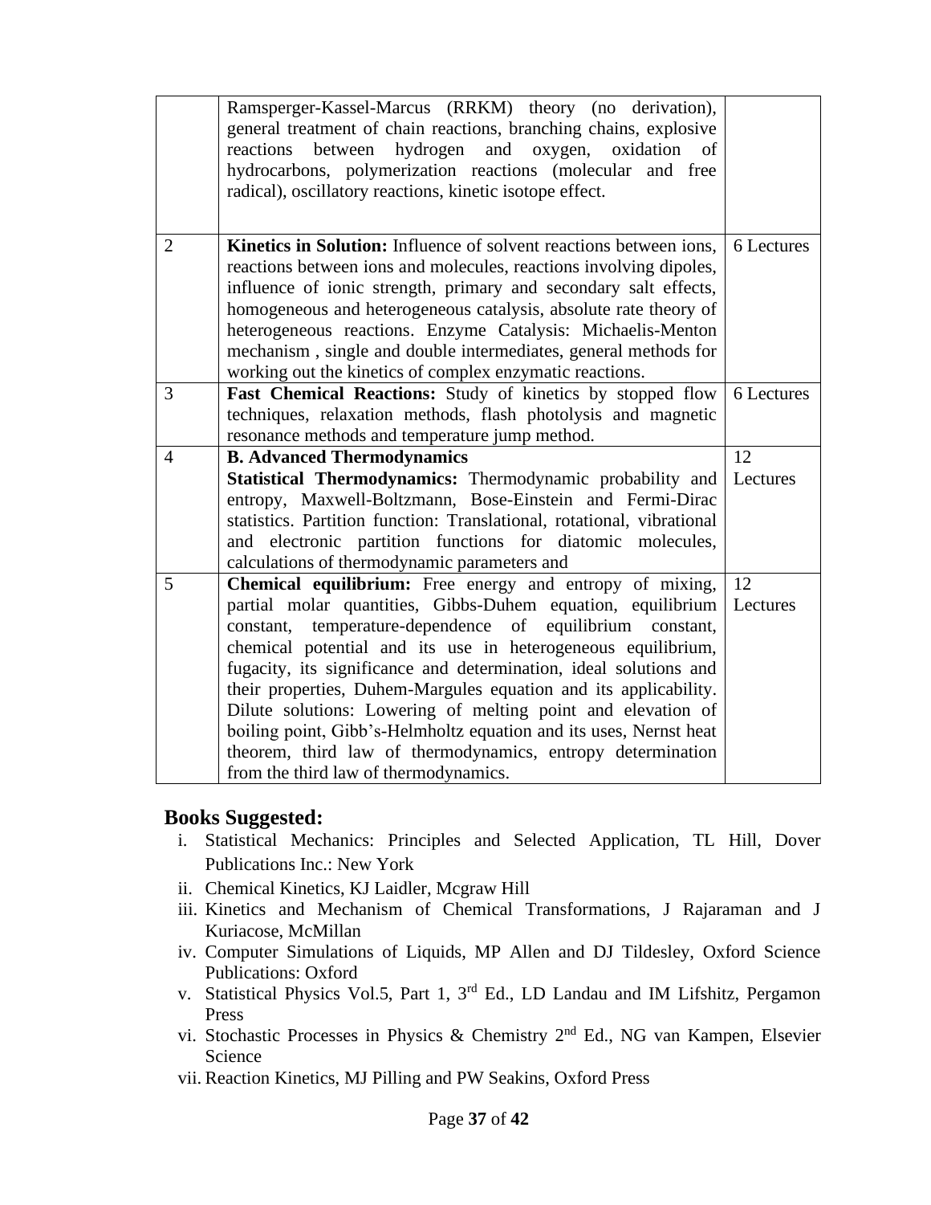| | | |
|---|---|---|
| | Ramsperger-Kassel-Marcus (RRKM) theory (no derivation), general treatment of chain reactions, branching chains, explosive reactions between hydrogen and oxygen, oxidation of hydrocarbons, polymerization reactions (molecular and free radical), oscillatory reactions, kinetic isotope effect. | |
| 2 | **Kinetics in Solution:** Influence of solvent reactions between ions, reactions between ions and molecules, reactions involving dipoles, influence of ionic strength, primary and secondary salt effects, homogeneous and heterogeneous catalysis, absolute rate theory of heterogeneous reactions. Enzyme Catalysis: Michaelis-Menton mechanism , single and double intermediates, general methods for working out the kinetics of complex enzymatic reactions. | 6 Lectures |
| 3 | **Fast Chemical Reactions:** Study of kinetics by stopped flow techniques, relaxation methods, flash photolysis and magnetic resonance methods and temperature jump method. | 6 Lectures |
| 4 | **B. Advanced Thermodynamics**<br>**Statistical Thermodynamics:** Thermodynamic probability and entropy, Maxwell-Boltzmann, Bose-Einstein and Fermi-Dirac statistics. Partition function: Translational, rotational, vibrational and electronic partition functions for diatomic molecules, calculations of thermodynamic parameters and | 12 Lectures |
| 5 | **Chemical equilibrium:** Free energy and entropy of mixing, partial molar quantities, Gibbs-Duhem equation, equilibrium constant, temperature-dependence of equilibrium constant, chemical potential and its use in heterogeneous equilibrium, fugacity, its significance and determination, ideal solutions and their properties, Duhem-Margules equation and its applicability. Dilute solutions: Lowering of melting point and elevation of boiling point, Gibb's-Helmholtz equation and its uses, Nernst heat theorem, third law of thermodynamics, entropy determination from the third law of thermodynamics. | 12 Lectures |

## Books Suggested:

- i. Statistical Mechanics: Principles and Selected Application, TL Hill, Dover Publications Inc.: New York
- ii. Chemical Kinetics, KJ Laidler, Mcgraw Hill
- iii. Kinetics and Mechanism of Chemical Transformations, J Rajaraman and J Kuriacose, McMillan
- iv. Computer Simulations of Liquids, MP Allen and DJ Tildesley, Oxford Science Publications: Oxford
- v. Statistical Physics Vol.5, Part 1, 3rd Ed., LD Landau and IM Lifshitz, Pergamon Press
- vi. Stochastic Processes in Physics & Chemistry 2nd Ed., NG van Kampen, Elsevier Science
- vii. Reaction Kinetics, MJ Pilling and PW Seakins, Oxford Press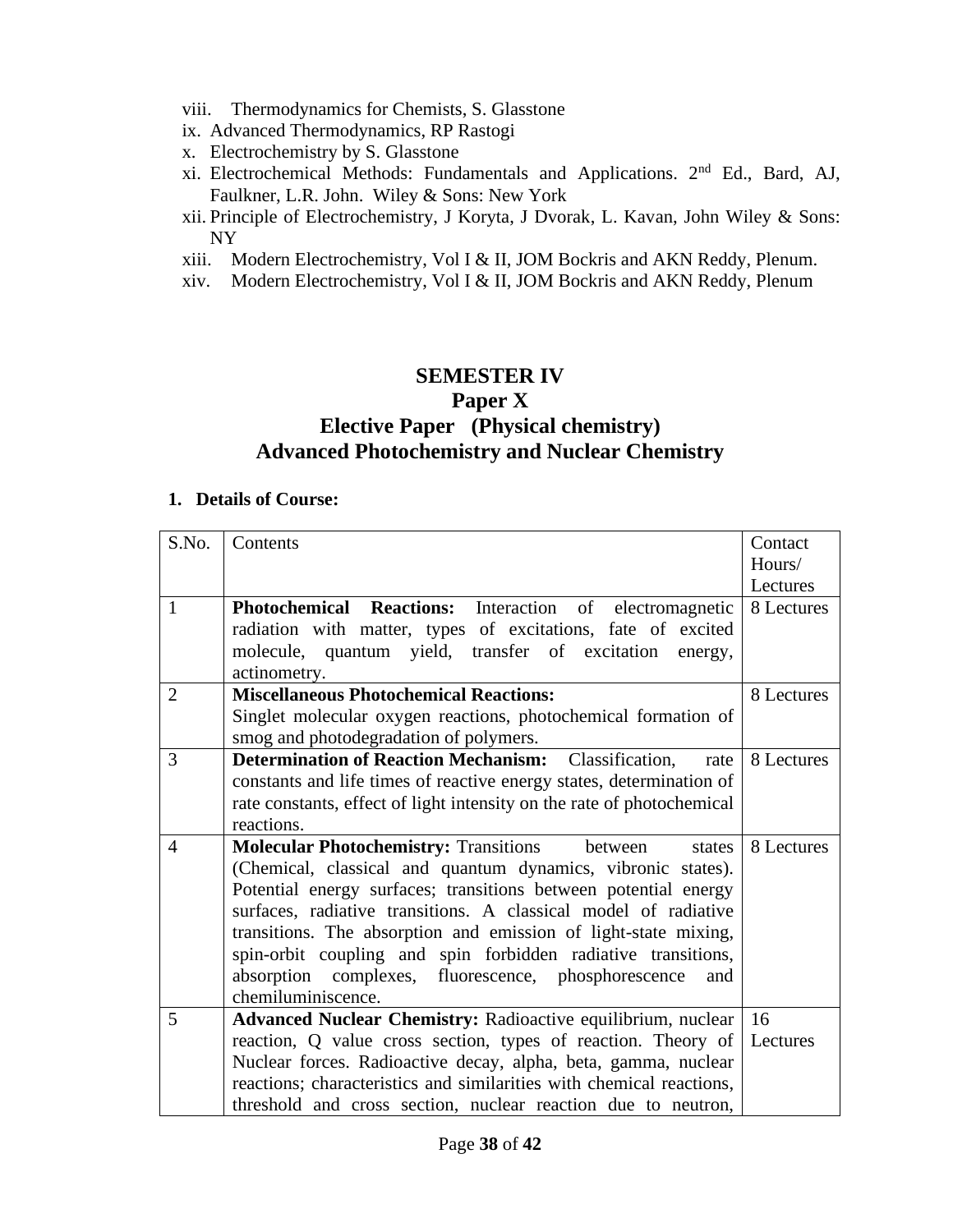viii. Thermodynamics for Chemists, S. Glasstone
ix. Advanced Thermodynamics, RP Rastogi
x. Electrochemistry by S. Glasstone
xi. Electrochemical Methods: Fundamentals and Applications. 2nd Ed., Bard, AJ, Faulkner, L.R. John. Wiley & Sons: New York
xii. Principle of Electrochemistry, J Koryta, J Dvorak, L. Kavan, John Wiley & Sons: NY
xiii. Modern Electrochemistry, Vol I & II, JOM Bockris and AKN Reddy, Plenum.
xiv. Modern Electrochemistry, Vol I & II, JOM Bockris and AKN Reddy, Plenum

# SEMESTER IV
## Paper X
## Elective Paper (Physical chemistry)
## Advanced Photochemistry and Nuclear Chemistry

**1. Details of Course:**

| S.No. | Contents | Contact Hours/ Lectures |
|---|---|---|
| 1 | **Photochemical Reactions:** Interaction of electromagnetic radiation with matter, types of excitations, fate of excited molecule, quantum yield, transfer of excitation energy, actinometry. | 8 Lectures |
| 2 | **Miscellaneous Photochemical Reactions:** Singlet molecular oxygen reactions, photochemical formation of smog and photodegradation of polymers. | 8 Lectures |
| 3 | **Determination of Reaction Mechanism:** Classification, rate constants and life times of reactive energy states, determination of rate constants, effect of light intensity on the rate of photochemical reactions. | 8 Lectures |
| 4 | **Molecular Photochemistry:** Transitions between states (Chemical, classical and quantum dynamics, vibronic states). Potential energy surfaces; transitions between potential energy surfaces, radiative transitions. A classical model of radiative transitions. The absorption and emission of light-state mixing, spin-orbit coupling and spin forbidden radiative transitions, absorption complexes, fluorescence, phosphorescence and chemiluminiscence. | 8 Lectures |
| 5 | **Advanced Nuclear Chemistry:** Radioactive equilibrium, nuclear reaction, Q value cross section, types of reaction. Theory of Nuclear forces. Radioactive decay, alpha, beta, gamma, nuclear reactions; characteristics and similarities with chemical reactions, threshold and cross section, nuclear reaction due to neutron, | 16 Lectures |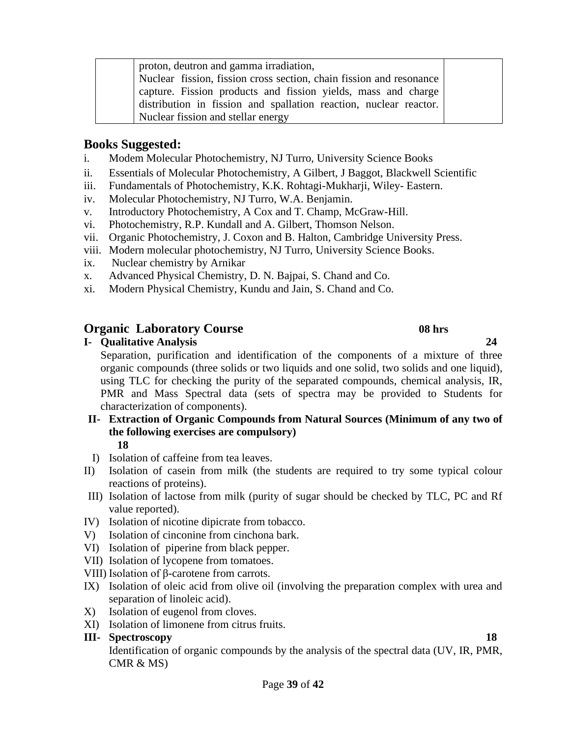|  | proton, deutron and gamma irradiation,<br>Nuclear fission, fission cross section, chain fission and resonance capture. Fission products and fission yields, mass and charge distribution in fission and spallation reaction, nuclear reactor. Nuclear fission and stellar energy |  |
|---|---|---|

## Books Suggested:

i. Modem Molecular Photochemistry, NJ Turro, University Science Books
ii. Essentials of Molecular Photochemistry, A Gilbert, J Baggot, Blackwell Scientific
iii. Fundamentals of Photochemistry, K.K. Rohtagi-Mukharji, Wiley- Eastern.
iv. Molecular Photochemistry, NJ Turro, W.A. Benjamin.
v. Introductory Photochemistry, A Cox and T. Champ, McGraw-Hill.
vi. Photochemistry, R.P. Kundall and A. Gilbert, Thomson Nelson.
vii. Organic Photochemistry, J. Coxon and B. Halton, Cambridge University Press.
viii. Modern molecular photochemistry, NJ Turro, University Science Books.
ix. Nuclear chemistry by Arnikar
x. Advanced Physical Chemistry, D. N. Bajpai, S. Chand and Co.
xi. Modern Physical Chemistry, Kundu and Jain, S. Chand and Co.

## Organic Laboratory Course — 08 hrs

**I- Qualitative Analysis** **24**

Separation, purification and identification of the components of a mixture of three organic compounds (three solids or two liquids and one solid, two solids and one liquid), using TLC for checking the purity of the separated compounds, chemical analysis, IR, PMR and Mass Spectral data (sets of spectra may be provided to Students for characterization of components).

**II- Extraction of Organic Compounds from Natural Sources (Minimum of any two of the following exercises are compulsory)** **18**

I) Isolation of caffeine from tea leaves.
II) Isolation of casein from milk (the students are required to try some typical colour reactions of proteins).
III) Isolation of lactose from milk (purity of sugar should be checked by TLC, PC and Rf value reported).
IV) Isolation of nicotine dipicrate from tobacco.
V) Isolation of cinconine from cinchona bark.
VI) Isolation of piperine from black pepper.
VII) Isolation of lycopene from tomatoes.
VIII) Isolation of β-carotene from carrots.
IX) Isolation of oleic acid from olive oil (involving the preparation complex with urea and separation of linoleic acid).
X) Isolation of eugenol from cloves.
XI) Isolation of limonene from citrus fruits.

**III- Spectroscopy** **18**

Identification of organic compounds by the analysis of the spectral data (UV, IR, PMR, CMR & MS)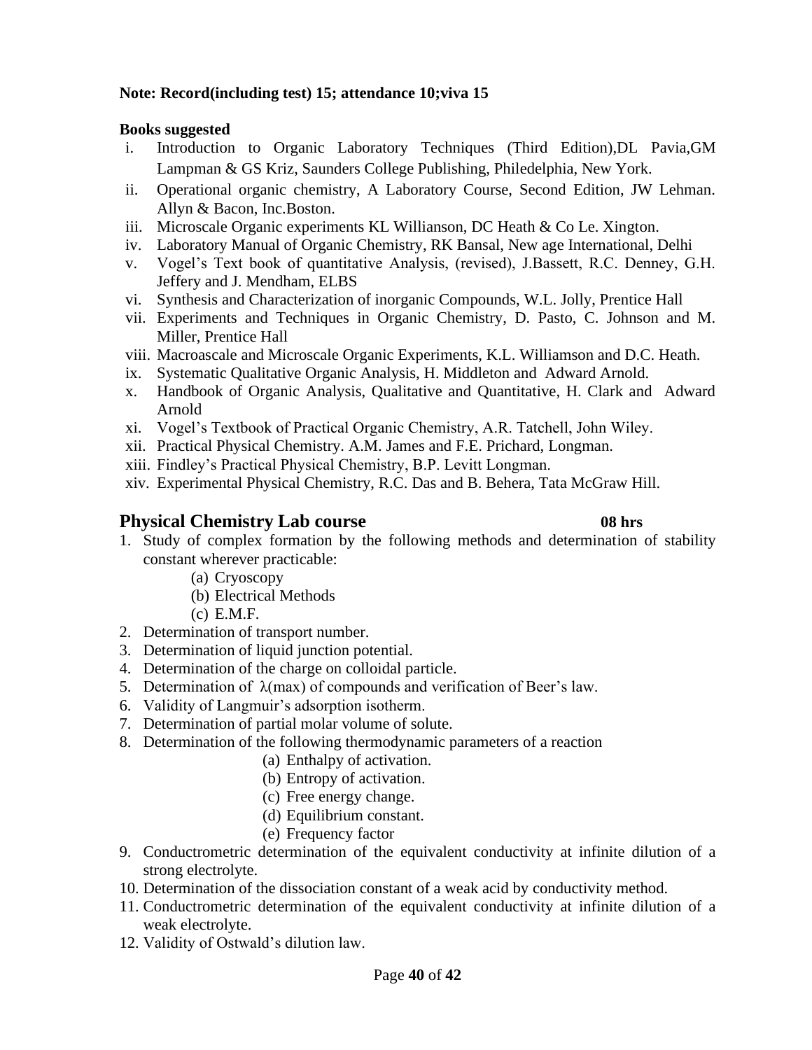**Note: Record(including test) 15; attendance 10;viva 15**

**Books suggested**

i. Introduction to Organic Laboratory Techniques (Third Edition),DL Pavia,GM Lampman & GS Kriz, Saunders College Publishing, Philedelphia, New York.
ii. Operational organic chemistry, A Laboratory Course, Second Edition, JW Lehman. Allyn & Bacon, Inc.Boston.
iii. Microscale Organic experiments KL Willianson, DC Heath & Co Le. Xington.
iv. Laboratory Manual of Organic Chemistry, RK Bansal, New age International, Delhi
v. Vogel's Text book of quantitative Analysis, (revised), J.Bassett, R.C. Denney, G.H. Jeffery and J. Mendham, ELBS
vi. Synthesis and Characterization of inorganic Compounds, W.L. Jolly, Prentice Hall
vii. Experiments and Techniques in Organic Chemistry, D. Pasto, C. Johnson and M. Miller, Prentice Hall
viii. Macroascale and Microscale Organic Experiments, K.L. Williamson and D.C. Heath.
ix. Systematic Qualitative Organic Analysis, H. Middleton and Adward Arnold.
x. Handbook of Organic Analysis, Qualitative and Quantitative, H. Clark and Adward Arnold
xi. Vogel's Textbook of Practical Organic Chemistry, A.R. Tatchell, John Wiley.
xii. Practical Physical Chemistry. A.M. James and F.E. Prichard, Longman.
xiii. Findley's Practical Physical Chemistry, B.P. Levitt Longman.
xiv. Experimental Physical Chemistry, R.C. Das and B. Behera, Tata McGraw Hill.

## Physical Chemistry Lab course **08 hrs**

1. Study of complex formation by the following methods and determination of stability constant wherever practicable:
   (a) Cryoscopy
   (b) Electrical Methods
   (c) E.M.F.
2. Determination of transport number.
3. Determination of liquid junction potential.
4. Determination of the charge on colloidal particle.
5. Determination of $\lambda$(max) of compounds and verification of Beer's law.
6. Validity of Langmuir's adsorption isotherm.
7. Determination of partial molar volume of solute.
8. Determination of the following thermodynamic parameters of a reaction
   (a) Enthalpy of activation.
   (b) Entropy of activation.
   (c) Free energy change.
   (d) Equilibrium constant.
   (e) Frequency factor
9. Conductrometric determination of the equivalent conductivity at infinite dilution of a strong electrolyte.
10. Determination of the dissociation constant of a weak acid by conductivity method.
11. Conductrometric determination of the equivalent conductivity at infinite dilution of a weak electrolyte.
12. Validity of Ostwald's dilution law.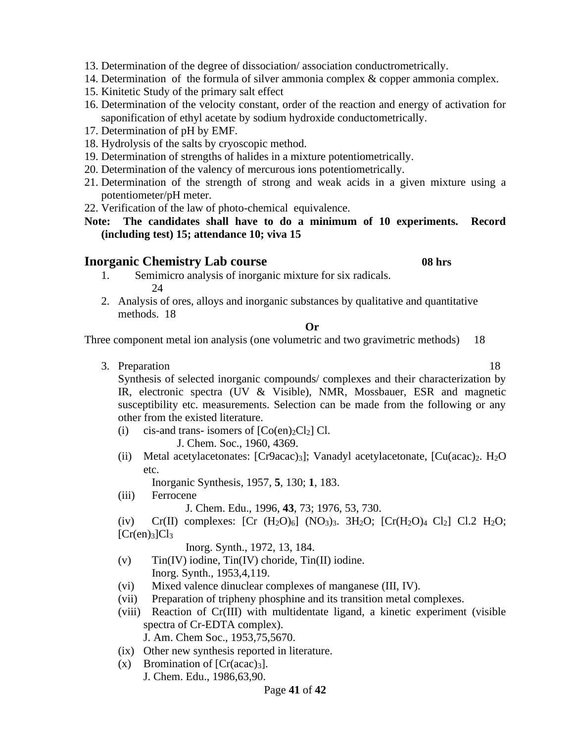13. Determination of the degree of dissociation/ association conductrometrically.
14. Determination of the formula of silver ammonia complex & copper ammonia complex.
15. Kinitetic Study of the primary salt effect
16. Determination of the velocity constant, order of the reaction and energy of activation for saponification of ethyl acetate by sodium hydroxide conductometrically.
17. Determination of pH by EMF.
18. Hydrolysis of the salts by cryoscopic method.
19. Determination of strengths of halides in a mixture potentiometrically.
20. Determination of the valency of mercurous ions potentiometrically.
21. Determination of the strength of strong and weak acids in a given mixture using a potentiometer/pH meter.
22. Verification of the law of photo-chemical equivalence.

**Note: The candidates shall have to do a minimum of 10 experiments. Record (including test) 15; attendance 10; viva 15**

## Inorganic Chemistry Lab course 08 hrs

1. Semimicro analysis of inorganic mixture for six radicals. 24
2. Analysis of ores, alloys and inorganic substances by qualitative and quantitative methods. 18

**Or**

Three component metal ion analysis (one volumetric and two gravimetric methods) 18

3. Preparation 18

   Synthesis of selected inorganic compounds/ complexes and their characterization by IR, electronic spectra (UV & Visible), NMR, Mossbauer, ESR and magnetic susceptibility etc. measurements. Selection can be made from the following or any other from the existed literature.

   (i) cis-and trans- isomers of $[Co(en)_2Cl_2]$ Cl.
   J. Chem. Soc., 1960, 4369.

   (ii) Metal acetylacetonates: $[Cr9acac)_3]$; Vanadyl acetylacetonate, $[Cu(acac)_2$. $H_2O$ etc.
   Inorganic Synthesis, 1957, **5**, 130; **1**, 183.

   (iii) Ferrocene
   J. Chem. Edu., 1996, **43**, 73; 1976, 53, 730.

   (iv) Cr(II) complexes: $[Cr\ (H_2O)_6]\ (NO_3)_3.\ 3H_2O$; $[Cr(H_2O)_4\ Cl_2]\ Cl.2\ H_2O$; $[Cr(en)_3]Cl_3$
   Inorg. Synth., 1972, 13, 184.

   (v) Tin(IV) iodine, Tin(IV) choride, Tin(II) iodine.
   Inorg. Synth., 1953,4,119.

   (vi) Mixed valence dinuclear complexes of manganese (III, IV).

   (vii) Preparation of tripheny phosphine and its transition metal complexes.

   (viii) Reaction of Cr(III) with multidentate ligand, a kinetic experiment (visible spectra of Cr-EDTA complex).
   J. Am. Chem Soc., 1953,75,5670.

   (ix) Other new synthesis reported in literature.

   (x) Bromination of $[Cr(acac)_3]$.
   J. Chem. Edu., 1986,63,90.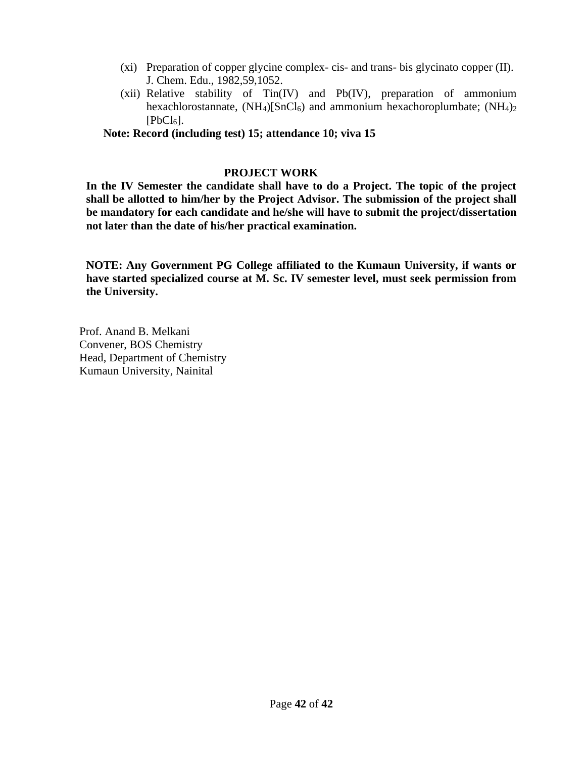(xi) Preparation of copper glycine complex- cis- and trans- bis glycinato copper (II). J. Chem. Edu., 1982,59,1052.

(xii) Relative stability of Tin(IV) and Pb(IV), preparation of ammonium hexachlorostannate, $(NH_4)[SnCl_6)$ and ammonium hexachoroplumbate; $(NH_4)_2$ $[PbCl_6]$.

**Note: Record (including test) 15; attendance 10; viva 15**

## PROJECT WORK

**In the IV Semester the candidate shall have to do a Project. The topic of the project shall be allotted to him/her by the Project Advisor. The submission of the project shall be mandatory for each candidate and he/she will have to submit the project/dissertation not later than the date of his/her practical examination.**

**NOTE: Any Government PG College affiliated to the Kumaun University, if wants or have started specialized course at M. Sc. IV semester level, must seek permission from the University.**

Prof. Anand B. Melkani
Convener, BOS Chemistry
Head, Department of Chemistry
Kumaun University, Nainital